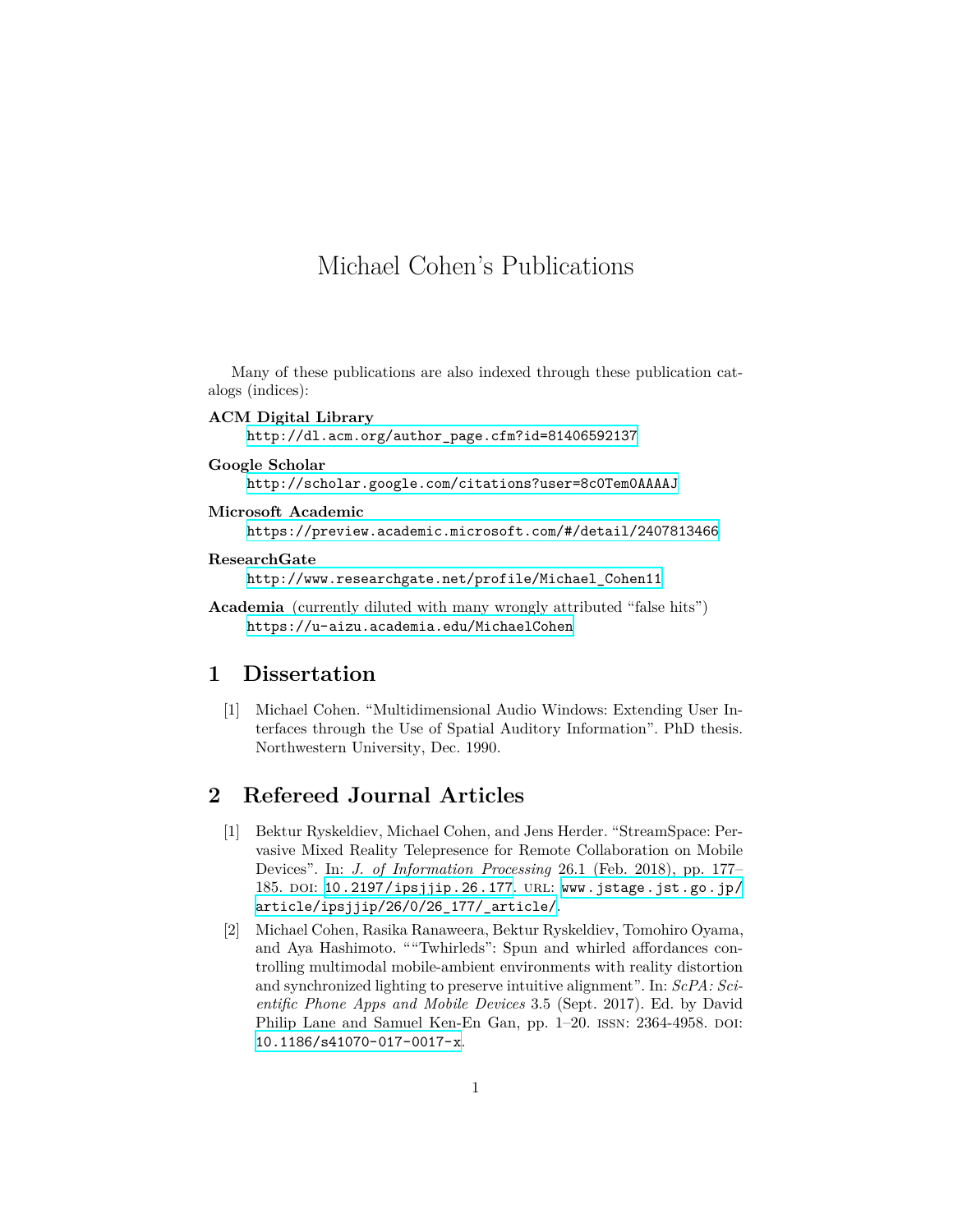# Michael Cohen's Publications

Many of these publications are also indexed through these publication catalogs (indices):

**ACM Digital Library**
http://dl.acm.org/author_page.cfm?id=81406592137

**Google Scholar**
http://scholar.google.com/citations?user=8c0Tem0AAAAJ

**Microsoft Academic**
https://preview.academic.microsoft.com/#/detail/2407813466

**ResearchGate**
http://www.researchgate.net/profile/Michael_Cohen11

**Academia** (currently diluted with many wrongly attributed "false hits")
https://u-aizu.academia.edu/MichaelCohen

## 1 Dissertation

[1] Michael Cohen. "Multidimensional Audio Windows: Extending User Interfaces through the Use of Spatial Auditory Information". PhD thesis. Northwestern University, Dec. 1990.

## 2 Refereed Journal Articles

[1] Bektur Ryskeldiev, Michael Cohen, and Jens Herder. "StreamSpace: Pervasive Mixed Reality Telepresence for Remote Collaboration on Mobile Devices". In: *J. of Information Processing* 26.1 (Feb. 2018), pp. 177–185. DOI: 10.2197/ipsjjip.26.177. URL: www.jstage.jst.go.jp/article/ipsjjip/26/0/26_177/_article/.

[2] Michael Cohen, Rasika Ranaweera, Bektur Ryskeldiev, Tomohiro Oyama, and Aya Hashimoto. ""Twhirleds": Spun and whirled affordances controlling multimodal mobile-ambient environments with reality distortion and synchronized lighting to preserve intuitive alignment". In: *ScPA: Scientific Phone Apps and Mobile Devices* 3.5 (Sept. 2017). Ed. by David Philip Lane and Samuel Ken-En Gan, pp. 1–20. ISSN: 2364-4958. DOI: 10.1186/s41070-017-0017-x.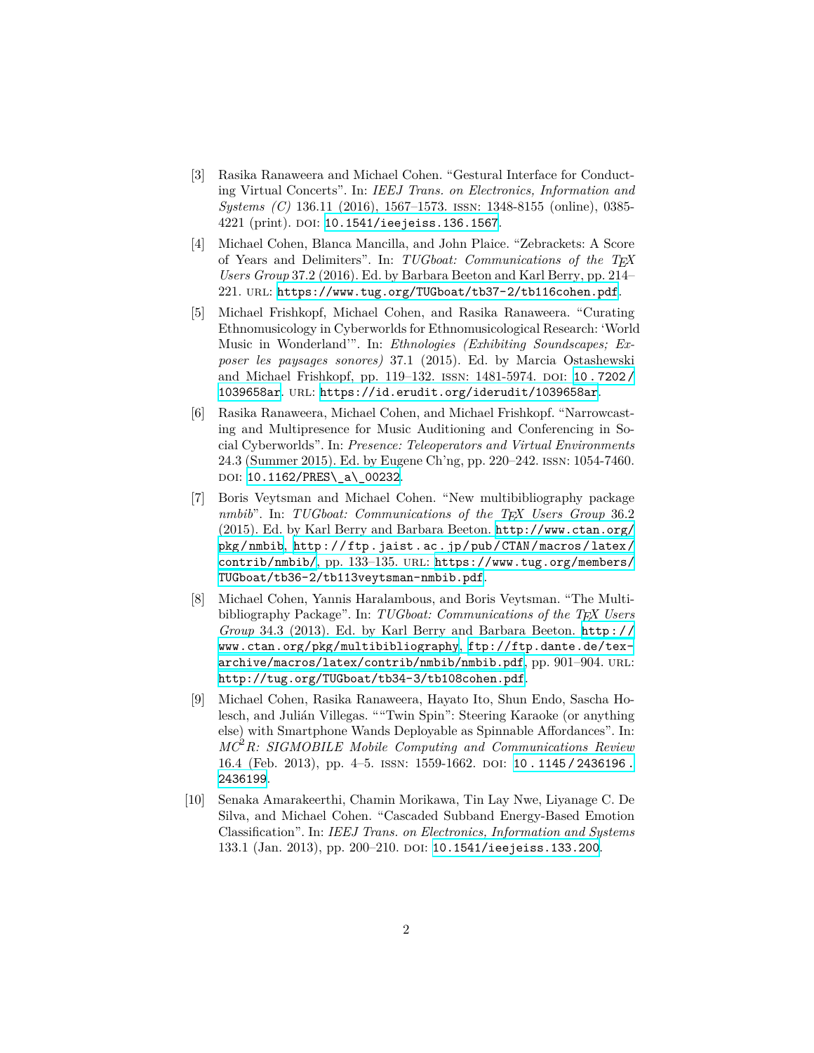[3] Rasika Ranaweera and Michael Cohen. "Gestural Interface for Conducting Virtual Concerts". In: *IEEJ Trans. on Electronics, Information and Systems (C)* 136.11 (2016), 1567–1573. ISSN: 1348-8155 (online), 0385-4221 (print). DOI: 10.1541/ieejeiss.136.1567.

[4] Michael Cohen, Blanca Mancilla, and John Plaice. "Zebrackets: A Score of Years and Delimiters". In: *TUGboat: Communications of the TEX Users Group* 37.2 (2016). Ed. by Barbara Beeton and Karl Berry, pp. 214–221. URL: https://www.tug.org/TUGboat/tb37-2/tb116cohen.pdf.

[5] Michael Frishkopf, Michael Cohen, and Rasika Ranaweera. "Curating Ethnomusicology in Cyberworlds for Ethnomusicological Research: 'World Music in Wonderland'". In: *Ethnologies (Exhibiting Soundscapes; Exposer les paysages sonores)* 37.1 (2015). Ed. by Marcia Ostashewski and Michael Frishkopf, pp. 119–132. ISSN: 1481-5974. DOI: 10.7202/1039658ar. URL: https://id.erudit.org/iderudit/1039658ar.

[6] Rasika Ranaweera, Michael Cohen, and Michael Frishkopf. "Narrowcasting and Multipresence for Music Auditioning and Conferencing in Social Cyberworlds". In: *Presence: Teleoperators and Virtual Environments* 24.3 (Summer 2015). Ed. by Eugene Ch'ng, pp. 220–242. ISSN: 1054-7460. DOI: 10.1162/PRES\_a\_00232.

[7] Boris Veytsman and Michael Cohen. "New multibibliography package *nmbib*". In: *TUGboat: Communications of the TEX Users Group* 36.2 (2015). Ed. by Karl Berry and Barbara Beeton. http://www.ctan.org/pkg/nmbib, http://ftp.jaist.ac.jp/pub/CTAN/macros/latex/contrib/nmbib/, pp. 133–135. URL: https://www.tug.org/members/TUGboat/tb36-2/tb113veytsman-nmbib.pdf.

[8] Michael Cohen, Yannis Haralambous, and Boris Veytsman. "The Multibibliography Package". In: *TUGboat: Communications of the TEX Users Group* 34.3 (2013). Ed. by Karl Berry and Barbara Beeton. http://www.ctan.org/pkg/multibibliography, ftp://ftp.dante.de/tex-archive/macros/latex/contrib/nmbib/nmbib.pdf, pp. 901–904. URL: http://tug.org/TUGboat/tb34-3/tb108cohen.pdf.

[9] Michael Cohen, Rasika Ranaweera, Hayato Ito, Shun Endo, Sascha Holesch, and Julián Villegas. ""Twin Spin": Steering Karaoke (or anything else) with Smartphone Wands Deployable as Spinnable Affordances". In: *$MC^2R$: SIGMOBILE Mobile Computing and Communications Review* 16.4 (Feb. 2013), pp. 4–5. ISSN: 1559-1662. DOI: 10.1145/2436196.2436199.

[10] Senaka Amarakeerthi, Chamin Morikawa, Tin Lay Nwe, Liyanage C. De Silva, and Michael Cohen. "Cascaded Subband Energy-Based Emotion Classification". In: *IEEJ Trans. on Electronics, Information and Systems* 133.1 (Jan. 2013), pp. 200–210. DOI: 10.1541/ieejeiss.133.200.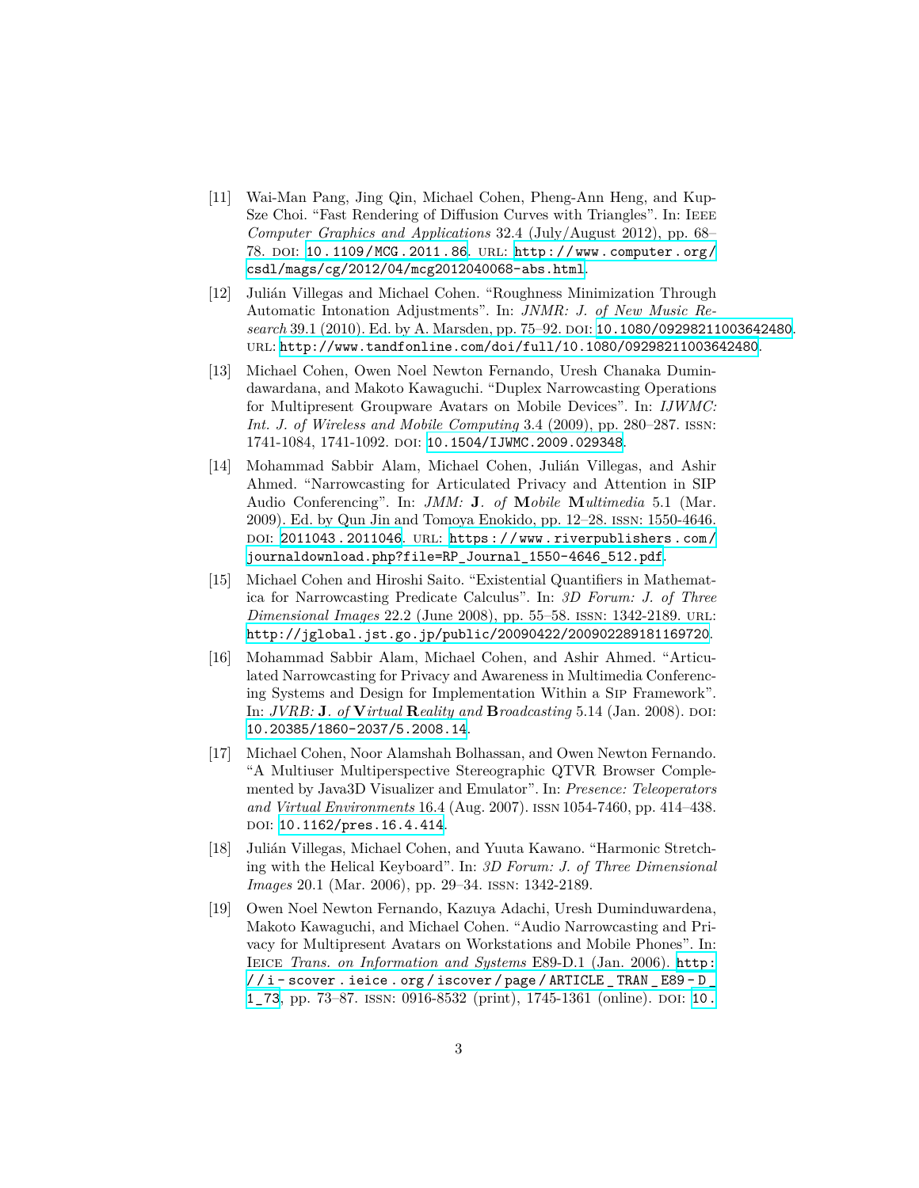[11] Wai-Man Pang, Jing Qin, Michael Cohen, Pheng-Ann Heng, and Kup-Sze Choi. "Fast Rendering of Diffusion Curves with Triangles". In: IEEE *Computer Graphics and Applications* 32.4 (July/August 2012), pp. 68–78. DOI: 10.1109/MCG.2011.86. URL: http://www.computer.org/csdl/mags/cg/2012/04/mcg2012040068-abs.html.

[12] Julián Villegas and Michael Cohen. "Roughness Minimization Through Automatic Intonation Adjustments". In: *JNMR: J. of New Music Research* 39.1 (2010). Ed. by A. Marsden, pp. 75–92. DOI: 10.1080/09298211003642480. URL: http://www.tandfonline.com/doi/full/10.1080/09298211003642480.

[13] Michael Cohen, Owen Noel Newton Fernando, Uresh Chanaka Duminawardana, and Makoto Kawaguchi. "Duplex Narrowcasting Operations for Multipresent Groupware Avatars on Mobile Devices". In: *IJWMC: Int. J. of Wireless and Mobile Computing* 3.4 (2009), pp. 280–287. ISSN: 1741-1084, 1741-1092. DOI: 10.1504/IJWMC.2009.029348.

[14] Mohammad Sabbir Alam, Michael Cohen, Julián Villegas, and Ashir Ahmed. "Narrowcasting for Articulated Privacy and Attention in SIP Audio Conferencing". In: *JMM:* **J**. *of* **M***obile* **M***ultimedia* 5.1 (Mar. 2009). Ed. by Qun Jin and Tomoya Enokido, pp. 12–28. ISSN: 1550-4646. DOI: 2011043.2011046. URL: https://www.riverpublishers.com/journaldownload.php?file=RP_Journal_1550-4646_512.pdf.

[15] Michael Cohen and Hiroshi Saito. "Existential Quantifiers in Mathematica for Narrowcasting Predicate Calculus". In: *3D Forum: J. of Three Dimensional Images* 22.2 (June 2008), pp. 55–58. ISSN: 1342-2189. URL: http://jglobal.jst.go.jp/public/20090422/200902289181169720.

[16] Mohammad Sabbir Alam, Michael Cohen, and Ashir Ahmed. "Articulated Narrowcasting for Privacy and Awareness in Multimedia Conferencing Systems and Design for Implementation Within a SIP Framework". In: *JVRB:* **J**. *of* **V***irtual* **R***eality and* **B***roadcasting* 5.14 (Jan. 2008). DOI: 10.20385/1860-2037/5.2008.14.

[17] Michael Cohen, Noor Alamshah Bolhassan, and Owen Newton Fernando. "A Multiuser Multiperspective Stereographic QTVR Browser Complemented by Java3D Visualizer and Emulator". In: *Presence: Teleoperators and Virtual Environments* 16.4 (Aug. 2007). ISSN 1054-7460, pp. 414–438. DOI: 10.1162/pres.16.4.414.

[18] Julián Villegas, Michael Cohen, and Yuuta Kawano. "Harmonic Stretching with the Helical Keyboard". In: *3D Forum: J. of Three Dimensional Images* 20.1 (Mar. 2006), pp. 29–34. ISSN: 1342-2189.

[19] Owen Noel Newton Fernando, Kazuya Adachi, Uresh Duminduwardena, Makoto Kawaguchi, and Michael Cohen. "Audio Narrowcasting and Privacy for Multipresent Avatars on Workstations and Mobile Phones". In: IEICE *Trans. on Information and Systems* E89-D.1 (Jan. 2006). http://i-scover.ieice.org/iscover/page/ARTICLE_TRAN_E89-D_1_73, pp. 73–87. ISSN: 0916-8532 (print), 1745-1361 (online). DOI: 10.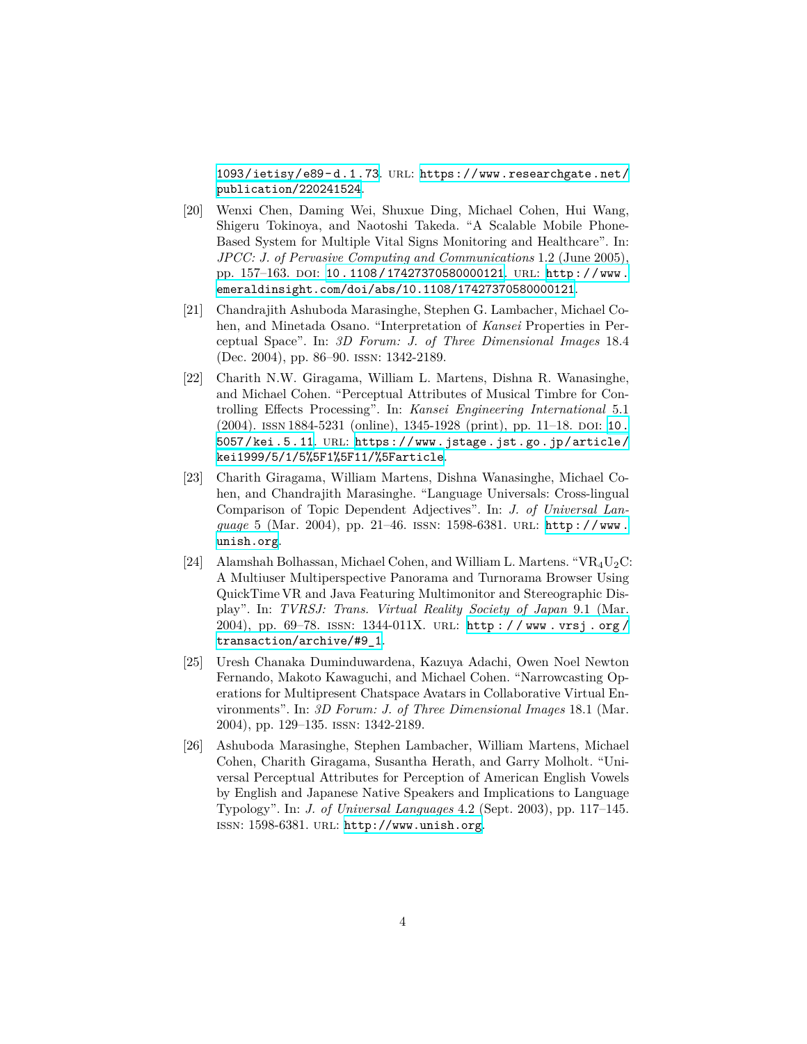1093/ietisy/e89-d.1.73. URL: https://www.researchgate.net/publication/220241524.

[20] Wenxi Chen, Daming Wei, Shuxue Ding, Michael Cohen, Hui Wang, Shigeru Tokinoya, and Naotoshi Takeda. "A Scalable Mobile Phone-Based System for Multiple Vital Signs Monitoring and Healthcare". In: *JPCC: J. of Pervasive Computing and Communications* 1.2 (June 2005), pp. 157–163. DOI: 10.1108/17427370580000121. URL: http://www.emeraldinsight.com/doi/abs/10.1108/17427370580000121.

[21] Chandrajith Ashuboda Marasinghe, Stephen G. Lambacher, Michael Cohen, and Minetada Osano. "Interpretation of *Kansei* Properties in Perceptual Space". In: *3D Forum: J. of Three Dimensional Images* 18.4 (Dec. 2004), pp. 86–90. ISSN: 1342-2189.

[22] Charith N.W. Giragama, William L. Martens, Dishna R. Wanasinghe, and Michael Cohen. "Perceptual Attributes of Musical Timbre for Controlling Effects Processing". In: *Kansei Engineering International* 5.1 (2004). ISSN 1884-5231 (online), 1345-1928 (print), pp. 11–18. DOI: 10.5057/kei.5.11. URL: https://www.jstage.jst.go.jp/article/kei1999/5/1/5%5F1%5F11/%5Farticle.

[23] Charith Giragama, William Martens, Dishna Wanasinghe, Michael Cohen, and Chandrajith Marasinghe. "Language Universals: Cross-lingual Comparison of Topic Dependent Adjectives". In: *J. of Universal Language* 5 (Mar. 2004), pp. 21–46. ISSN: 1598-6381. URL: http://www.unish.org.

[24] Alamshah Bolhassan, Michael Cohen, and William L. Martens. "$VR_4U_2C$: A Multiuser Multiperspective Panorama and Turnorama Browser Using QuickTime VR and Java Featuring Multimonitor and Stereographic Display". In: *TVRSJ: Trans. Virtual Reality Society of Japan* 9.1 (Mar. 2004), pp. 69–78. ISSN: 1344-011X. URL: http://www.vrsj.org/transaction/archive/#9_1.

[25] Uresh Chanaka Duminduwardena, Kazuya Adachi, Owen Noel Newton Fernando, Makoto Kawaguchi, and Michael Cohen. "Narrowcasting Operations for Multipresent Chatspace Avatars in Collaborative Virtual Environments". In: *3D Forum: J. of Three Dimensional Images* 18.1 (Mar. 2004), pp. 129–135. ISSN: 1342-2189.

[26] Ashuboda Marasinghe, Stephen Lambacher, William Martens, Michael Cohen, Charith Giragama, Susantha Herath, and Garry Molholt. "Universal Perceptual Attributes for Perception of American English Vowels by English and Japanese Native Speakers and Implications to Language Typology". In: *J. of Universal Languages* 4.2 (Sept. 2003), pp. 117–145. ISSN: 1598-6381. URL: http://www.unish.org.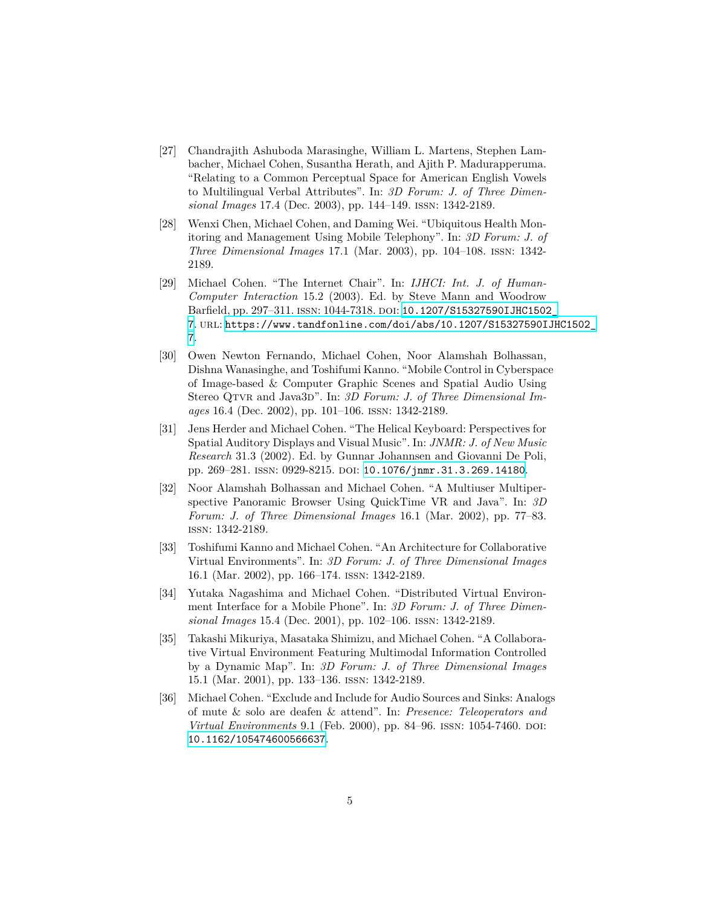[27] Chandrajith Ashuboda Marasinghe, William L. Martens, Stephen Lambacher, Michael Cohen, Susantha Herath, and Ajith P. Madurapperuma. "Relating to a Common Perceptual Space for American English Vowels to Multilingual Verbal Attributes". In: *3D Forum: J. of Three Dimensional Images* 17.4 (Dec. 2003), pp. 144–149. ISSN: 1342-2189.

[28] Wenxi Chen, Michael Cohen, and Daming Wei. "Ubiquitous Health Monitoring and Management Using Mobile Telephony". In: *3D Forum: J. of Three Dimensional Images* 17.1 (Mar. 2003), pp. 104–108. ISSN: 1342-2189.

[29] Michael Cohen. "The Internet Chair". In: *IJHCI: Int. J. of Human-Computer Interaction* 15.2 (2003). Ed. by Steve Mann and Woodrow Barfield, pp. 297–311. ISSN: 1044-7318. DOI: 10.1207/S15327590IJHC1502_7. URL: https://www.tandfonline.com/doi/abs/10.1207/S15327590IJHC1502_7.

[30] Owen Newton Fernando, Michael Cohen, Noor Alamshah Bolhassan, Dishna Wanasinghe, and Toshifumi Kanno. "Mobile Control in Cyberspace of Image-based & Computer Graphic Scenes and Spatial Audio Using Stereo QTVR and Java3D". In: *3D Forum: J. of Three Dimensional Images* 16.4 (Dec. 2002), pp. 101–106. ISSN: 1342-2189.

[31] Jens Herder and Michael Cohen. "The Helical Keyboard: Perspectives for Spatial Auditory Displays and Visual Music". In: *JNMR: J. of New Music Research* 31.3 (2002). Ed. by Gunnar Johannsen and Giovanni De Poli, pp. 269–281. ISSN: 0929-8215. DOI: 10.1076/jnmr.31.3.269.14180.

[32] Noor Alamshah Bolhassan and Michael Cohen. "A Multiuser Multiperspective Panoramic Browser Using QuickTime VR and Java". In: *3D Forum: J. of Three Dimensional Images* 16.1 (Mar. 2002), pp. 77–83. ISSN: 1342-2189.

[33] Toshifumi Kanno and Michael Cohen. "An Architecture for Collaborative Virtual Environments". In: *3D Forum: J. of Three Dimensional Images* 16.1 (Mar. 2002), pp. 166–174. ISSN: 1342-2189.

[34] Yutaka Nagashima and Michael Cohen. "Distributed Virtual Environment Interface for a Mobile Phone". In: *3D Forum: J. of Three Dimensional Images* 15.4 (Dec. 2001), pp. 102–106. ISSN: 1342-2189.

[35] Takashi Mikuriya, Masataka Shimizu, and Michael Cohen. "A Collaborative Virtual Environment Featuring Multimodal Information Controlled by a Dynamic Map". In: *3D Forum: J. of Three Dimensional Images* 15.1 (Mar. 2001), pp. 133–136. ISSN: 1342-2189.

[36] Michael Cohen. "Exclude and Include for Audio Sources and Sinks: Analogs of mute & solo are deafen & attend". In: *Presence: Teleoperators and Virtual Environments* 9.1 (Feb. 2000), pp. 84–96. ISSN: 1054-7460. DOI: 10.1162/105474600566637.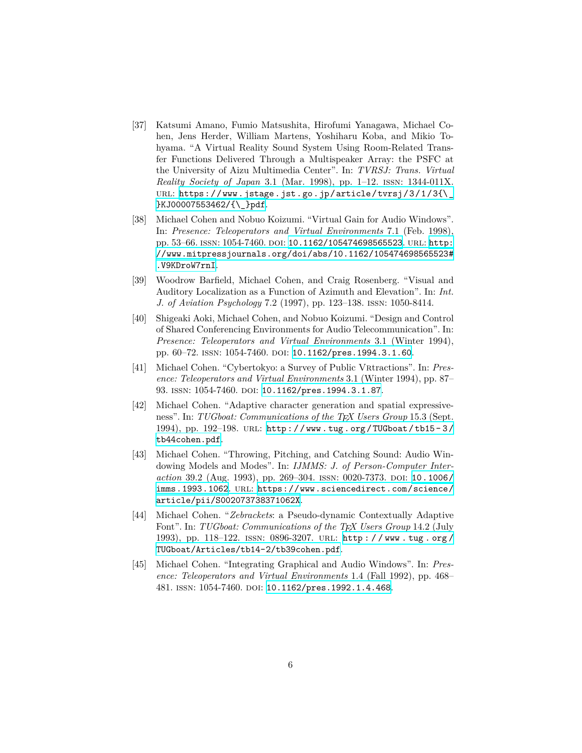[37] Katsumi Amano, Fumio Matsushita, Hirofumi Yanagawa, Michael Cohen, Jens Herder, William Martens, Yoshiharu Koba, and Mikio Tohyama. "A Virtual Reality Sound System Using Room-Related Transfer Functions Delivered Through a Multispeaker Array: the PSFC at the University of Aizu Multimedia Center". In: *TVRSJ: Trans. Virtual Reality Society of Japan* 3.1 (Mar. 1998), pp. 1–12. ISSN: 1344-011X. URL: https://www.jstage.jst.go.jp/article/tvrsj/3/1/3{\_}KJ00007553462/{\_}pdf.

[38] Michael Cohen and Nobuo Koizumi. "Virtual Gain for Audio Windows". In: *Presence: Teleoperators and Virtual Environments* 7.1 (Feb. 1998), pp. 53–66. ISSN: 1054-7460. DOI: 10.1162/105474698565523. URL: http://www.mitpressjournals.org/doi/abs/10.1162/105474698565523#.V9KDroW7rnI.

[39] Woodrow Barfield, Michael Cohen, and Craig Rosenberg. "Visual and Auditory Localization as a Function of Azimuth and Elevation". In: *Int. J. of Aviation Psychology* 7.2 (1997), pp. 123–138. ISSN: 1050-8414.

[40] Shigeaki Aoki, Michael Cohen, and Nobuo Koizumi. "Design and Control of Shared Conferencing Environments for Audio Telecommunication". In: *Presence: Teleoperators and Virtual Environments* 3.1 (Winter 1994), pp. 60–72. ISSN: 1054-7460. DOI: 10.1162/pres.1994.3.1.60.

[41] Michael Cohen. "Cybertokyo: a Survey of Public VRtractions". In: *Presence: Teleoperators and Virtual Environments* 3.1 (Winter 1994), pp. 87–93. ISSN: 1054-7460. DOI: 10.1162/pres.1994.3.1.87.

[42] Michael Cohen. "Adaptive character generation and spatial expressiveness". In: *TUGboat: Communications of the TEX Users Group* 15.3 (Sept. 1994), pp. 192–198. URL: http://www.tug.org/TUGboat/tb15-3/tb44cohen.pdf.

[43] Michael Cohen. "Throwing, Pitching, and Catching Sound: Audio Windowing Models and Modes". In: *IJMMS: J. of Person-Computer Interaction* 39.2 (Aug. 1993), pp. 269–304. ISSN: 0020-7373. DOI: 10.1006/imms.1993.1062. URL: https://www.sciencedirect.com/science/article/pii/S002073738371062X.

[44] Michael Cohen. "*Zebrackets*: a Pseudo-dynamic Contextually Adaptive Font". In: *TUGboat: Communications of the TEX Users Group* 14.2 (July 1993), pp. 118–122. ISSN: 0896-3207. URL: http://www.tug.org/TUGboat/Articles/tb14-2/tb39cohen.pdf.

[45] Michael Cohen. "Integrating Graphical and Audio Windows". In: *Presence: Teleoperators and Virtual Environments* 1.4 (Fall 1992), pp. 468–481. ISSN: 1054-7460. DOI: 10.1162/pres.1992.1.4.468.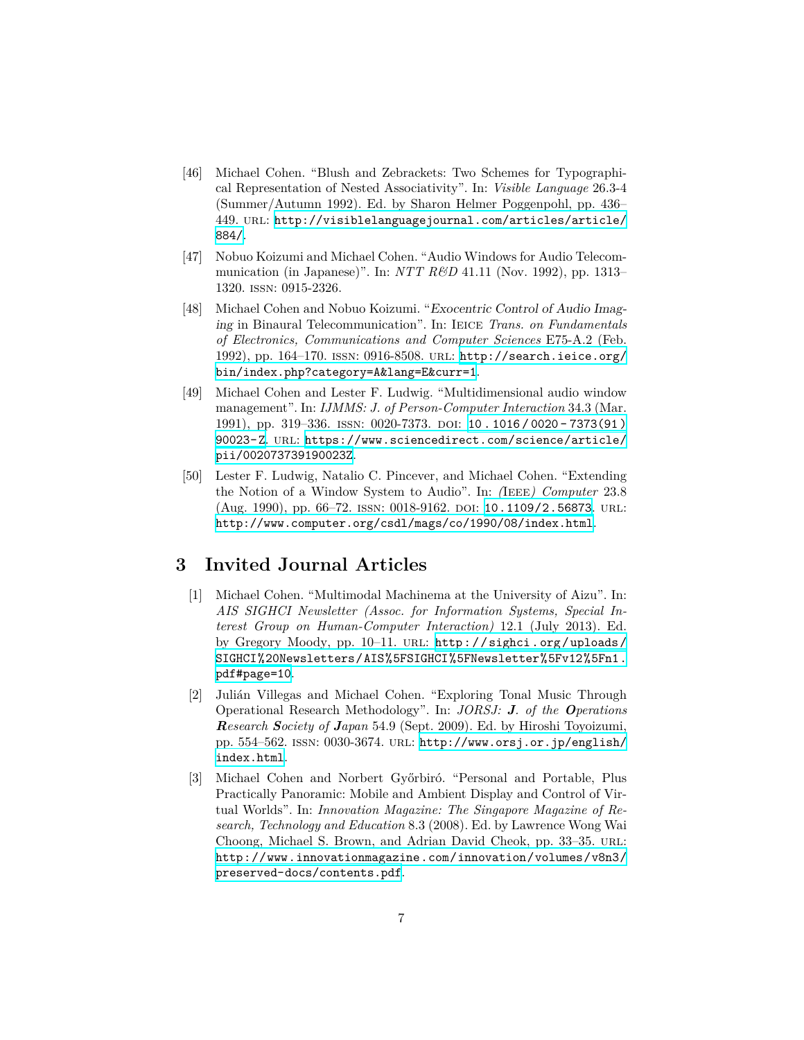[46] Michael Cohen. "Blush and Zebrackets: Two Schemes for Typographical Representation of Nested Associativity". In: *Visible Language* 26.3-4 (Summer/Autumn 1992). Ed. by Sharon Helmer Poggenpohl, pp. 436–449. URL: http://visiblelanguagejournal.com/articles/article/884/.

[47] Nobuo Koizumi and Michael Cohen. "Audio Windows for Audio Telecommunication (in Japanese)". In: *NTT R&D* 41.11 (Nov. 1992), pp. 1313–1320. ISSN: 0915-2326.

[48] Michael Cohen and Nobuo Koizumi. "*Exocentric Control of Audio Imaging* in Binaural Telecommunication". In: IEICE *Trans. on Fundamentals of Electronics, Communications and Computer Sciences* E75-A.2 (Feb. 1992), pp. 164–170. ISSN: 0916-8508. URL: http://search.ieice.org/bin/index.php?category=A&lang=E&curr=1.

[49] Michael Cohen and Lester F. Ludwig. "Multidimensional audio window management". In: *IJMMS: J. of Person-Computer Interaction* 34.3 (Mar. 1991), pp. 319–336. ISSN: 0020-7373. DOI: 10.1016/0020-7373(91)90023-Z. URL: https://www.sciencedirect.com/science/article/pii/002073739190023Z.

[50] Lester F. Ludwig, Natalio C. Pincever, and Michael Cohen. "Extending the Notion of a Window System to Audio". In: *(*IEEE*) Computer* 23.8 (Aug. 1990), pp. 66–72. ISSN: 0018-9162. DOI: 10.1109/2.56873. URL: http://www.computer.org/csdl/mags/co/1990/08/index.html.

# 3 Invited Journal Articles

[1] Michael Cohen. "Multimodal Machinema at the University of Aizu". In: *AIS SIGHCI Newsletter (Assoc. for Information Systems, Special Interest Group on Human-Computer Interaction)* 12.1 (July 2013). Ed. by Gregory Moody, pp. 10–11. URL: http://sighci.org/uploads/SIGHCI%20Newsletters/AIS%5FSIGHCI%5FNewsletter%5Fv12%5Fn1.pdf#page=10.

[2] Julián Villegas and Michael Cohen. "Exploring Tonal Music Through Operational Research Methodology". In: *JORSJ: **J**. of the **O**perations **R**esearch **S**ociety of **J**apan* 54.9 (Sept. 2009). Ed. by Hiroshi Toyoizumi, pp. 554–562. ISSN: 0030-3674. URL: http://www.orsj.or.jp/english/index.html.

[3] Michael Cohen and Norbert Győrbiró. "Personal and Portable, Plus Practically Panoramic: Mobile and Ambient Display and Control of Virtual Worlds". In: *Innovation Magazine: The Singapore Magazine of Research, Technology and Education* 8.3 (2008). Ed. by Lawrence Wong Wai Choong, Michael S. Brown, and Adrian David Cheok, pp. 33–35. URL: http://www.innovationmagazine.com/innovation/volumes/v8n3/preserved-docs/contents.pdf.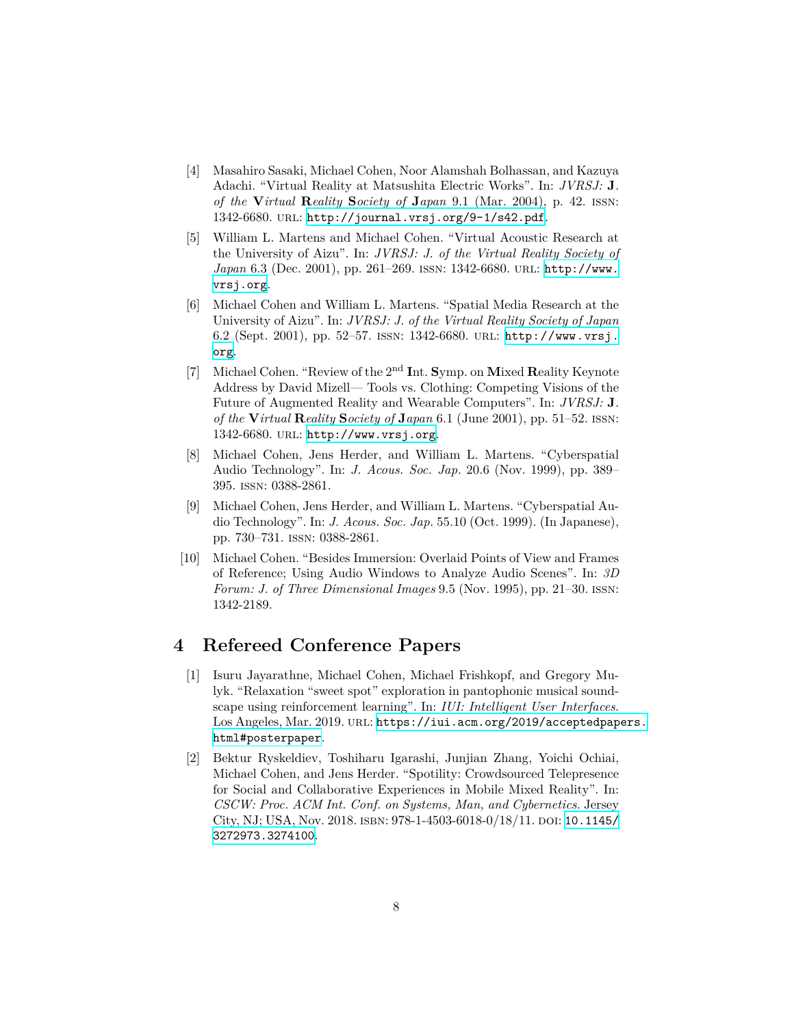[4] Masahiro Sasaki, Michael Cohen, Noor Alamshah Bolhassan, and Kazuya Adachi. "Virtual Reality at Matsushita Electric Works". In: *JVRSJ:* **J***. of the* **V***irtual* **R***eality* **S***ociety of* **J***apan* 9.1 (Mar. 2004), p. 42. ISSN: 1342-6680. URL: http://journal.vrsj.org/9-1/s42.pdf.

[5] William L. Martens and Michael Cohen. "Virtual Acoustic Research at the University of Aizu". In: *JVRSJ: J. of the Virtual Reality Society of Japan* 6.3 (Dec. 2001), pp. 261–269. ISSN: 1342-6680. URL: http://www.vrsj.org.

[6] Michael Cohen and William L. Martens. "Spatial Media Research at the University of Aizu". In: *JVRSJ: J. of the Virtual Reality Society of Japan* 6.2 (Sept. 2001), pp. 52–57. ISSN: 1342-6680. URL: http://www.vrsj.org.

[7] Michael Cohen. "Review of the 2nd **I**nt. **S**ymp. on **M**ixed **R**eality Keynote Address by David Mizell— Tools vs. Clothing: Competing Visions of the Future of Augmented Reality and Wearable Computers". In: *JVRSJ:* **J***. of the* **V***irtual* **R***eality* **S***ociety of* **J***apan* 6.1 (June 2001), pp. 51–52. ISSN: 1342-6680. URL: http://www.vrsj.org.

[8] Michael Cohen, Jens Herder, and William L. Martens. "Cyberspatial Audio Technology". In: *J. Acous. Soc. Jap.* 20.6 (Nov. 1999), pp. 389–395. ISSN: 0388-2861.

[9] Michael Cohen, Jens Herder, and William L. Martens. "Cyberspatial Audio Technology". In: *J. Acous. Soc. Jap.* 55.10 (Oct. 1999). (In Japanese), pp. 730–731. ISSN: 0388-2861.

[10] Michael Cohen. "Besides Immersion: Overlaid Points of View and Frames of Reference; Using Audio Windows to Analyze Audio Scenes". In: *3D Forum: J. of Three Dimensional Images* 9.5 (Nov. 1995), pp. 21–30. ISSN: 1342-2189.

## 4 Refereed Conference Papers

[1] Isuru Jayarathne, Michael Cohen, Michael Frishkopf, and Gregory Mulyk. "Relaxation "sweet spot" exploration in pantophonic musical soundscape using reinforcement learning". In: *IUI: Intelligent User Interfaces.* Los Angeles, Mar. 2019. URL: https://iui.acm.org/2019/acceptedpapers.html#posterpaper.

[2] Bektur Ryskeldiev, Toshiharu Igarashi, Junjian Zhang, Yoichi Ochiai, Michael Cohen, and Jens Herder. "Spotility: Crowdsourced Telepresence for Social and Collaborative Experiences in Mobile Mixed Reality". In: *CSCW: Proc. ACM Int. Conf. on Systems, Man, and Cybernetics.* Jersey City, NJ; USA, Nov. 2018. ISBN: 978-1-4503-6018-0/18/11. DOI: 10.1145/3272973.3274100.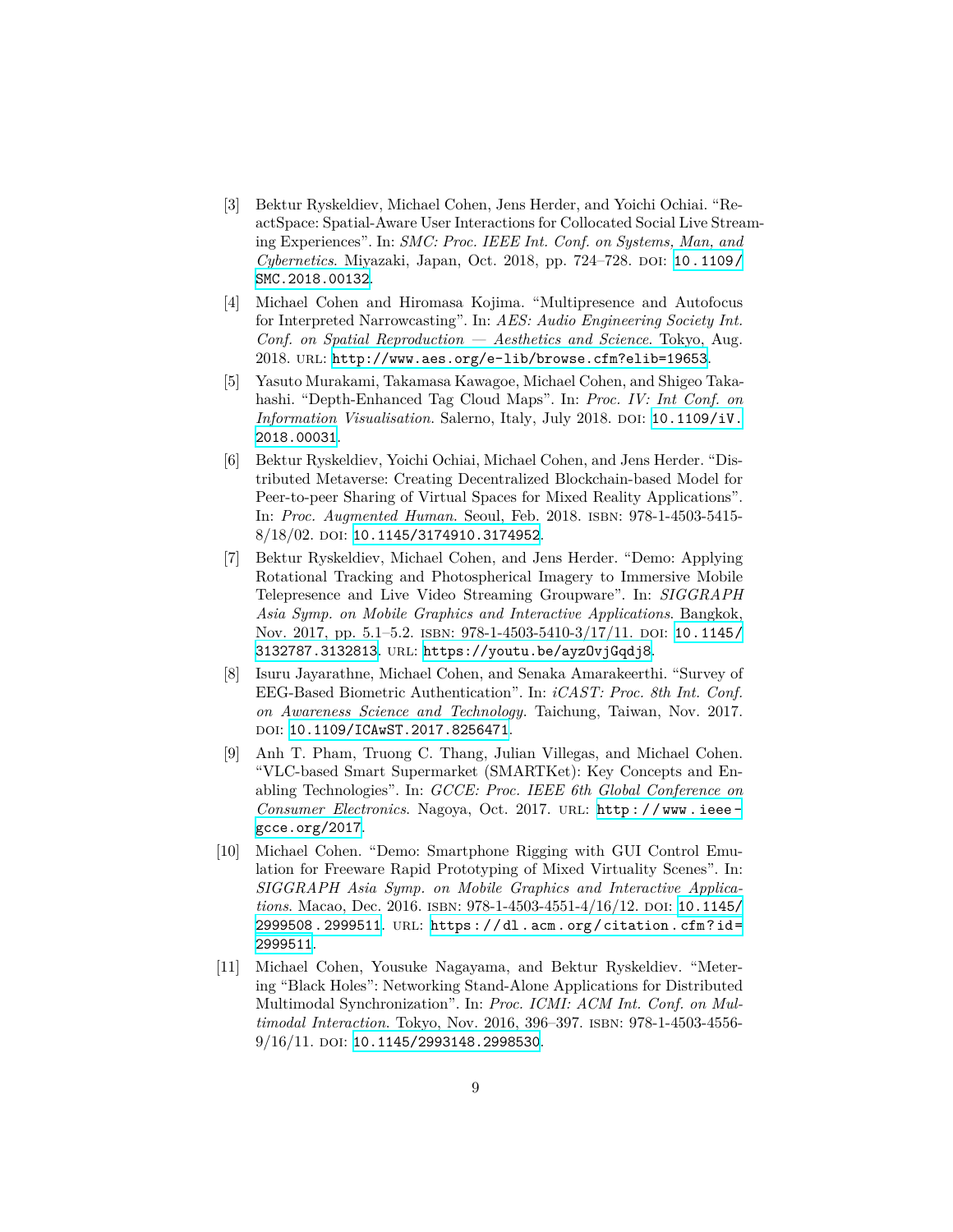[3] Bektur Ryskeldiev, Michael Cohen, Jens Herder, and Yoichi Ochiai. "ReactSpace: Spatial-Aware User Interactions for Collocated Social Live Streaming Experiences". In: *SMC: Proc. IEEE Int. Conf. on Systems, Man, and Cybernetics*. Miyazaki, Japan, Oct. 2018, pp. 724–728. DOI: 10.1109/SMC.2018.00132.

[4] Michael Cohen and Hiromasa Kojima. "Multipresence and Autofocus for Interpreted Narrowcasting". In: *AES: Audio Engineering Society Int. Conf. on Spatial Reproduction — Aesthetics and Science*. Tokyo, Aug. 2018. URL: http://www.aes.org/e-lib/browse.cfm?elib=19653.

[5] Yasuto Murakami, Takamasa Kawagoe, Michael Cohen, and Shigeo Takahashi. "Depth-Enhanced Tag Cloud Maps". In: *Proc. IV: Int Conf. on Information Visualisation*. Salerno, Italy, July 2018. DOI: 10.1109/iV.2018.00031.

[6] Bektur Ryskeldiev, Yoichi Ochiai, Michael Cohen, and Jens Herder. "Distributed Metaverse: Creating Decentralized Blockchain-based Model for Peer-to-peer Sharing of Virtual Spaces for Mixed Reality Applications". In: *Proc. Augmented Human*. Seoul, Feb. 2018. ISBN: 978-1-4503-5415-8/18/02. DOI: 10.1145/3174910.3174952.

[7] Bektur Ryskeldiev, Michael Cohen, and Jens Herder. "Demo: Applying Rotational Tracking and Photospherical Imagery to Immersive Mobile Telepresence and Live Video Streaming Groupware". In: *SIGGRAPH Asia Symp. on Mobile Graphics and Interactive Applications*. Bangkok, Nov. 2017, pp. 5.1–5.2. ISBN: 978-1-4503-5410-3/17/11. DOI: 10.1145/3132787.3132813. URL: https://youtu.be/ayzOvjGqdj8.

[8] Isuru Jayarathne, Michael Cohen, and Senaka Amarakeerthi. "Survey of EEG-Based Biometric Authentication". In: *iCAST: Proc. 8th Int. Conf. on Awareness Science and Technology*. Taichung, Taiwan, Nov. 2017. DOI: 10.1109/ICAwST.2017.8256471.

[9] Anh T. Pham, Truong C. Thang, Julian Villegas, and Michael Cohen. "VLC-based Smart Supermarket (SMARTKet): Key Concepts and Enabling Technologies". In: *GCCE: Proc. IEEE 6th Global Conference on Consumer Electronics*. Nagoya, Oct. 2017. URL: http://www.ieee-gcce.org/2017.

[10] Michael Cohen. "Demo: Smartphone Rigging with GUI Control Emulation for Freeware Rapid Prototyping of Mixed Virtuality Scenes". In: *SIGGRAPH Asia Symp. on Mobile Graphics and Interactive Applications*. Macao, Dec. 2016. ISBN: 978-1-4503-4551-4/16/12. DOI: 10.1145/2999508.2999511. URL: https://dl.acm.org/citation.cfm?id=2999511.

[11] Michael Cohen, Yousuke Nagayama, and Bektur Ryskeldiev. "Metering "Black Holes": Networking Stand-Alone Applications for Distributed Multimodal Synchronization". In: *Proc. ICMI: ACM Int. Conf. on Multimodal Interaction*. Tokyo, Nov. 2016, 396–397. ISBN: 978-1-4503-4556-9/16/11. DOI: 10.1145/2993148.2998530.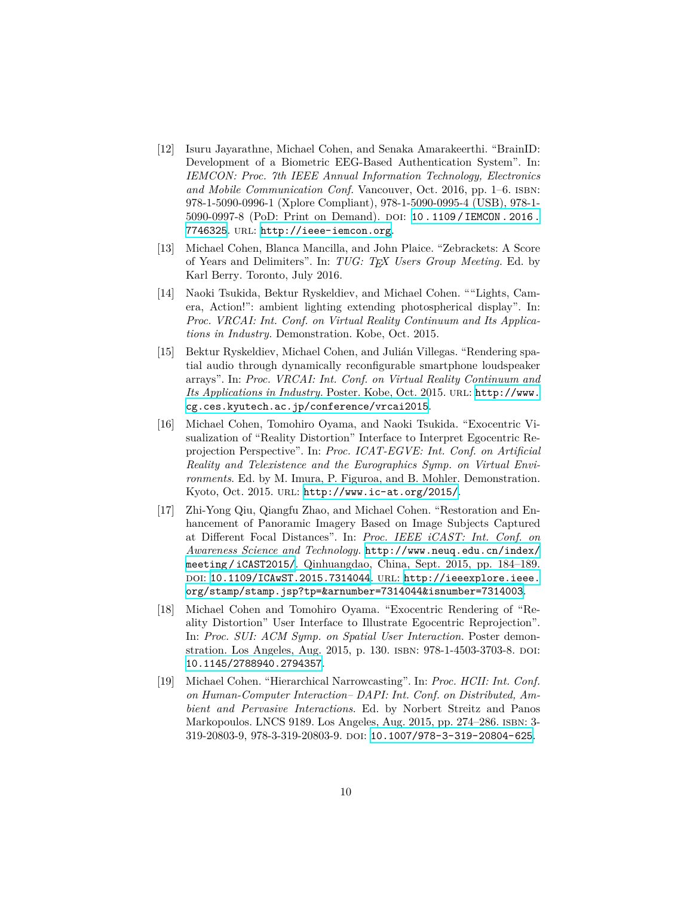[12] Isuru Jayarathne, Michael Cohen, and Senaka Amarakeerthi. “BrainID: Development of a Biometric EEG-Based Authentication System”. In: *IEMCON: Proc. 7th IEEE Annual Information Technology, Electronics and Mobile Communication Conf.* Vancouver, Oct. 2016, pp. 1–6. ISBN: 978-1-5090-0996-1 (Xplore Compliant), 978-1-5090-0995-4 (USB), 978-1-5090-0997-8 (PoD: Print on Demand). DOI: `10.1109/IEMCON.2016.7746325`. URL: `http://ieee-iemcon.org`.

[13] Michael Cohen, Blanca Mancilla, and John Plaice. “Zebrackets: A Score of Years and Delimiters”. In: *TUG: TEX Users Group Meeting.* Ed. by Karl Berry. Toronto, July 2016.

[14] Naoki Tsukida, Bektur Ryskeldiev, and Michael Cohen. ““Lights, Camera, Action!”: ambient lighting extending photospherical display”. In: *Proc. VRCAI: Int. Conf. on Virtual Reality Continuum and Its Applications in Industry.* Demonstration. Kobe, Oct. 2015.

[15] Bektur Ryskeldiev, Michael Cohen, and Julián Villegas. “Rendering spatial audio through dynamically reconfigurable smartphone loudspeaker arrays”. In: *Proc. VRCAI: Int. Conf. on Virtual Reality Continuum and Its Applications in Industry.* Poster. Kobe, Oct. 2015. URL: `http://www.cg.ces.kyutech.ac.jp/conference/vrcai2015`.

[16] Michael Cohen, Tomohiro Oyama, and Naoki Tsukida. “Exocentric Visualization of “Reality Distortion” Interface to Interpret Egocentric Reprojection Perspective”. In: *Proc. ICAT-EGVE: Int. Conf. on Artificial Reality and Telexistence and the Eurographics Symp. on Virtual Environments.* Ed. by M. Imura, P. Figuroa, and B. Mohler. Demonstration. Kyoto, Oct. 2015. URL: `http://www.ic-at.org/2015/`.

[17] Zhi-Yong Qiu, Qiangfu Zhao, and Michael Cohen. “Restoration and Enhancement of Panoramic Imagery Based on Image Subjects Captured at Different Focal Distances”. In: *Proc. IEEE iCAST: Int. Conf. on Awareness Science and Technology.* `http://www.neuq.edu.cn/index/meeting/iCAST2015/`. Qinhuangdao, China, Sept. 2015, pp. 184–189. DOI: `10.1109/ICAwST.2015.7314044`. URL: `http://ieeexplore.ieee.org/stamp/stamp.jsp?tp=&arnumber=7314044&isnumber=7314003`.

[18] Michael Cohen and Tomohiro Oyama. “Exocentric Rendering of “Reality Distortion” User Interface to Illustrate Egocentric Reprojection”. In: *Proc. SUI: ACM Symp. on Spatial User Interaction.* Poster demonstration. Los Angeles, Aug. 2015, p. 130. ISBN: 978-1-4503-3703-8. DOI: `10.1145/2788940.2794357`.

[19] Michael Cohen. “Hierarchical Narrowcasting”. In: *Proc. HCII: Int. Conf. on Human-Computer Interaction– DAPI: Int. Conf. on Distributed, Ambient and Pervasive Interactions.* Ed. by Norbert Streitz and Panos Markopoulos. LNCS 9189. Los Angeles, Aug. 2015, pp. 274–286. ISBN: 3-319-20803-9, 978-3-319-20803-9. DOI: `10.1007/978-3-319-20804-625`.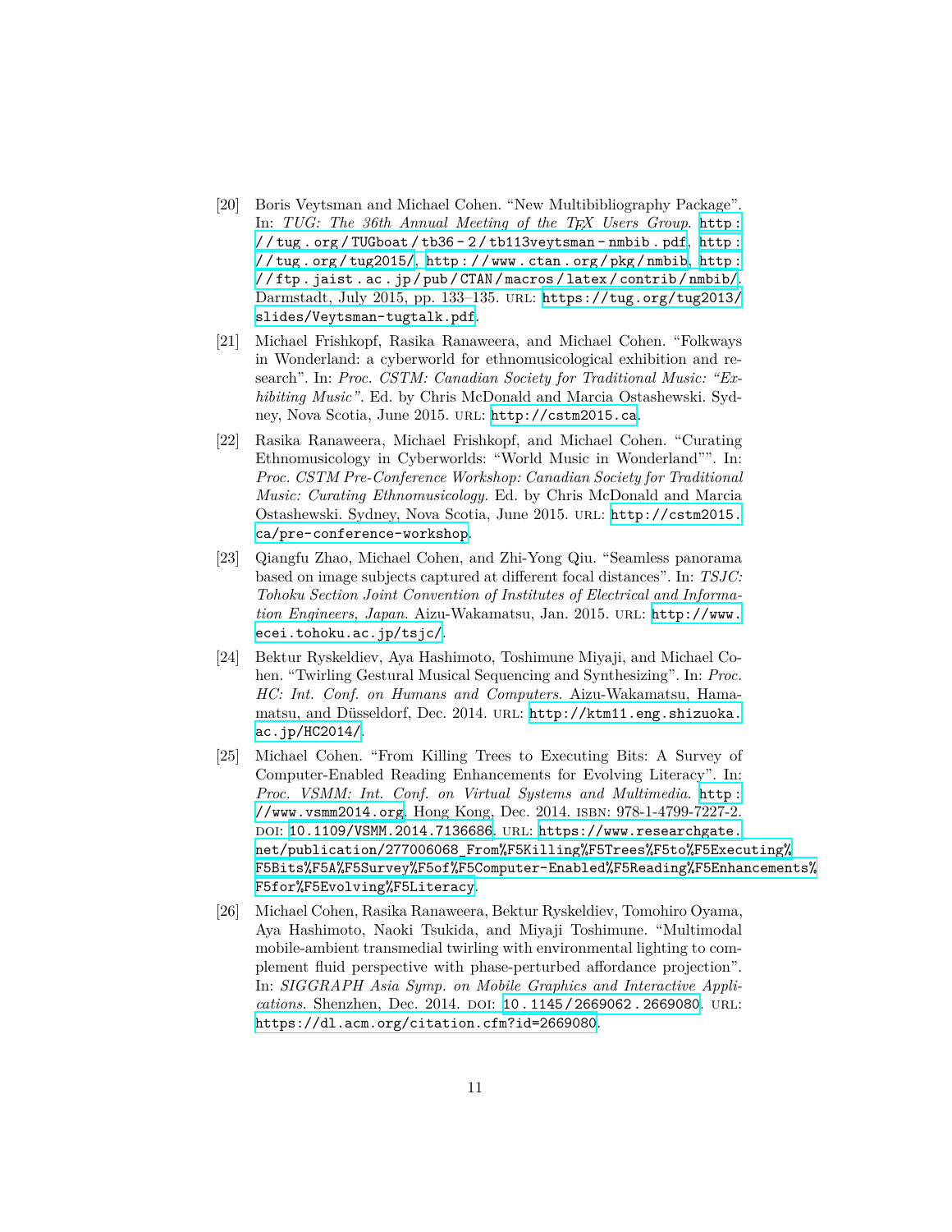[20] Boris Veytsman and Michael Cohen. “New Multibibliography Package”. In: *TUG: The 36th Annual Meeting of the TEX Users Group*. http://tug.org/TUGboat/tb36-2/tb113veytsman-nmbib.pdf, http://tug.org/tug2015/, http://www.ctan.org/pkg/nmbib, http://ftp.jaist.ac.jp/pub/CTAN/macros/latex/contrib/nmbib/. Darmstadt, July 2015, pp. 133–135. URL: https://tug.org/tug2013/slides/Veytsman-tugtalk.pdf.

[21] Michael Frishkopf, Rasika Ranaweera, and Michael Cohen. “Folkways in Wonderland: a cyberworld for ethnomusicological exhibition and research”. In: *Proc. CSTM: Canadian Society for Traditional Music: “Exhibiting Music”*. Ed. by Chris McDonald and Marcia Ostashewski. Sydney, Nova Scotia, June 2015. URL: http://cstm2015.ca.

[22] Rasika Ranaweera, Michael Frishkopf, and Michael Cohen. “Curating Ethnomusicology in Cyberworlds: “World Music in Wonderland””. In: *Proc. CSTM Pre-Conference Workshop: Canadian Society for Traditional Music: Curating Ethnomusicology*. Ed. by Chris McDonald and Marcia Ostashewski. Sydney, Nova Scotia, June 2015. URL: http://cstm2015.ca/pre-conference-workshop.

[23] Qiangfu Zhao, Michael Cohen, and Zhi-Yong Qiu. “Seamless panorama based on image subjects captured at different focal distances”. In: *TSJC: Tohoku Section Joint Convention of Institutes of Electrical and Information Engineers, Japan*. Aizu-Wakamatsu, Jan. 2015. URL: http://www.ecei.tohoku.ac.jp/tsjc/.

[24] Bektur Ryskeldiev, Aya Hashimoto, Toshimune Miyaji, and Michael Cohen. “Twirling Gestural Musical Sequencing and Synthesizing”. In: *Proc. HC: Int. Conf. on Humans and Computers*. Aizu-Wakamatsu, Hamamatsu, and Düsseldorf, Dec. 2014. URL: http://ktm11.eng.shizuoka.ac.jp/HC2014/.

[25] Michael Cohen. “From Killing Trees to Executing Bits: A Survey of Computer-Enabled Reading Enhancements for Evolving Literacy”. In: *Proc. VSMM: Int. Conf. on Virtual Systems and Multimedia*. http://www.vsmm2014.org. Hong Kong, Dec. 2014. ISBN: 978-1-4799-7227-2. DOI: 10.1109/VSMM.2014.7136686. URL: https://www.researchgate.net/publication/277006068_From%F5Killing%F5Trees%F5to%F5Executing%F5Bits%F5A%F5Survey%F5of%F5Computer-Enabled%F5Reading%F5Enhancements%F5for%F5Evolving%F5Literacy.

[26] Michael Cohen, Rasika Ranaweera, Bektur Ryskeldiev, Tomohiro Oyama, Aya Hashimoto, Naoki Tsukida, and Miyaji Toshimune. “Multimodal mobile-ambient transmedial twirling with environmental lighting to complement fluid perspective with phase-perturbed affordance projection”. In: *SIGGRAPH Asia Symp. on Mobile Graphics and Interactive Applications*. Shenzhen, Dec. 2014. DOI: 10.1145/2669062.2669080. URL: https://dl.acm.org/citation.cfm?id=2669080.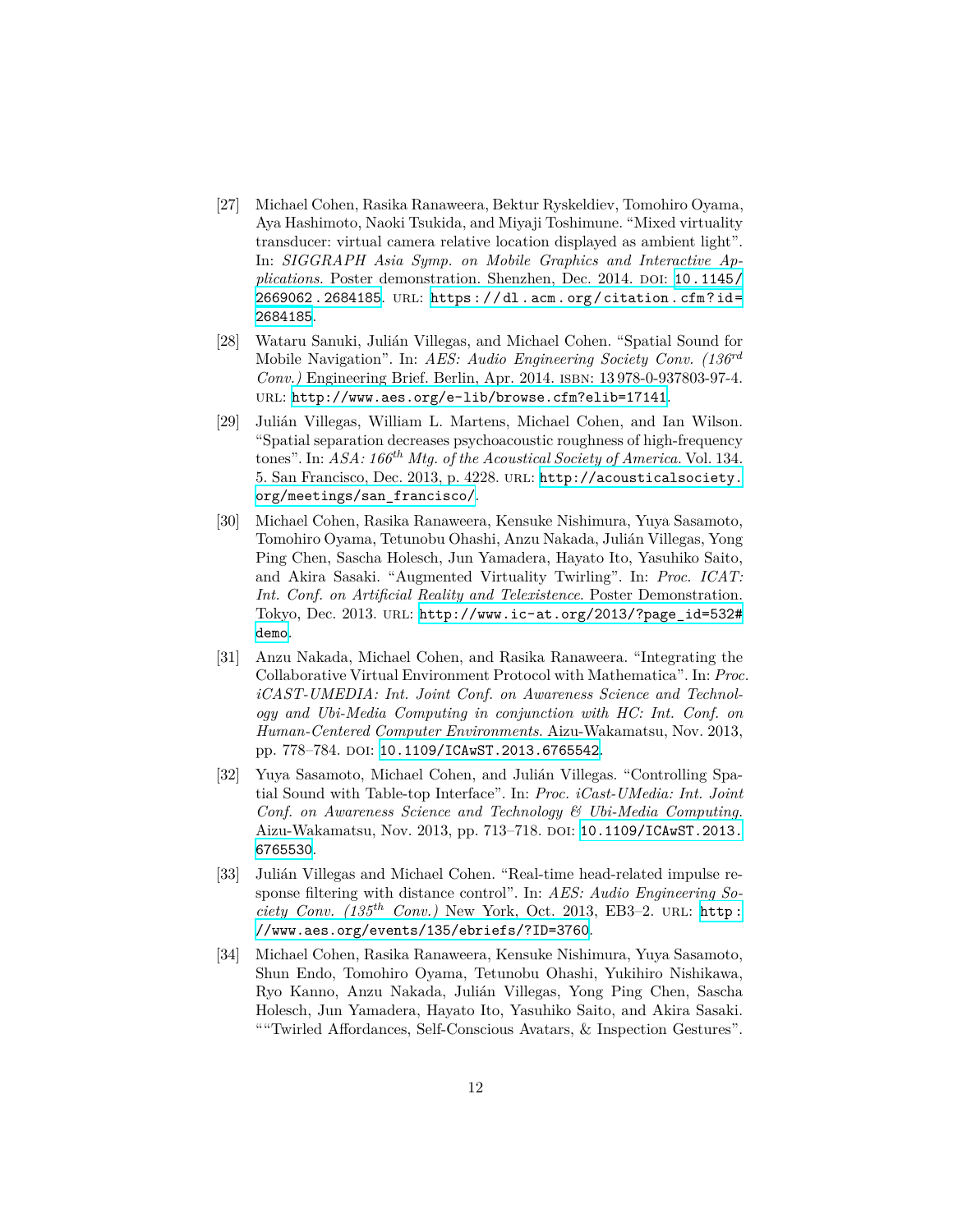[27] Michael Cohen, Rasika Ranaweera, Bektur Ryskeldiev, Tomohiro Oyama, Aya Hashimoto, Naoki Tsukida, and Miyaji Toshimune. "Mixed virtuality transducer: virtual camera relative location displayed as ambient light". In: *SIGGRAPH Asia Symp. on Mobile Graphics and Interactive Applications*. Poster demonstration. Shenzhen, Dec. 2014. DOI: 10.1145/2669062.2684185. URL: https://dl.acm.org/citation.cfm?id=2684185.

[28] Wataru Sanuki, Julián Villegas, and Michael Cohen. "Spatial Sound for Mobile Navigation". In: *AES: Audio Engineering Society Conv. (136$^{rd}$ Conv.)* Engineering Brief. Berlin, Apr. 2014. ISBN: 13 978-0-937803-97-4. URL: http://www.aes.org/e-lib/browse.cfm?elib=17141.

[29] Julián Villegas, William L. Martens, Michael Cohen, and Ian Wilson. "Spatial separation decreases psychoacoustic roughness of high-frequency tones". In: *ASA: 166$^{th}$ Mtg. of the Acoustical Society of America*. Vol. 134. 5. San Francisco, Dec. 2013, p. 4228. URL: http://acousticalsociety.org/meetings/san_francisco/.

[30] Michael Cohen, Rasika Ranaweera, Kensuke Nishimura, Yuya Sasamoto, Tomohiro Oyama, Tetunobu Ohashi, Anzu Nakada, Julián Villegas, Yong Ping Chen, Sascha Holesch, Jun Yamadera, Hayato Ito, Yasuhiko Saito, and Akira Sasaki. "Augmented Virtuality Twirling". In: *Proc. ICAT: Int. Conf. on Artificial Reality and Telexistence*. Poster Demonstration. Tokyo, Dec. 2013. URL: http://www.ic-at.org/2013/?page_id=532#demo.

[31] Anzu Nakada, Michael Cohen, and Rasika Ranaweera. "Integrating the Collaborative Virtual Environment Protocol with Mathematica". In: *Proc. iCAST-UMEDIA: Int. Joint Conf. on Awareness Science and Technology and Ubi-Media Computing in conjunction with HC: Int. Conf. on Human-Centered Computer Environments*. Aizu-Wakamatsu, Nov. 2013, pp. 778–784. DOI: 10.1109/ICAwST.2013.6765542.

[32] Yuya Sasamoto, Michael Cohen, and Julián Villegas. "Controlling Spatial Sound with Table-top Interface". In: *Proc. iCast-UMedia: Int. Joint Conf. on Awareness Science and Technology & Ubi-Media Computing*. Aizu-Wakamatsu, Nov. 2013, pp. 713–718. DOI: 10.1109/ICAwST.2013.6765530.

[33] Julián Villegas and Michael Cohen. "Real-time head-related impulse response filtering with distance control". In: *AES: Audio Engineering Society Conv. (135$^{th}$ Conv.)* New York, Oct. 2013, EB3–2. URL: http://www.aes.org/events/135/ebriefs/?ID=3760.

[34] Michael Cohen, Rasika Ranaweera, Kensuke Nishimura, Yuya Sasamoto, Shun Endo, Tomohiro Oyama, Tetunobu Ohashi, Yukihiro Nishikawa, Ryo Kanno, Anzu Nakada, Julián Villegas, Yong Ping Chen, Sascha Holesch, Jun Yamadera, Hayato Ito, Yasuhiko Saito, and Akira Sasaki. ""Twirled Affordances, Self-Conscious Avatars, & Inspection Gestures".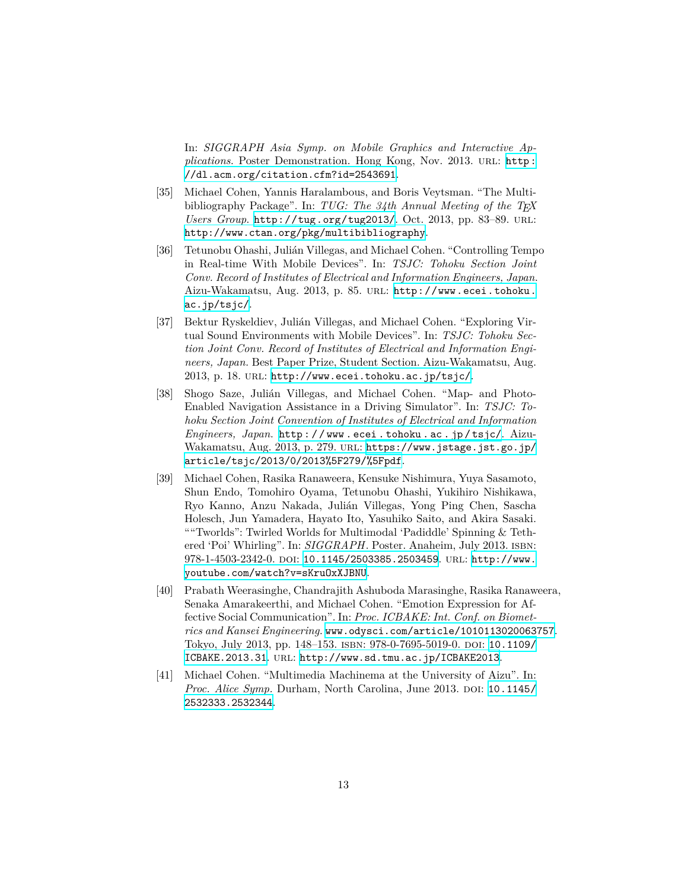In: *SIGGRAPH Asia Symp. on Mobile Graphics and Interactive Applications.* Poster Demonstration. Hong Kong, Nov. 2013. URL: http://dl.acm.org/citation.cfm?id=2543691.

[35] Michael Cohen, Yannis Haralambous, and Boris Veytsman. "The Multibibliography Package". In: *TUG: The 34th Annual Meeting of the TEX Users Group.* http://tug.org/tug2013/. Oct. 2013, pp. 83–89. URL: http://www.ctan.org/pkg/multibibliography.

[36] Tetunobu Ohashi, Julián Villegas, and Michael Cohen. "Controlling Tempo in Real-time With Mobile Devices". In: *TSJC: Tohoku Section Joint Conv. Record of Institutes of Electrical and Information Engineers, Japan.* Aizu-Wakamatsu, Aug. 2013, p. 85. URL: http://www.ecei.tohoku.ac.jp/tsjc/.

[37] Bektur Ryskeldiev, Julián Villegas, and Michael Cohen. "Exploring Virtual Sound Environments with Mobile Devices". In: *TSJC: Tohoku Section Joint Conv. Record of Institutes of Electrical and Information Engineers, Japan.* Best Paper Prize, Student Section. Aizu-Wakamatsu, Aug. 2013, p. 18. URL: http://www.ecei.tohoku.ac.jp/tsjc/.

[38] Shogo Saze, Julián Villegas, and Michael Cohen. "Map- and Photo-Enabled Navigation Assistance in a Driving Simulator". In: *TSJC: Tohoku Section Joint Convention of Institutes of Electrical and Information Engineers, Japan.* http://www.ecei.tohoku.ac.jp/tsjc/. Aizu-Wakamatsu, Aug. 2013, p. 279. URL: https://www.jstage.jst.go.jp/article/tsjc/2013/0/2013%5F279/%5Fpdf.

[39] Michael Cohen, Rasika Ranaweera, Kensuke Nishimura, Yuya Sasamoto, Shun Endo, Tomohiro Oyama, Tetunobu Ohashi, Yukihiro Nishikawa, Ryo Kanno, Anzu Nakada, Julián Villegas, Yong Ping Chen, Sascha Holesch, Jun Yamadera, Hayato Ito, Yasuhiko Saito, and Akira Sasaki. ""Tworlds": Twirled Worlds for Multimodal 'Padiddle' Spinning & Tethered 'Poi' Whirling". In: *SIGGRAPH.* Poster. Anaheim, July 2013. ISBN: 978-1-4503-2342-0. DOI: 10.1145/2503385.2503459. URL: http://www.youtube.com/watch?v=sKruOxXJBNU.

[40] Prabath Weerasinghe, Chandrajith Ashuboda Marasinghe, Rasika Ranaweera, Senaka Amarakeerthi, and Michael Cohen. "Emotion Expression for Affective Social Communication". In: *Proc. ICBAKE: Int. Conf. on Biometrics and Kansei Engineering.* www.odysci.com/article/1010113020063757. Tokyo, July 2013, pp. 148–153. ISBN: 978-0-7695-5019-0. DOI: 10.1109/ICBAKE.2013.31. URL: http://www.sd.tmu.ac.jp/ICBAKE2013.

[41] Michael Cohen. "Multimedia Machinema at the University of Aizu". In: *Proc. Alice Symp.* Durham, North Carolina, June 2013. DOI: 10.1145/2532333.2532344.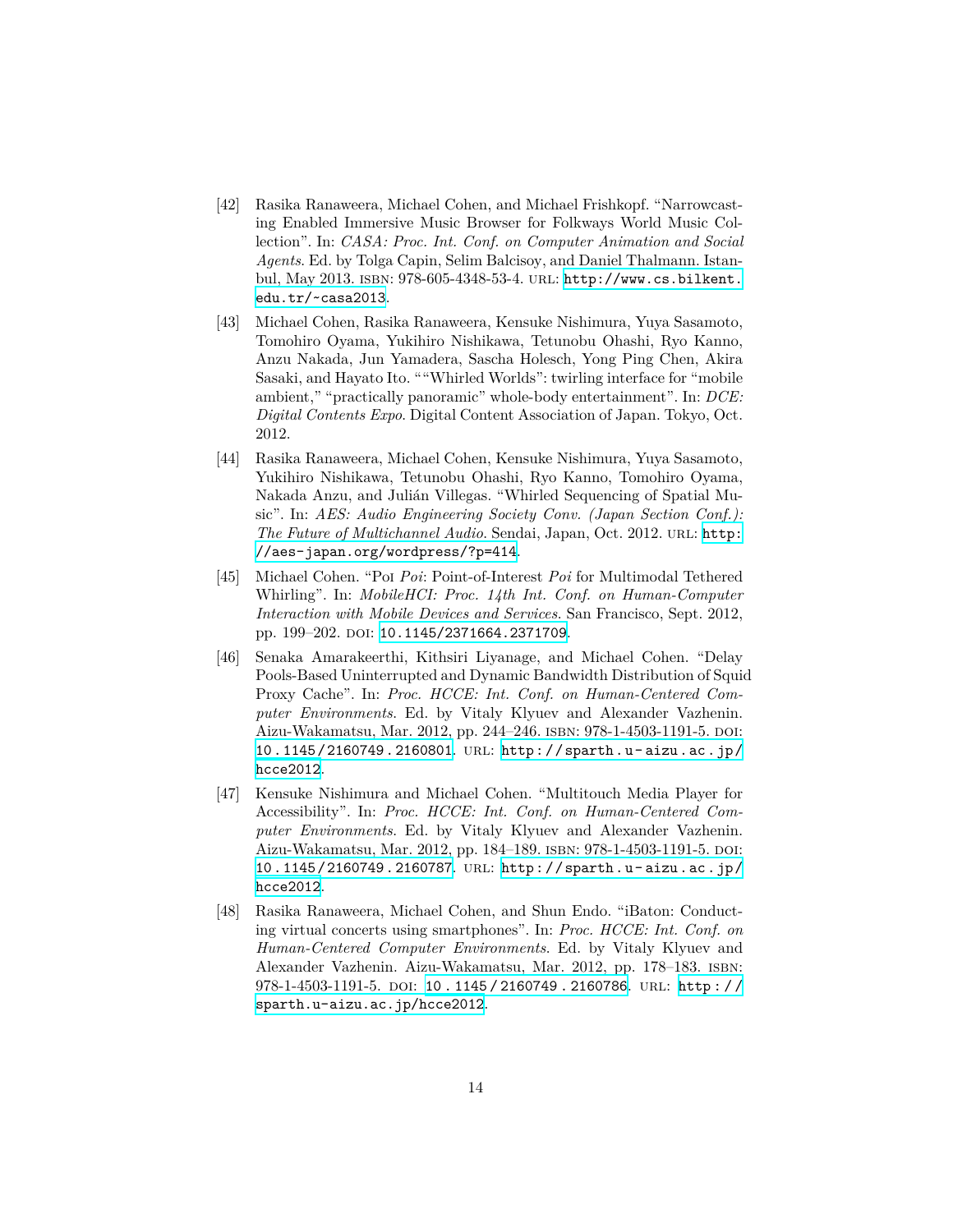[42] Rasika Ranaweera, Michael Cohen, and Michael Frishkopf. "Narrowcasting Enabled Immersive Music Browser for Folkways World Music Collection". In: *CASA: Proc. Int. Conf. on Computer Animation and Social Agents*. Ed. by Tolga Capin, Selim Balcisoy, and Daniel Thalmann. Istanbul, May 2013. ISBN: 978-605-4348-53-4. URL: http://www.cs.bilkent.edu.tr/~casa2013.

[43] Michael Cohen, Rasika Ranaweera, Kensuke Nishimura, Yuya Sasamoto, Tomohiro Oyama, Yukihiro Nishikawa, Tetunobu Ohashi, Ryo Kanno, Anzu Nakada, Jun Yamadera, Sascha Holesch, Yong Ping Chen, Akira Sasaki, and Hayato Ito. ""Whirled Worlds": twirling interface for "mobile ambient," "practically panoramic" whole-body entertainment". In: *DCE: Digital Contents Expo*. Digital Content Association of Japan. Tokyo, Oct. 2012.

[44] Rasika Ranaweera, Michael Cohen, Kensuke Nishimura, Yuya Sasamoto, Yukihiro Nishikawa, Tetunobu Ohashi, Ryo Kanno, Tomohiro Oyama, Nakada Anzu, and Julián Villegas. "Whirled Sequencing of Spatial Music". In: *AES: Audio Engineering Society Conv. (Japan Section Conf.): The Future of Multichannel Audio*. Sendai, Japan, Oct. 2012. URL: http://aes-japan.org/wordpress/?p=414.

[45] Michael Cohen. "Poi *Poi*: Point-of-Interest *Poi* for Multimodal Tethered Whirling". In: *MobileHCI: Proc. 14th Int. Conf. on Human-Computer Interaction with Mobile Devices and Services*. San Francisco, Sept. 2012, pp. 199–202. DOI: 10.1145/2371664.2371709.

[46] Senaka Amarakeerthi, Kithsiri Liyanage, and Michael Cohen. "Delay Pools-Based Uninterrupted and Dynamic Bandwidth Distribution of Squid Proxy Cache". In: *Proc. HCCE: Int. Conf. on Human-Centered Computer Environments*. Ed. by Vitaly Klyuev and Alexander Vazhenin. Aizu-Wakamatsu, Mar. 2012, pp. 244–246. ISBN: 978-1-4503-1191-5. DOI: 10.1145/2160749.2160801. URL: http://sparth.u-aizu.ac.jp/hcce2012.

[47] Kensuke Nishimura and Michael Cohen. "Multitouch Media Player for Accessibility". In: *Proc. HCCE: Int. Conf. on Human-Centered Computer Environments*. Ed. by Vitaly Klyuev and Alexander Vazhenin. Aizu-Wakamatsu, Mar. 2012, pp. 184–189. ISBN: 978-1-4503-1191-5. DOI: 10.1145/2160749.2160787. URL: http://sparth.u-aizu.ac.jp/hcce2012.

[48] Rasika Ranaweera, Michael Cohen, and Shun Endo. "iBaton: Conducting virtual concerts using smartphones". In: *Proc. HCCE: Int. Conf. on Human-Centered Computer Environments*. Ed. by Vitaly Klyuev and Alexander Vazhenin. Aizu-Wakamatsu, Mar. 2012, pp. 178–183. ISBN: 978-1-4503-1191-5. DOI: 10.1145/2160749.2160786. URL: http://sparth.u-aizu.ac.jp/hcce2012.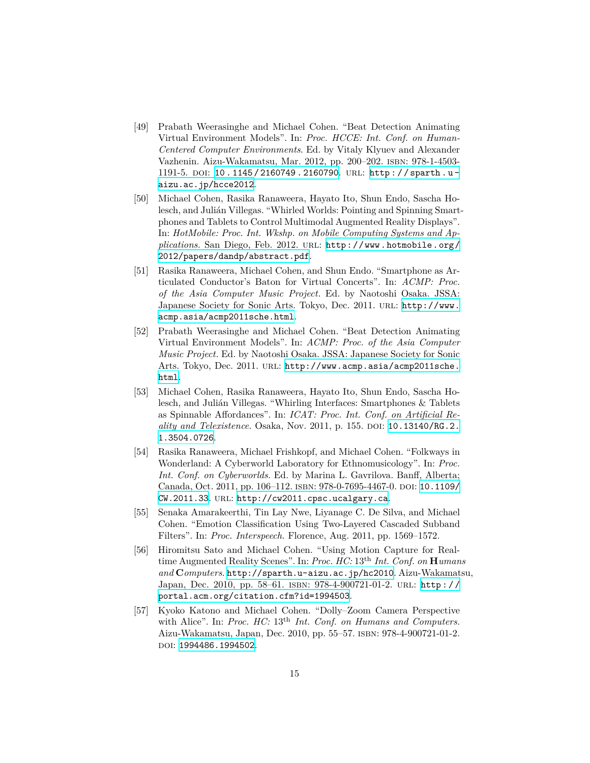[49] Prabath Weerasinghe and Michael Cohen. “Beat Detection Animating Virtual Environment Models”. In: *Proc. HCCE: Int. Conf. on Human-Centered Computer Environments*. Ed. by Vitaly Klyuev and Alexander Vazhenin. Aizu-Wakamatsu, Mar. 2012, pp. 200–202. ISBN: 978-1-4503-1191-5. DOI: 10.1145/2160749.2160790. URL: http://sparth.u-aizu.ac.jp/hcce2012.

[50] Michael Cohen, Rasika Ranaweera, Hayato Ito, Shun Endo, Sascha Holesch, and Julián Villegas. “Whirled Worlds: Pointing and Spinning Smartphones and Tablets to Control Multimodal Augmented Reality Displays”. In: *HotMobile: Proc. Int. Wkshp. on Mobile Computing Systems and Applications*. San Diego, Feb. 2012. URL: http://www.hotmobile.org/2012/papers/dandp/abstract.pdf.

[51] Rasika Ranaweera, Michael Cohen, and Shun Endo. “Smartphone as Articulated Conductor’s Baton for Virtual Concerts”. In: *ACMP: Proc. of the Asia Computer Music Project*. Ed. by Naotoshi Osaka. JSSA: Japanese Society for Sonic Arts. Tokyo, Dec. 2011. URL: http://www.acmp.asia/acmp2011sche.html.

[52] Prabath Weerasinghe and Michael Cohen. “Beat Detection Animating Virtual Environment Models”. In: *ACMP: Proc. of the Asia Computer Music Project*. Ed. by Naotoshi Osaka. JSSA: Japanese Society for Sonic Arts. Tokyo, Dec. 2011. URL: http://www.acmp.asia/acmp2011sche.html.

[53] Michael Cohen, Rasika Ranaweera, Hayato Ito, Shun Endo, Sascha Holesch, and Julián Villegas. “Whirling Interfaces: Smartphones & Tablets as Spinnable Affordances”. In: *ICAT: Proc. Int. Conf. on Artificial Reality and Telexistence*. Osaka, Nov. 2011, p. 155. DOI: 10.13140/RG.2.1.3504.0726.

[54] Rasika Ranaweera, Michael Frishkopf, and Michael Cohen. “Folkways in Wonderland: A Cyberworld Laboratory for Ethnomusicology”. In: *Proc. Int. Conf. on Cyberworlds*. Ed. by Marina L. Gavrilova. Banff, Alberta; Canada, Oct. 2011, pp. 106–112. ISBN: 978-0-7695-4467-0. DOI: 10.1109/CW.2011.33. URL: http://cw2011.cpsc.ucalgary.ca.

[55] Senaka Amarakeerthi, Tin Lay Nwe, Liyanage C. De Silva, and Michael Cohen. “Emotion Classification Using Two-Layered Cascaded Subband Filters”. In: *Proc. Interspeech*. Florence, Aug. 2011, pp. 1569–1572.

[56] Hiromitsu Sato and Michael Cohen. “Using Motion Capture for Real-time Augmented Reality Scenes”. In: *Proc. HC: 13th Int. Conf. on **H**umans and **C**omputers*. http://sparth.u-aizu.ac.jp/hc2010. Aizu-Wakamatsu, Japan, Dec. 2010, pp. 58–61. ISBN: 978-4-900721-01-2. URL: http://portal.acm.org/citation.cfm?id=1994503.

[57] Kyoko Katono and Michael Cohen. “Dolly–Zoom Camera Perspective with Alice”. In: *Proc. HC: 13th Int. Conf. on Humans and Computers*. Aizu-Wakamatsu, Japan, Dec. 2010, pp. 55–57. ISBN: 978-4-900721-01-2. DOI: 1994486.1994502.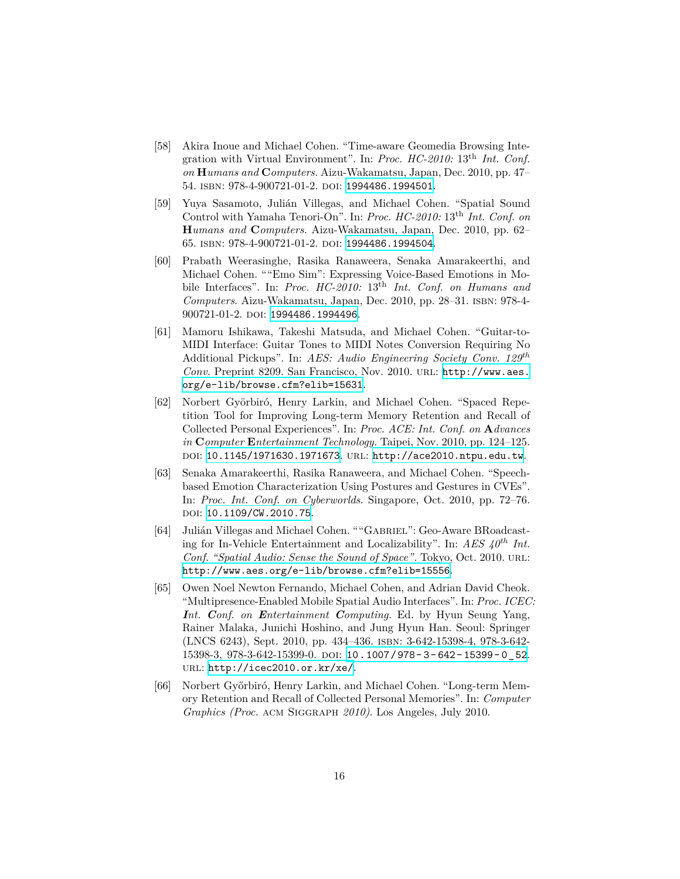[58] Akira Inoue and Michael Cohen. "Time-aware Geomedia Browsing Integration with Virtual Environment". In: *Proc. HC-2010:* 13th *Int. Conf. on* ***H****umans and* ***C****omputers*. Aizu-Wakamatsu, Japan, Dec. 2010, pp. 47–54. ISBN: 978-4-900721-01-2. DOI: `1994486.1994501`.

[59] Yuya Sasamoto, Julián Villegas, and Michael Cohen. "Spatial Sound Control with Yamaha Tenori-On". In: *Proc. HC-2010:* 13th *Int. Conf. on* ***H****umans and* ***C****omputers*. Aizu-Wakamatsu, Japan, Dec. 2010, pp. 62–65. ISBN: 978-4-900721-01-2. DOI: `1994486.1994504`.

[60] Prabath Weerasinghe, Rasika Ranaweera, Senaka Amarakeerthi, and Michael Cohen. ""Emo Sim": Expressing Voice-Based Emotions in Mobile Interfaces". In: *Proc. HC-2010:* 13th *Int. Conf. on Humans and Computers*. Aizu-Wakamatsu, Japan, Dec. 2010, pp. 28–31. ISBN: 978-4-900721-01-2. DOI: `1994486.1994496`.

[61] Mamoru Ishikawa, Takeshi Matsuda, and Michael Cohen. "Guitar-to-MIDI Interface: Guitar Tones to MIDI Notes Conversion Requiring No Additional Pickups". In: *AES: Audio Engineering Society Conv. 129th Conv.* Preprint 8209. San Francisco, Nov. 2010. URL: `http://www.aes.org/e-lib/browse.cfm?elib=15631`.

[62] Norbert Györbiró, Henry Larkin, and Michael Cohen. "Spaced Repetition Tool for Improving Long-term Memory Retention and Recall of Collected Personal Experiences". In: *Proc. ACE: Int. Conf. on* ***A****dvances in* ***C****omputer* ***E****ntertainment Technology*. Taipei, Nov. 2010, pp. 124–125. DOI: `10.1145/1971630.1971673`. URL: `http://ace2010.ntpu.edu.tw`.

[63] Senaka Amarakeerthi, Rasika Ranaweera, and Michael Cohen. "Speech-based Emotion Characterization Using Postures and Gestures in CVEs". In: *Proc. Int. Conf. on Cyberworlds*. Singapore, Oct. 2010, pp. 72–76. DOI: `10.1109/CW.2010.75`.

[64] Julián Villegas and Michael Cohen. ""GABRIEL": Geo-Aware BRoadcasting for In-Vehicle Entertainment and Localizability". In: *AES 40th Int. Conf. "Spatial Audio: Sense the Sound of Space"*. Tokyo, Oct. 2010. URL: `http://www.aes.org/e-lib/browse.cfm?elib=15556`.

[65] Owen Noel Newton Fernando, Michael Cohen, and Adrian David Cheok. "Multipresence-Enabled Mobile Spatial Audio Interfaces". In: *Proc. ICEC:* ***I****nt.* ***C****onf. on* ***E****ntertainment* ***C****omputing*. Ed. by Hyun Seung Yang, Rainer Malaka, Junichi Hoshino, and Jung Hyun Han. Seoul: Springer (LNCS 6243), Sept. 2010, pp. 434–436. ISBN: 3-642-15398-4, 978-3-642-15398-3, 978-3-642-15399-0. DOI: `10.1007/978-3-642-15399-0_52`. URL: `http://icec2010.or.kr/xe/`.

[66] Norbert Győrbiró, Henry Larkin, and Michael Cohen. "Long-term Memory Retention and Recall of Collected Personal Memories". In: *Computer Graphics (Proc.* ACM SIGGRAPH *2010)*. Los Angeles, July 2010.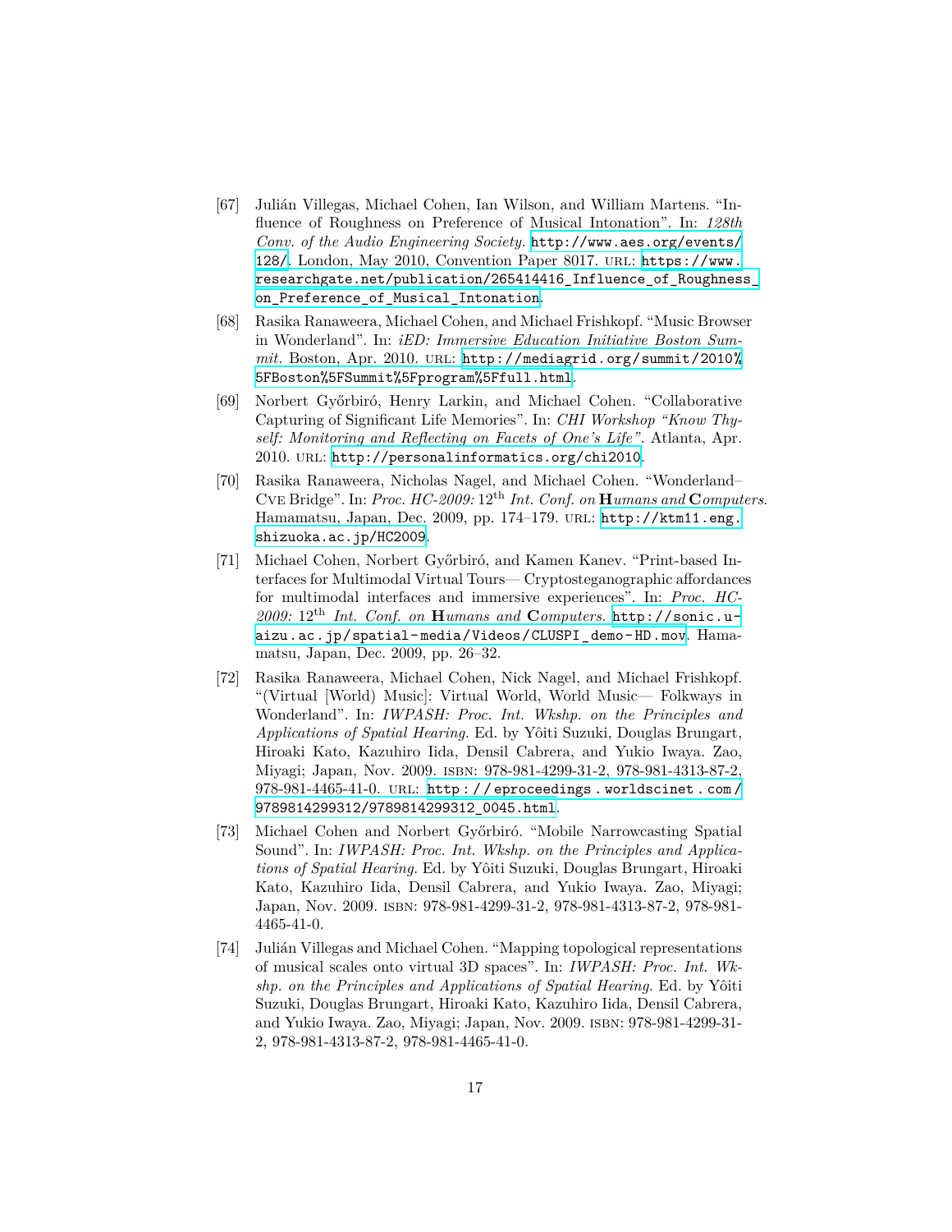[67] Julián Villegas, Michael Cohen, Ian Wilson, and William Martens. "Influence of Roughness on Preference of Musical Intonation". In: *128th Conv. of the Audio Engineering Society.* http://www.aes.org/events/128/. London, May 2010, Convention Paper 8017. URL: https://www.researchgate.net/publication/265414416_Influence_of_Roughness_on_Preference_of_Musical_Intonation.

[68] Rasika Ranaweera, Michael Cohen, and Michael Frishkopf. "Music Browser in Wonderland". In: *iED: Immersive Education Initiative Boston Summit.* Boston, Apr. 2010. URL: http://mediagrid.org/summit/2010%5FBoston%5FSummit%5Fprogram%5Ffull.html.

[69] Norbert Győrbiró, Henry Larkin, and Michael Cohen. "Collaborative Capturing of Significant Life Memories". In: *CHI Workshop "Know Thyself: Monitoring and Reflecting on Facets of One's Life".* Atlanta, Apr. 2010. URL: http://personalinformatics.org/chi2010.

[70] Rasika Ranaweera, Nicholas Nagel, and Michael Cohen. "Wonderland–Cve Bridge". In: *Proc. HC-2009:* 12th *Int. Conf. on* **H***umans and* **C***omputers.* Hamamatsu, Japan, Dec. 2009, pp. 174–179. URL: http://ktm11.eng.shizuoka.ac.jp/HC2009.

[71] Michael Cohen, Norbert Győrbiró, and Kamen Kanev. "Print-based Interfaces for Multimodal Virtual Tours— Cryptosteganographic affordances for multimodal interfaces and immersive experiences". In: *Proc. HC-2009:* 12th *Int. Conf. on* **H***umans and* **C***omputers.* http://sonic.u-aizu.ac.jp/spatial-media/Videos/CLUSPI_demo-HD.mov. Hamamatsu, Japan, Dec. 2009, pp. 26–32.

[72] Rasika Ranaweera, Michael Cohen, Nick Nagel, and Michael Frishkopf. "(Virtual [World) Music]: Virtual World, World Music— Folkways in Wonderland". In: *IWPASH: Proc. Int. Wkshp. on the Principles and Applications of Spatial Hearing.* Ed. by Yôiti Suzuki, Douglas Brungart, Hiroaki Kato, Kazuhiro Iida, Densil Cabrera, and Yukio Iwaya. Zao, Miyagi; Japan, Nov. 2009. ISBN: 978-981-4299-31-2, 978-981-4313-87-2, 978-981-4465-41-0. URL: http://eproceedings.worldscinet.com/9789814299312/9789814299312_0045.html.

[73] Michael Cohen and Norbert Győrbiró. "Mobile Narrowcasting Spatial Sound". In: *IWPASH: Proc. Int. Wkshp. on the Principles and Applications of Spatial Hearing.* Ed. by Yôiti Suzuki, Douglas Brungart, Hiroaki Kato, Kazuhiro Iida, Densil Cabrera, and Yukio Iwaya. Zao, Miyagi; Japan, Nov. 2009. ISBN: 978-981-4299-31-2, 978-981-4313-87-2, 978-981-4465-41-0.

[74] Julián Villegas and Michael Cohen. "Mapping topological representations of musical scales onto virtual 3D spaces". In: *IWPASH: Proc. Int. Wkshp. on the Principles and Applications of Spatial Hearing.* Ed. by Yôiti Suzuki, Douglas Brungart, Hiroaki Kato, Kazuhiro Iida, Densil Cabrera, and Yukio Iwaya. Zao, Miyagi; Japan, Nov. 2009. ISBN: 978-981-4299-31-2, 978-981-4313-87-2, 978-981-4465-41-0.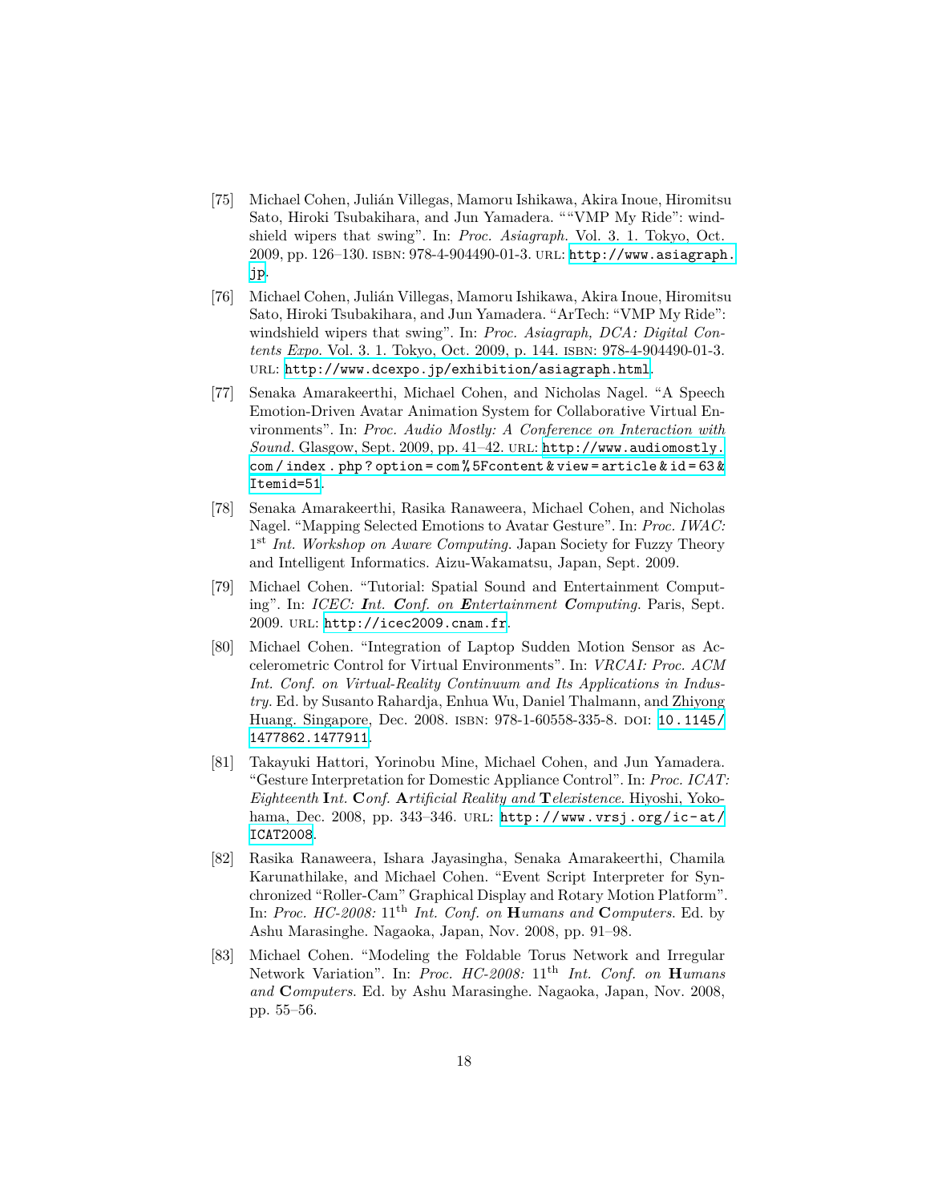[75] Michael Cohen, Julián Villegas, Mamoru Ishikawa, Akira Inoue, Hiromitsu Sato, Hiroki Tsubakihara, and Jun Yamadera. ""VMP My Ride": windshield wipers that swing". In: *Proc. Asiagraph.* Vol. 3. 1. Tokyo, Oct. 2009, pp. 126–130. ISBN: 978-4-904490-01-3. URL: http://www.asiagraph.jp.

[76] Michael Cohen, Julián Villegas, Mamoru Ishikawa, Akira Inoue, Hiromitsu Sato, Hiroki Tsubakihara, and Jun Yamadera. "ArTech: "VMP My Ride": windshield wipers that swing". In: *Proc. Asiagraph, DCA: Digital Contents Expo.* Vol. 3. 1. Tokyo, Oct. 2009, p. 144. ISBN: 978-4-904490-01-3. URL: http://www.dcexpo.jp/exhibition/asiagraph.html.

[77] Senaka Amarakeerthi, Michael Cohen, and Nicholas Nagel. "A Speech Emotion-Driven Avatar Animation System for Collaborative Virtual Environments". In: *Proc. Audio Mostly: A Conference on Interaction with Sound.* Glasgow, Sept. 2009, pp. 41–42. URL: http://www.audiomostly.com/index.php?option=com%5Fcontent&view=article&id=63&Itemid=51.

[78] Senaka Amarakeerthi, Rasika Ranaweera, Michael Cohen, and Nicholas Nagel. "Mapping Selected Emotions to Avatar Gesture". In: *Proc. IWAC: 1st Int. Workshop on Aware Computing.* Japan Society for Fuzzy Theory and Intelligent Informatics. Aizu-Wakamatsu, Japan, Sept. 2009.

[79] Michael Cohen. "Tutorial: Spatial Sound and Entertainment Computing". In: *ICEC: **I**nt. **C**onf. on **E**ntertainment **C**omputing.* Paris, Sept. 2009. URL: http://icec2009.cnam.fr.

[80] Michael Cohen. "Integration of Laptop Sudden Motion Sensor as Accelerometric Control for Virtual Environments". In: *VRCAI: Proc. ACM Int. Conf. on Virtual-Reality Continuum and Its Applications in Industry.* Ed. by Susanto Rahardja, Enhua Wu, Daniel Thalmann, and Zhiyong Huang. Singapore, Dec. 2008. ISBN: 978-1-60558-335-8. DOI: 10.1145/1477862.1477911.

[81] Takayuki Hattori, Yorinobu Mine, Michael Cohen, and Jun Yamadera. "Gesture Interpretation for Domestic Appliance Control". In: *Proc. ICAT: Eighteenth **I**nt. **C**onf. **A**rtificial Reality and **T**elexistence.* Hiyoshi, Yokohama, Dec. 2008, pp. 343–346. URL: http://www.vrsj.org/ic-at/ICAT2008.

[82] Rasika Ranaweera, Ishara Jayasingha, Senaka Amarakeerthi, Chamila Karunathilake, and Michael Cohen. "Event Script Interpreter for Synchronized "Roller-Cam" Graphical Display and Rotary Motion Platform". In: *Proc. HC-2008: 11th Int. Conf. on **H**umans and **C**omputers.* Ed. by Ashu Marasinghe. Nagaoka, Japan, Nov. 2008, pp. 91–98.

[83] Michael Cohen. "Modeling the Foldable Torus Network and Irregular Network Variation". In: *Proc. HC-2008: 11th Int. Conf. on **H**umans and **C**omputers.* Ed. by Ashu Marasinghe. Nagaoka, Japan, Nov. 2008, pp. 55–56.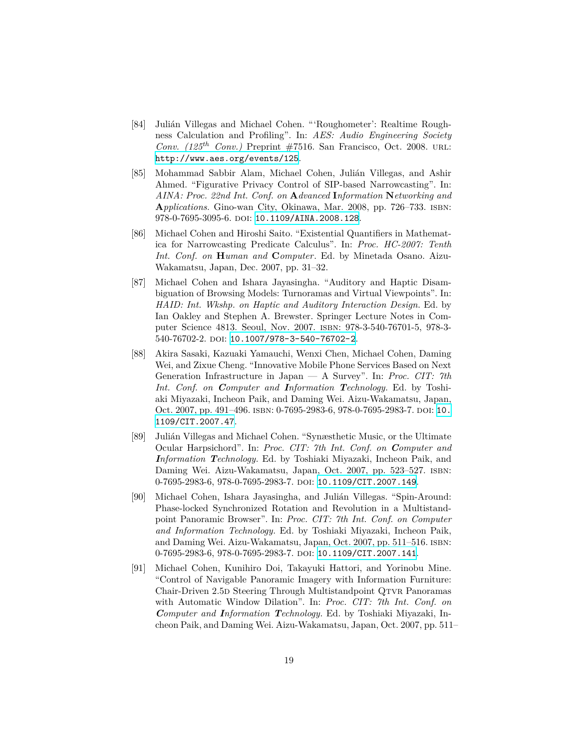[84] Julián Villegas and Michael Cohen. "'Roughometer': Realtime Roughness Calculation and Profiling". In: *AES: Audio Engineering Society Conv. (125$^{th}$ Conv.)* Preprint #7516. San Francisco, Oct. 2008. URL: http://www.aes.org/events/125.

[85] Mohammad Sabbir Alam, Michael Cohen, Julián Villegas, and Ashir Ahmed. "Figurative Privacy Control of SIP-based Narrowcasting". In: *AINA: Proc. 22nd Int. Conf. on* ***A****dvanced* ***I****nformation* ***N****etworking and* ***A****pplications*. Gino-wan City, Okinawa, Mar. 2008, pp. 726–733. ISBN: 978-0-7695-3095-6. DOI: 10.1109/AINA.2008.128.

[86] Michael Cohen and Hiroshi Saito. "Existential Quantifiers in Mathematica for Narrowcasting Predicate Calculus". In: *Proc. HC-2007: Tenth Int. Conf. on* ***H****uman and* ***C****omputer*. Ed. by Minetada Osano. Aizu-Wakamatsu, Japan, Dec. 2007, pp. 31–32.

[87] Michael Cohen and Ishara Jayasingha. "Auditory and Haptic Disambiguation of Browsing Models: Turnoramas and Virtual Viewpoints". In: *HAID: Int. Wkshp. on Haptic and Auditory Interaction Design*. Ed. by Ian Oakley and Stephen A. Brewster. Springer Lecture Notes in Computer Science 4813. Seoul, Nov. 2007. ISBN: 978-3-540-76701-5, 978-3-540-76702-2. DOI: 10.1007/978-3-540-76702-2.

[88] Akira Sasaki, Kazuaki Yamauchi, Wenxi Chen, Michael Cohen, Daming Wei, and Zixue Cheng. "Innovative Mobile Phone Services Based on Next Generation Infrastructure in Japan — A Survey". In: *Proc. CIT: 7th Int. Conf. on* ***C****omputer and* ***I****nformation* ***T****echnology*. Ed. by Toshiaki Miyazaki, Incheon Paik, and Daming Wei. Aizu-Wakamatsu, Japan, Oct. 2007, pp. 491–496. ISBN: 0-7695-2983-6, 978-0-7695-2983-7. DOI: 10.1109/CIT.2007.47.

[89] Julián Villegas and Michael Cohen. "Synæsthetic Music, or the Ultimate Ocular Harpsichord". In: *Proc. CIT: 7th Int. Conf. on* ***C****omputer and* ***I****nformation* ***T****echnology*. Ed. by Toshiaki Miyazaki, Incheon Paik, and Daming Wei. Aizu-Wakamatsu, Japan, Oct. 2007, pp. 523–527. ISBN: 0-7695-2983-6, 978-0-7695-2983-7. DOI: 10.1109/CIT.2007.149.

[90] Michael Cohen, Ishara Jayasingha, and Julián Villegas. "Spin-Around: Phase-locked Synchronized Rotation and Revolution in a Multistandpoint Panoramic Browser". In: *Proc. CIT: 7th Int. Conf. on Computer and Information Technology*. Ed. by Toshiaki Miyazaki, Incheon Paik, and Daming Wei. Aizu-Wakamatsu, Japan, Oct. 2007, pp. 511–516. ISBN: 0-7695-2983-6, 978-0-7695-2983-7. DOI: 10.1109/CIT.2007.141.

[91] Michael Cohen, Kunihiro Doi, Takayuki Hattori, and Yorinobu Mine. "Control of Navigable Panoramic Imagery with Information Furniture: Chair-Driven 2.5D Steering Through Multistandpoint QTVR Panoramas with Automatic Window Dilation". In: *Proc. CIT: 7th Int. Conf. on* ***C****omputer and* ***I****nformation* ***T****echnology*. Ed. by Toshiaki Miyazaki, Incheon Paik, and Daming Wei. Aizu-Wakamatsu, Japan, Oct. 2007, pp. 511–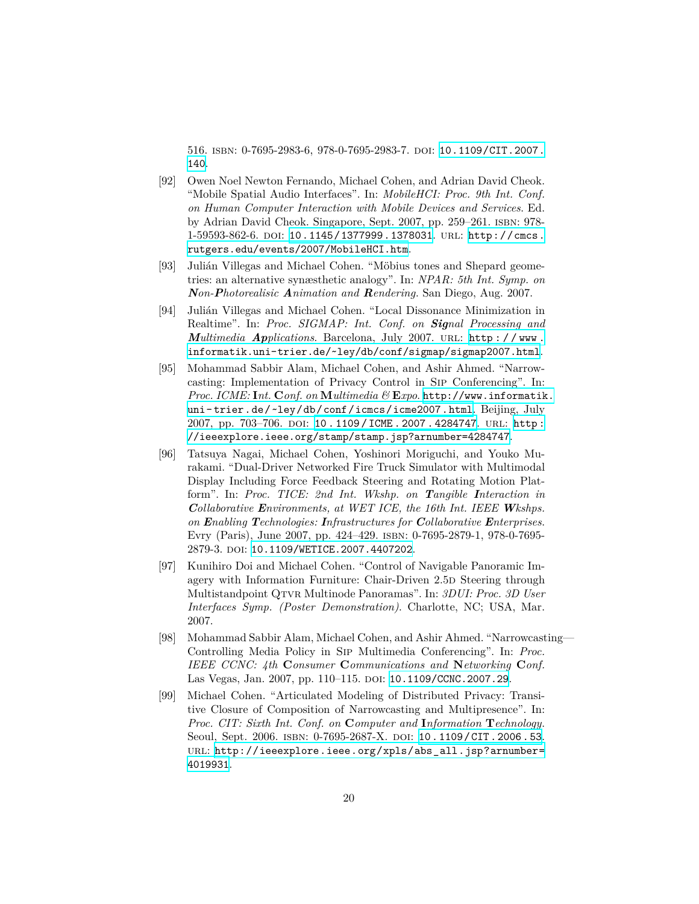516. ISBN: 0-7695-2983-6, 978-0-7695-2983-7. DOI: 10.1109/CIT.2007.140.

[92] Owen Noel Newton Fernando, Michael Cohen, and Adrian David Cheok. "Mobile Spatial Audio Interfaces". In: *MobileHCI: Proc. 9th Int. Conf. on Human Computer Interaction with Mobile Devices and Services*. Ed. by Adrian David Cheok. Singapore, Sept. 2007, pp. 259–261. ISBN: 978-1-59593-862-6. DOI: 10.1145/1377999.1378031. URL: http://cmcs.rutgers.edu/events/2007/MobileHCI.htm.

[93] Julián Villegas and Michael Cohen. "Möbius tones and Shepard geometries: an alternative synæsthetic analogy". In: *NPAR: 5th Int. Symp. on **N**on-**P**hotorealisic **A**nimation and **R**endering*. San Diego, Aug. 2007.

[94] Julián Villegas and Michael Cohen. "Local Dissonance Minimization in Realtime". In: *Proc. SIGMAP: Int. Conf. on **Sig**nal Processing and **M**ultimedia **Ap**plications*. Barcelona, July 2007. URL: http://www.informatik.uni-trier.de/~ley/db/conf/sigmap/sigmap2007.html.

[95] Mohammad Sabbir Alam, Michael Cohen, and Ashir Ahmed. "Narrowcasting: Implementation of Privacy Control in SIP Conferencing". In: *Proc. ICME: **I**nt. **C**onf. on **M**ultimedia & **E**xpo.* http://www.informatik.uni-trier.de/~ley/db/conf/icmcs/icme2007.html. Beijing, July 2007, pp. 703–706. DOI: 10.1109/ICME.2007.4284747. URL: http://ieeexplore.ieee.org/stamp/stamp.jsp?arnumber=4284747.

[96] Tatsuya Nagai, Michael Cohen, Yoshinori Moriguchi, and Youko Murakami. "Dual-Driver Networked Fire Truck Simulator with Multimodal Display Including Force Feedback Steering and Rotating Motion Platform". In: *Proc. TICE: 2nd Int. Wkshp. on **T**angible **I**nteraction in **C**ollaborative **E**nvironments, at WET ICE, the 16th Int. IEEE **W**kshps. on **E**nabling **T**echnologies: **I**nfrastructures for **C**ollaborative **E**nterprises*. Evry (Paris), June 2007, pp. 424–429. ISBN: 0-7695-2879-1, 978-0-7695-2879-3. DOI: 10.1109/WETICE.2007.4407202.

[97] Kunihiro Doi and Michael Cohen. "Control of Navigable Panoramic Imagery with Information Furniture: Chair-Driven 2.5D Steering through Multistandpoint QTVR Multinode Panoramas". In: *3DUI: Proc. 3D User Interfaces Symp. (Poster Demonstration)*. Charlotte, NC; USA, Mar. 2007.

[98] Mohammad Sabbir Alam, Michael Cohen, and Ashir Ahmed. "Narrowcasting—Controlling Media Policy in SIP Multimedia Conferencing". In: *Proc. IEEE CCNC: 4th **C**onsumer **C**ommunications and **N**etworking **C**onf.* Las Vegas, Jan. 2007, pp. 110–115. DOI: 10.1109/CCNC.2007.29.

[99] Michael Cohen. "Articulated Modeling of Distributed Privacy: Transitive Closure of Composition of Narrowcasting and Multipresence". In: *Proc. CIT: Sixth Int. Conf. on **C**omputer and **I**nformation **T**echnology*. Seoul, Sept. 2006. ISBN: 0-7695-2687-X. DOI: 10.1109/CIT.2006.53. URL: http://ieeexplore.ieee.org/xpls/abs_all.jsp?arnumber=4019931.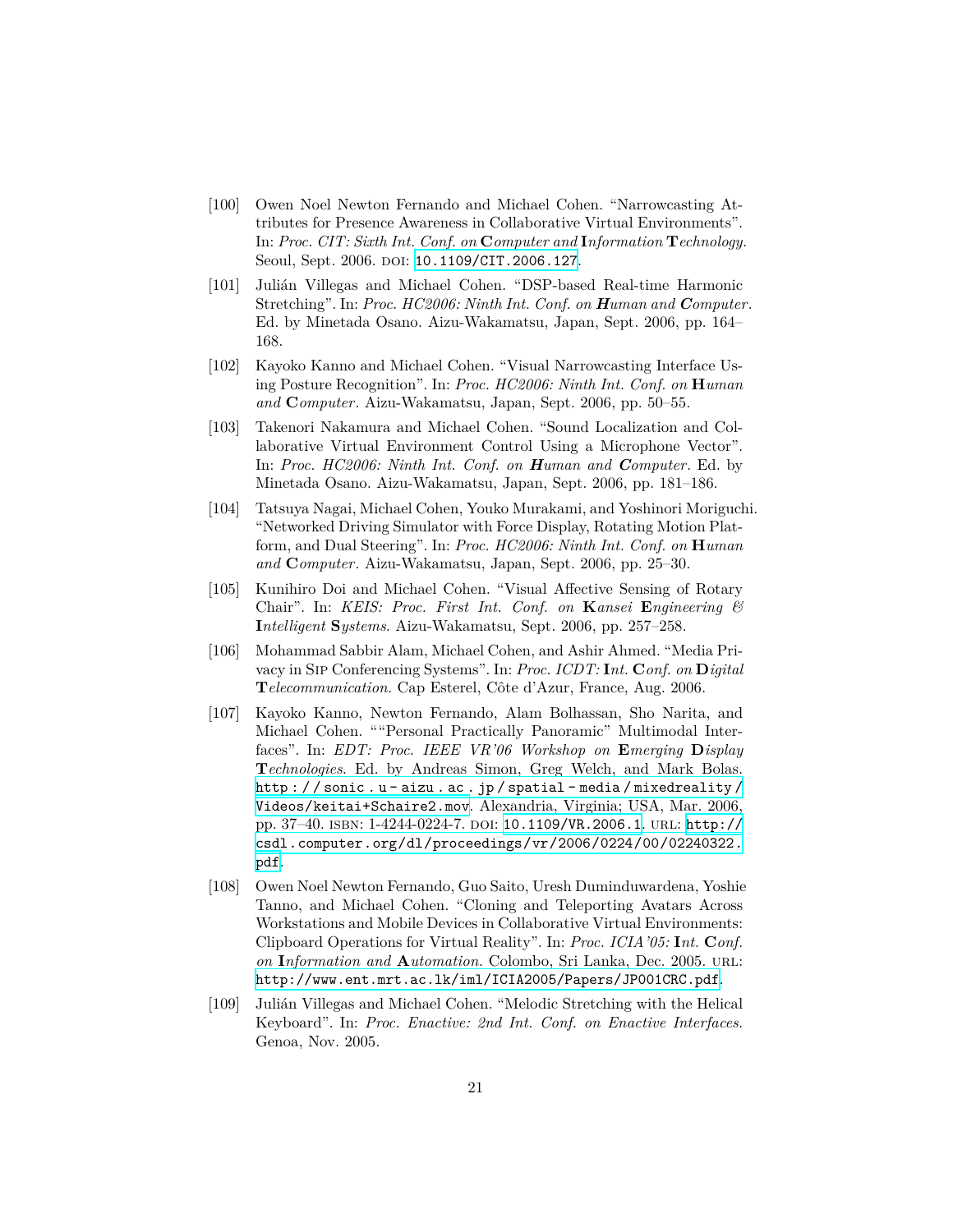[100] Owen Noel Newton Fernando and Michael Cohen. "Narrowcasting Attributes for Presence Awareness in Collaborative Virtual Environments". In: *Proc. CIT: Sixth Int. Conf. on* ***C****omputer and* ***I****nformation* ***T****echnology*. Seoul, Sept. 2006. DOI: 10.1109/CIT.2006.127.

[101] Julián Villegas and Michael Cohen. "DSP-based Real-time Harmonic Stretching". In: *Proc. HC2006: Ninth Int. Conf. on* ***H****uman and* ***C****omputer*. Ed. by Minetada Osano. Aizu-Wakamatsu, Japan, Sept. 2006, pp. 164–168.

[102] Kayoko Kanno and Michael Cohen. "Visual Narrowcasting Interface Using Posture Recognition". In: *Proc. HC2006: Ninth Int. Conf. on* **H***uman and* **C***omputer*. Aizu-Wakamatsu, Japan, Sept. 2006, pp. 50–55.

[103] Takenori Nakamura and Michael Cohen. "Sound Localization and Collaborative Virtual Environment Control Using a Microphone Vector". In: *Proc. HC2006: Ninth Int. Conf. on* ***H****uman and* ***C****omputer*. Ed. by Minetada Osano. Aizu-Wakamatsu, Japan, Sept. 2006, pp. 181–186.

[104] Tatsuya Nagai, Michael Cohen, Youko Murakami, and Yoshinori Moriguchi. "Networked Driving Simulator with Force Display, Rotating Motion Platform, and Dual Steering". In: *Proc. HC2006: Ninth Int. Conf. on* **H***uman and* **C***omputer*. Aizu-Wakamatsu, Japan, Sept. 2006, pp. 25–30.

[105] Kunihiro Doi and Michael Cohen. "Visual Affective Sensing of Rotary Chair". In: *KEIS: Proc. First Int. Conf. on* **K***ansei* **E***ngineering &* **I***ntelligent* **S***ystems*. Aizu-Wakamatsu, Sept. 2006, pp. 257–258.

[106] Mohammad Sabbir Alam, Michael Cohen, and Ashir Ahmed. "Media Privacy in SIP Conferencing Systems". In: *Proc. ICDT:* **I***nt.* **C***onf. on* **D***igital* **T***elecommunication*. Cap Esterel, Côte d'Azur, France, Aug. 2006.

[107] Kayoko Kanno, Newton Fernando, Alam Bolhassan, Sho Narita, and Michael Cohen. ""Personal Practically Panoramic" Multimodal Interfaces". In: *EDT: Proc. IEEE VR'06 Workshop on* **E***merging* **D***isplay* **T***echnologies*. Ed. by Andreas Simon, Greg Welch, and Mark Bolas. http://sonic.u-aizu.ac.jp/spatial-media/mixedreality/Videos/keitai+Schaire2.mov. Alexandria, Virginia; USA, Mar. 2006, pp. 37–40. ISBN: 1-4244-0224-7. DOI: 10.1109/VR.2006.1. URL: http://csdl.computer.org/dl/proceedings/vr/2006/0224/00/02240322.pdf.

[108] Owen Noel Newton Fernando, Guo Saito, Uresh Duminduwardena, Yoshie Tanno, and Michael Cohen. "Cloning and Teleporting Avatars Across Workstations and Mobile Devices in Collaborative Virtual Environments: Clipboard Operations for Virtual Reality". In: *Proc. ICIA'05:* **I***nt.* **C***onf. on* **I***nformation and* **A***utomation*. Colombo, Sri Lanka, Dec. 2005. URL: http://www.ent.mrt.ac.lk/iml/ICIA2005/Papers/JP001CRC.pdf.

[109] Julián Villegas and Michael Cohen. "Melodic Stretching with the Helical Keyboard". In: *Proc. Enactive: 2nd Int. Conf. on Enactive Interfaces*. Genoa, Nov. 2005.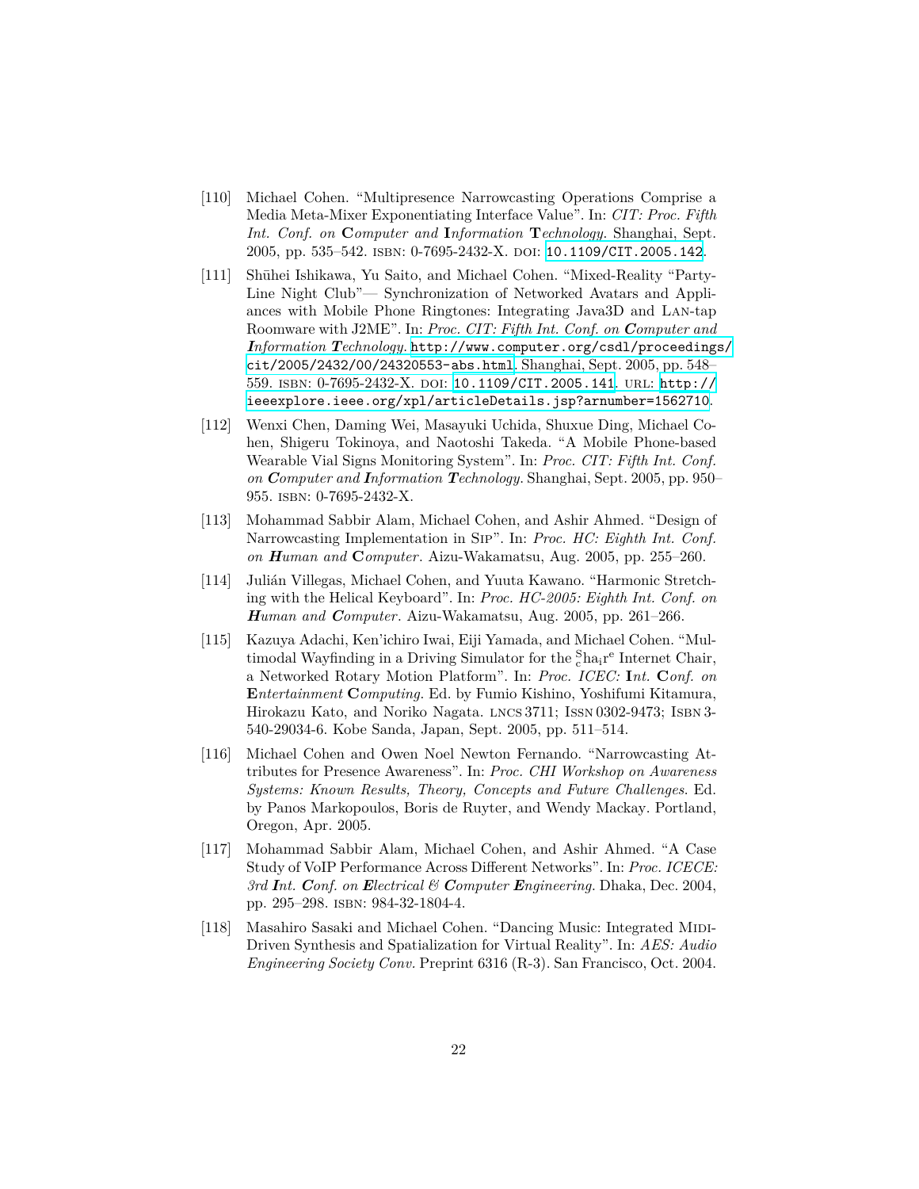[110] Michael Cohen. "Multipresence Narrowcasting Operations Comprise a Media Meta-Mixer Exponentiating Interface Value". In: *CIT: Proc. Fifth Int. Conf. on* **C***omputer and* **I***nformation* **T***echnology*. Shanghai, Sept. 2005, pp. 535–542. ISBN: 0-7695-2432-X. DOI: 10.1109/CIT.2005.142.

[111] Shūhei Ishikawa, Yu Saito, and Michael Cohen. "Mixed-Reality "Party-Line Night Club"— Synchronization of Networked Avatars and Appliances with Mobile Phone Ringtones: Integrating Java3D and LAN-tap Roomware with J2ME". In: *Proc. CIT: Fifth Int. Conf. on* ***C****omputer and* ***I****nformation* ***T****echnology*. http://www.computer.org/csdl/proceedings/cit/2005/2432/00/24320553-abs.html. Shanghai, Sept. 2005, pp. 548–559. ISBN: 0-7695-2432-X. DOI: 10.1109/CIT.2005.141. URL: http://ieeexplore.ieee.org/xpl/articleDetails.jsp?arnumber=1562710.

[112] Wenxi Chen, Daming Wei, Masayuki Uchida, Shuxue Ding, Michael Cohen, Shigeru Tokinoya, and Naotoshi Takeda. "A Mobile Phone-based Wearable Vial Signs Monitoring System". In: *Proc. CIT: Fifth Int. Conf. on* ***C****omputer and* ***I****nformation* ***T****echnology*. Shanghai, Sept. 2005, pp. 950–955. ISBN: 0-7695-2432-X.

[113] Mohammad Sabbir Alam, Michael Cohen, and Ashir Ahmed. "Design of Narrowcasting Implementation in SIP". In: *Proc. HC: Eighth Int. Conf. on* ***H****uman and* **C***omputer*. Aizu-Wakamatsu, Aug. 2005, pp. 255–260.

[114] Julián Villegas, Michael Cohen, and Yuuta Kawano. "Harmonic Stretching with the Helical Keyboard". In: *Proc. HC-2005: Eighth Int. Conf. on* ***H****uman and* ***C****omputer*. Aizu-Wakamatsu, Aug. 2005, pp. 261–266.

[115] Kazuya Adachi, Ken'ichiro Iwai, Eiji Yamada, and Michael Cohen. "Multimodal Wayfinding in a Driving Simulator for the $^{S}_{c}$ha$_{i}$r$^{e}$ Internet Chair, a Networked Rotary Motion Platform". In: *Proc. ICEC:* **I***nt.* **C***onf. on* **E***ntertainment* **C***omputing*. Ed. by Fumio Kishino, Yoshifumi Kitamura, Hirokazu Kato, and Noriko Nagata. LNCS 3711; ISSN 0302-9473; ISBN 3-540-29034-6. Kobe Sanda, Japan, Sept. 2005, pp. 511–514.

[116] Michael Cohen and Owen Noel Newton Fernando. "Narrowcasting Attributes for Presence Awareness". In: *Proc. CHI Workshop on Awareness Systems: Known Results, Theory, Concepts and Future Challenges*. Ed. by Panos Markopoulos, Boris de Ruyter, and Wendy Mackay. Portland, Oregon, Apr. 2005.

[117] Mohammad Sabbir Alam, Michael Cohen, and Ashir Ahmed. "A Case Study of VoIP Performance Across Different Networks". In: *Proc. ICECE: 3rd* ***I****nt.* ***C****onf. on* ***E****lectrical &* ***C****omputer* ***E****ngineering*. Dhaka, Dec. 2004, pp. 295–298. ISBN: 984-32-1804-4.

[118] Masahiro Sasaki and Michael Cohen. "Dancing Music: Integrated MIDI-Driven Synthesis and Spatialization for Virtual Reality". In: *AES: Audio Engineering Society Conv.* Preprint 6316 (R-3). San Francisco, Oct. 2004.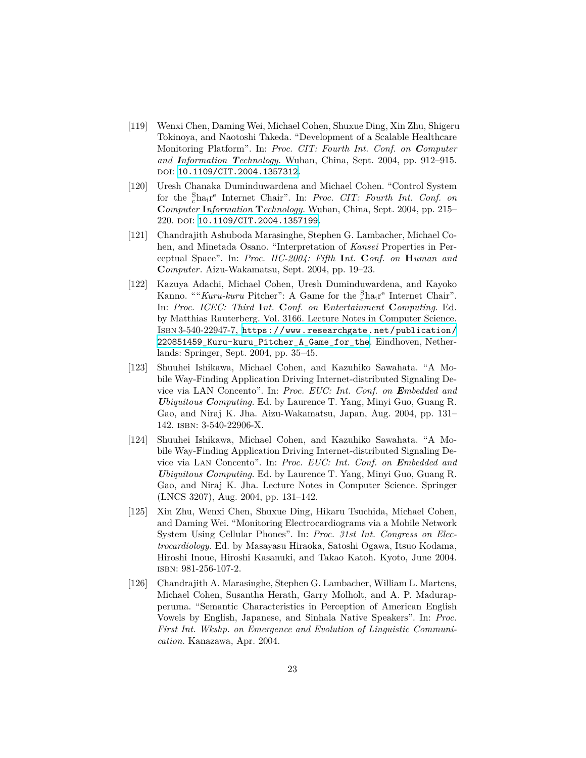[119] Wenxi Chen, Daming Wei, Michael Cohen, Shuxue Ding, Xin Zhu, Shigeru Tokinoya, and Naotoshi Takeda. "Development of a Scalable Healthcare Monitoring Platform". In: *Proc. CIT: Fourth Int. Conf. on* ***C****omputer and* ***I****nformation* ***T****echnology*. Wuhan, China, Sept. 2004, pp. 912–915. DOI: 10.1109/CIT.2004.1357312.

[120] Uresh Chanaka Duminduwardena and Michael Cohen. "Control System for the $^{S}_{c}$ha$_{i}$r$^{e}$ Internet Chair". In: *Proc. CIT: Fourth Int. Conf. on* **C***omputer* **I***nformation* **T***echnology*. Wuhan, China, Sept. 2004, pp. 215–220. DOI: 10.1109/CIT.2004.1357199.

[121] Chandrajith Ashuboda Marasinghe, Stephen G. Lambacher, Michael Cohen, and Minetada Osano. "Interpretation of *Kansei* Properties in Perceptual Space". In: *Proc. HC-2004: Fifth* **I***nt.* **C***onf. on* **H***uman and* **C***omputer*. Aizu-Wakamatsu, Sept. 2004, pp. 19–23.

[122] Kazuya Adachi, Michael Cohen, Uresh Duminduwardena, and Kayoko Kanno. ""*Kuru-kuru* Pitcher": A Game for the $^{S}_{c}$ha$_{i}$r$^{e}$ Internet Chair". In: *Proc. ICEC: Third* **I***nt.* **C***onf. on* **E***ntertainment* **C***omputing*. Ed. by Matthias Rauterberg. Vol. 3166. Lecture Notes in Computer Science. Isbn 3-540-22947-7, https://www.researchgate.net/publication/220851459_Kuru-kuru_Pitcher_A_Game_for_the. Eindhoven, Netherlands: Springer, Sept. 2004, pp. 35–45.

[123] Shuuhei Ishikawa, Michael Cohen, and Kazuhiko Sawahata. "A Mobile Way-Finding Application Driving Internet-distributed Signaling Device via LAN Concento". In: *Proc. EUC: Int. Conf. on* ***E****mbedded and* ***U****biquitous* ***C****omputing*. Ed. by Laurence T. Yang, Minyi Guo, Guang R. Gao, and Niraj K. Jha. Aizu-Wakamatsu, Japan, Aug. 2004, pp. 131–142. ISBN: 3-540-22906-X.

[124] Shuuhei Ishikawa, Michael Cohen, and Kazuhiko Sawahata. "A Mobile Way-Finding Application Driving Internet-distributed Signaling Device via Lan Concento". In: *Proc. EUC: Int. Conf. on* ***E****mbedded and* ***U****biquitous* ***C****omputing*. Ed. by Laurence T. Yang, Minyi Guo, Guang R. Gao, and Niraj K. Jha. Lecture Notes in Computer Science. Springer (LNCS 3207), Aug. 2004, pp. 131–142.

[125] Xin Zhu, Wenxi Chen, Shuxue Ding, Hikaru Tsuchida, Michael Cohen, and Daming Wei. "Monitoring Electrocardiograms via a Mobile Network System Using Cellular Phones". In: *Proc. 31st Int. Congress on Electrocardiology*. Ed. by Masayasu Hiraoka, Satoshi Ogawa, Itsuo Kodama, Hiroshi Inoue, Hiroshi Kasanuki, and Takao Katoh. Kyoto, June 2004. ISBN: 981-256-107-2.

[126] Chandrajith A. Marasinghe, Stephen G. Lambacher, William L. Martens, Michael Cohen, Susantha Herath, Garry Molholt, and A. P. Madurapperuma. "Semantic Characteristics in Perception of American English Vowels by English, Japanese, and Sinhala Native Speakers". In: *Proc. First Int. Wkshp. on Emergence and Evolution of Linguistic Communication*. Kanazawa, Apr. 2004.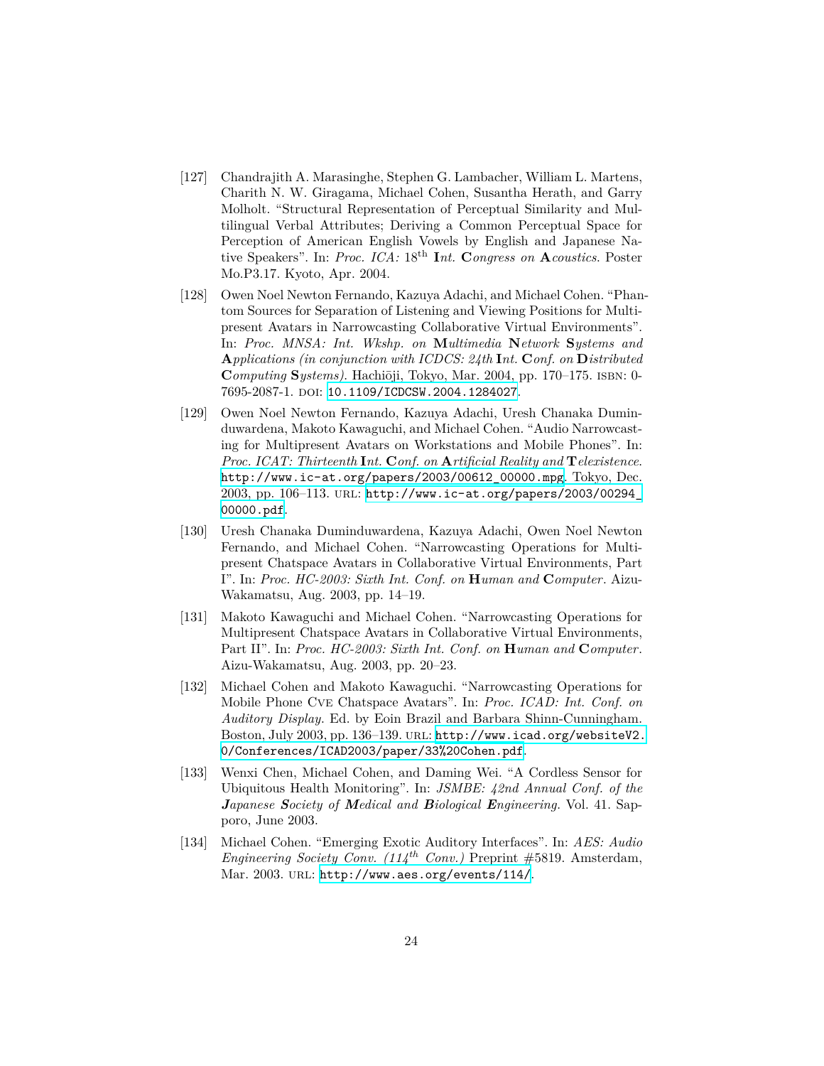[127] Chandrajith A. Marasinghe, Stephen G. Lambacher, William L. Martens, Charith N. W. Giragama, Michael Cohen, Susantha Herath, and Garry Molholt. "Structural Representation of Perceptual Similarity and Multilingual Verbal Attributes; Deriving a Common Perceptual Space for Perception of American English Vowels by English and Japanese Native Speakers". In: *Proc. ICA:* 18th **I***nt.* **C***ongress on* **A***coustics*. Poster Mo.P3.17. Kyoto, Apr. 2004.

[128] Owen Noel Newton Fernando, Kazuya Adachi, and Michael Cohen. "Phantom Sources for Separation of Listening and Viewing Positions for Multipresent Avatars in Narrowcasting Collaborative Virtual Environments". In: *Proc. MNSA: Int. Wkshp. on* **M***ultimedia* **N***etwork* **S***ystems and* **A***pplications (in conjunction with ICDCS: 24th* **I***nt.* **C***onf. on* **D***istributed* **C***omputing* **S***ystems).* Hachiōji, Tokyo, Mar. 2004, pp. 170–175. ISBN: 0-7695-2087-1. DOI: 10.1109/ICDCSW.2004.1284027.

[129] Owen Noel Newton Fernando, Kazuya Adachi, Uresh Chanaka Duminduwardena, Makoto Kawaguchi, and Michael Cohen. "Audio Narrowcasting for Multipresent Avatars on Workstations and Mobile Phones". In: *Proc. ICAT: Thirteenth* **I***nt.* **C***onf. on* **A***rtificial Reality and* **T***elexistence.* http://www.ic-at.org/papers/2003/00612_00000.mpg. Tokyo, Dec. 2003, pp. 106–113. URL: http://www.ic-at.org/papers/2003/00294_00000.pdf.

[130] Uresh Chanaka Duminduwardena, Kazuya Adachi, Owen Noel Newton Fernando, and Michael Cohen. "Narrowcasting Operations for Multipresent Chatspace Avatars in Collaborative Virtual Environments, Part I". In: *Proc. HC-2003: Sixth Int. Conf. on* **H***uman and* **C***omputer*. Aizu-Wakamatsu, Aug. 2003, pp. 14–19.

[131] Makoto Kawaguchi and Michael Cohen. "Narrowcasting Operations for Multipresent Chatspace Avatars in Collaborative Virtual Environments, Part II". In: *Proc. HC-2003: Sixth Int. Conf. on* **H***uman and* **C***omputer*. Aizu-Wakamatsu, Aug. 2003, pp. 20–23.

[132] Michael Cohen and Makoto Kawaguchi. "Narrowcasting Operations for Mobile Phone CVE Chatspace Avatars". In: *Proc. ICAD: Int. Conf. on Auditory Display*. Ed. by Eoin Brazil and Barbara Shinn-Cunningham. Boston, July 2003, pp. 136–139. URL: http://www.icad.org/websiteV2.0/Conferences/ICAD2003/paper/33%20Cohen.pdf.

[133] Wenxi Chen, Michael Cohen, and Daming Wei. "A Cordless Sensor for Ubiquitous Health Monitoring". In: *JSMBE: 42nd Annual Conf. of the* ***J****apanese* ***S****ociety of* ***M****edical and* ***B****iological* ***E****ngineering*. Vol. 41. Sapporo, June 2003.

[134] Michael Cohen. "Emerging Exotic Auditory Interfaces". In: *AES: Audio Engineering Society Conv. (114th Conv.)* Preprint #5819. Amsterdam, Mar. 2003. URL: http://www.aes.org/events/114/.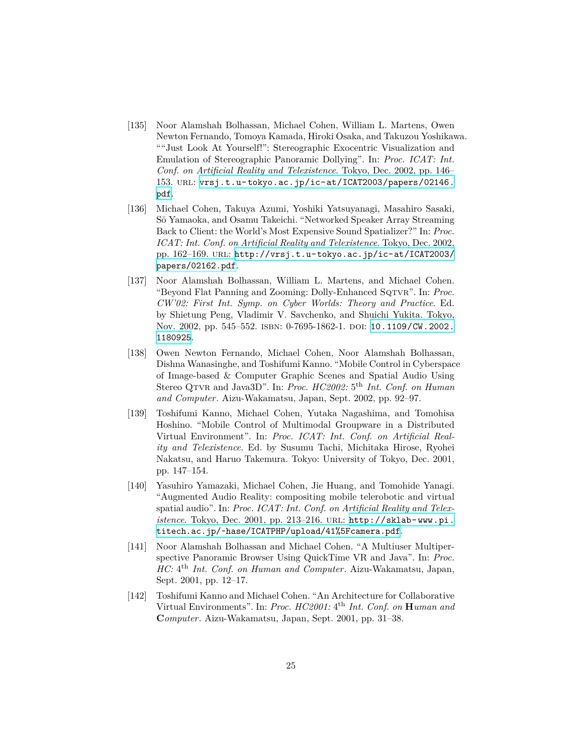[135] Noor Alamshah Bolhassan, Michael Cohen, William L. Martens, Owen Newton Fernando, Tomoya Kamada, Hiroki Osaka, and Takuzou Yoshikawa. ""Just Look At Yourself!": Stereographic Exocentric Visualization and Emulation of Stereographic Panoramic Dollying". In: *Proc. ICAT: Int. Conf. on Artificial Reality and Telexistence.* Tokyo, Dec. 2002, pp. 146–153. URL: vrsj.t.u-tokyo.ac.jp/ic-at/ICAT2003/papers/02146.pdf.

[136] Michael Cohen, Takuya Azumi, Yoshiki Yatsuyanagi, Masahiro Sasaki, Sō Yamaoka, and Osamu Takeichi. "Networked Speaker Array Streaming Back to Client: the World's Most Expensive Sound Spatializer?" In: *Proc. ICAT: Int. Conf. on Artificial Reality and Telexistence.* Tokyo, Dec. 2002, pp. 162–169. URL: http://vrsj.t.u-tokyo.ac.jp/ic-at/ICAT2003/papers/02162.pdf.

[137] Noor Alamshah Bolhassan, William L. Martens, and Michael Cohen. "Beyond Flat Panning and Zooming: Dolly-Enhanced SQTVR". In: *Proc. CW'02: First Int. Symp. on Cyber Worlds: Theory and Practice.* Ed. by Shietung Peng, Vladimir V. Savchenko, and Shuichi Yukita. Tokyo, Nov. 2002, pp. 545–552. ISBN: 0-7695-1862-1. DOI: 10.1109/CW.2002.1180925.

[138] Owen Newton Fernando, Michael Cohen, Noor Alamshah Bolhassan, Dishna Wanasinghe, and Toshifumi Kanno. "Mobile Control in Cyberspace of Image-based & Computer Graphic Scenes and Spatial Audio Using Stereo QTVR and Java3D". In: *Proc. HC2002: 5th Int. Conf. on Human and Computer*. Aizu-Wakamatsu, Japan, Sept. 2002, pp. 92–97.

[139] Toshifumi Kanno, Michael Cohen, Yutaka Nagashima, and Tomohisa Hoshino. "Mobile Control of Multimodal Groupware in a Distributed Virtual Environment". In: *Proc. ICAT: Int. Conf. on Artificial Reality and Telexistence.* Ed. by Susumu Tachi, Michitaka Hirose, Ryohei Nakatsu, and Haruo Takemura. Tokyo: University of Tokyo, Dec. 2001, pp. 147–154.

[140] Yasuhiro Yamazaki, Michael Cohen, Jie Huang, and Tomohide Yanagi. "Augmented Audio Reality: compositing mobile telerobotic and virtual spatial audio". In: *Proc. ICAT: Int. Conf. on Artificial Reality and Telexistence.* Tokyo, Dec. 2001, pp. 213–216. URL: http://sklab-www.pi.titech.ac.jp/~hase/ICATPHP/upload/41%5Fcamera.pdf.

[141] Noor Alamshah Bolhassan and Michael Cohen. "A Multiuser Multiperspective Panoramic Browser Using QuickTime VR and Java". In: *Proc. HC: 4th Int. Conf. on Human and Computer*. Aizu-Wakamatsu, Japan, Sept. 2001, pp. 12–17.

[142] Toshifumi Kanno and Michael Cohen. "An Architecture for Collaborative Virtual Environments". In: *Proc. HC2001: 4th Int. Conf. on* ***H****uman and* ***C****omputer*. Aizu-Wakamatsu, Japan, Sept. 2001, pp. 31–38.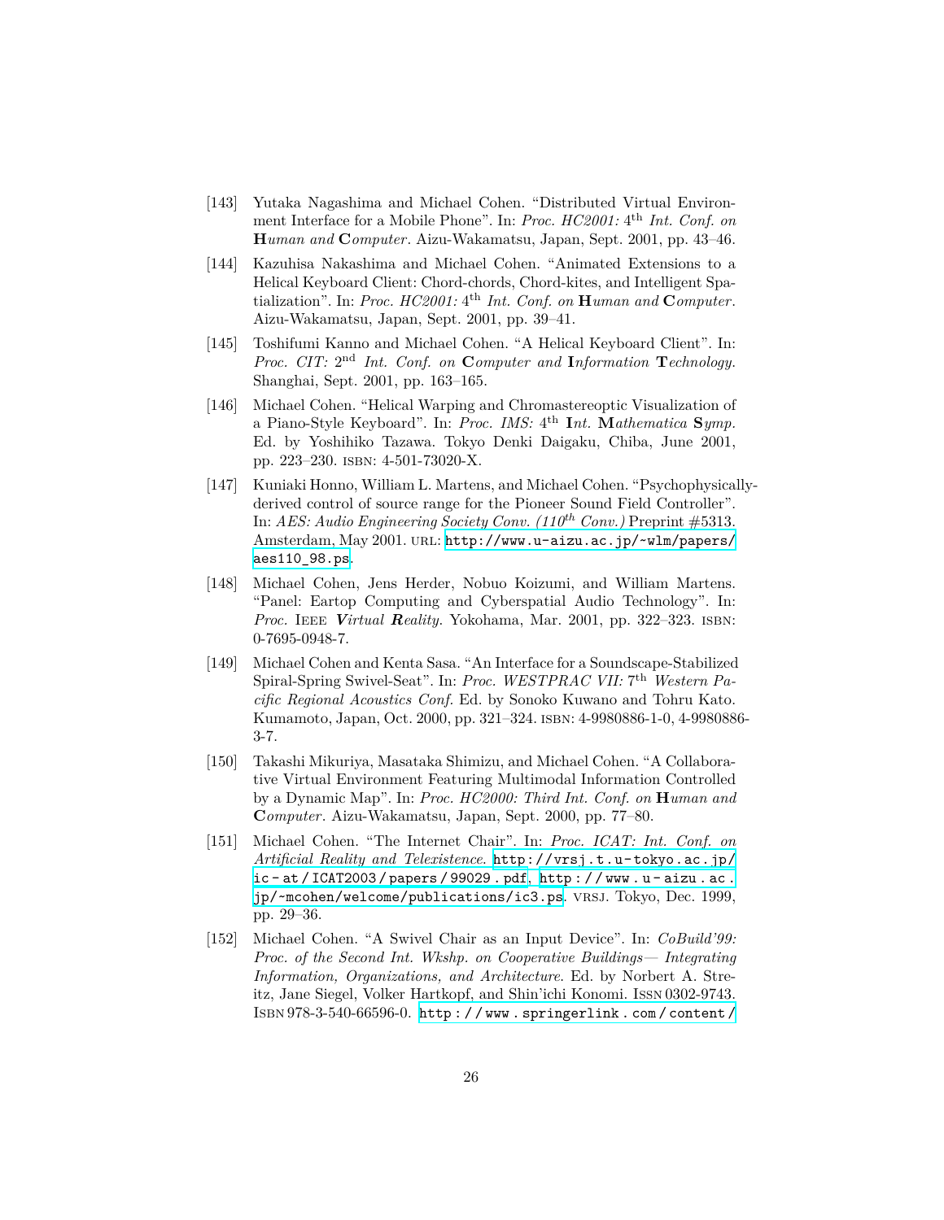[143] Yutaka Nagashima and Michael Cohen. "Distributed Virtual Environment Interface for a Mobile Phone". In: *Proc. HC2001:* 4th *Int. Conf. on* **H***uman and* **C***omputer*. Aizu-Wakamatsu, Japan, Sept. 2001, pp. 43–46.

[144] Kazuhisa Nakashima and Michael Cohen. "Animated Extensions to a Helical Keyboard Client: Chord-chords, Chord-kites, and Intelligent Spatialization". In: *Proc. HC2001:* 4th *Int. Conf. on* **H***uman and* **C***omputer*. Aizu-Wakamatsu, Japan, Sept. 2001, pp. 39–41.

[145] Toshifumi Kanno and Michael Cohen. "A Helical Keyboard Client". In: *Proc. CIT:* 2nd *Int. Conf. on* **C***omputer and* **I***nformation* **T***echnology*. Shanghai, Sept. 2001, pp. 163–165.

[146] Michael Cohen. "Helical Warping and Chromastereoptic Visualization of a Piano-Style Keyboard". In: *Proc. IMS:* 4th **I***nt.* **M***athematica* **S***ymp.* Ed. by Yoshihiko Tazawa. Tokyo Denki Daigaku, Chiba, June 2001, pp. 223–230. ISBN: 4-501-73020-X.

[147] Kuniaki Honno, William L. Martens, and Michael Cohen. "Psychophysically-derived control of source range for the Pioneer Sound Field Controller". In: *AES: Audio Engineering Society Conv. (110th Conv.)* Preprint #5313. Amsterdam, May 2001. URL: http://www.u-aizu.ac.jp/~wlm/papers/aes110_98.ps.

[148] Michael Cohen, Jens Herder, Nobuo Koizumi, and William Martens. "Panel: Eartop Computing and Cyberspatial Audio Technology". In: *Proc.* IEEE ***Virtual Reality***. Yokohama, Mar. 2001, pp. 322–323. ISBN: 0-7695-0948-7.

[149] Michael Cohen and Kenta Sasa. "An Interface for a Soundscape-Stabilized Spiral-Spring Swivel-Seat". In: *Proc. WESTPRAC VII:* 7th *Western Pacific Regional Acoustics Conf.* Ed. by Sonoko Kuwano and Tohru Kato. Kumamoto, Japan, Oct. 2000, pp. 321–324. ISBN: 4-9980886-1-0, 4-9980886-3-7.

[150] Takashi Mikuriya, Masataka Shimizu, and Michael Cohen. "A Collaborative Virtual Environment Featuring Multimodal Information Controlled by a Dynamic Map". In: *Proc. HC2000: Third Int. Conf. on* **H***uman and* **C***omputer*. Aizu-Wakamatsu, Japan, Sept. 2000, pp. 77–80.

[151] Michael Cohen. "The Internet Chair". In: *Proc. ICAT: Int. Conf. on Artificial Reality and Telexistence.* http://vrsj.t.u-tokyo.ac.jp/ic-at/ICAT2003/papers/99029.pdf, http://www.u-aizu.ac.jp/~mcohen/welcome/publications/ic3.ps. VRSJ. Tokyo, Dec. 1999, pp. 29–36.

[152] Michael Cohen. "A Swivel Chair as an Input Device". In: *CoBuild'99: Proc. of the Second Int. Wkshp. on Cooperative Buildings— Integrating Information, Organizations, and Architecture.* Ed. by Norbert A. Streitz, Jane Siegel, Volker Hartkopf, and Shin'ichi Konomi. ISSN 0302-9743. ISBN 978-3-540-66596-0. http://www.springerlink.com/content/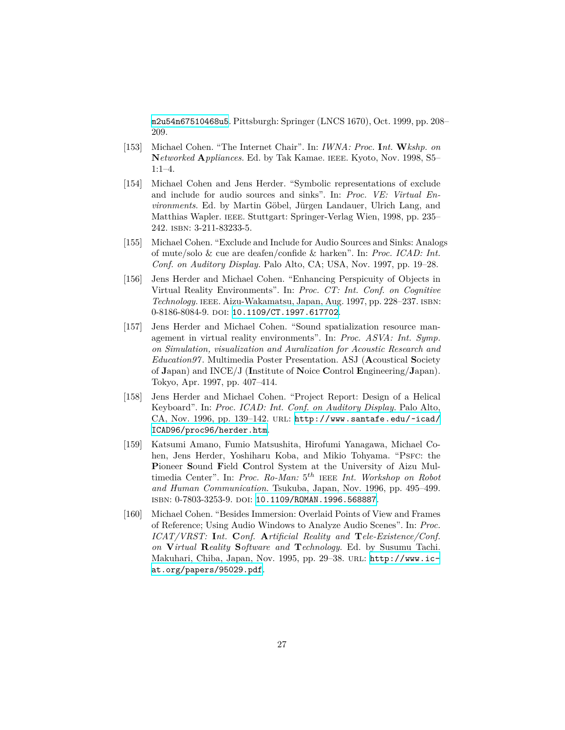m2u54n67510468u5. Pittsburgh: Springer (LNCS 1670), Oct. 1999, pp. 208–209.

[153] Michael Cohen. "The Internet Chair". In: *IWNA: Proc.* **I***nt.* **W***kshp. on* **N***etworked* **A***ppliances*. Ed. by Tak Kamae. IEEE. Kyoto, Nov. 1998, S5–1:1–4.

[154] Michael Cohen and Jens Herder. "Symbolic representations of exclude and include for audio sources and sinks". In: *Proc. VE: Virtual Environments*. Ed. by Martin Göbel, Jürgen Landauer, Ulrich Lang, and Matthias Wapler. IEEE. Stuttgart: Springer-Verlag Wien, 1998, pp. 235–242. ISBN: 3-211-83233-5.

[155] Michael Cohen. "Exclude and Include for Audio Sources and Sinks: Analogs of mute/solo & cue are deafen/confide & harken". In: *Proc. ICAD: Int. Conf. on Auditory Display*. Palo Alto, CA; USA, Nov. 1997, pp. 19–28.

[156] Jens Herder and Michael Cohen. "Enhancing Perspicuity of Objects in Virtual Reality Environments". In: *Proc. CT: Int. Conf. on Cognitive Technology*. IEEE. Aizu-Wakamatsu, Japan, Aug. 1997, pp. 228–237. ISBN: 0-8186-8084-9. DOI: 10.1109/CT.1997.617702.

[157] Jens Herder and Michael Cohen. "Sound spatialization resource management in virtual reality environments". In: *Proc. ASVA: Int. Symp. on Simulation, visualization and Auralization for Acoustic Research and Education97*. Multimedia Poster Presentation. ASJ (**A**coustical **S**ociety of **J**apan) and INCE/J (**I**nstitute of **N**oice **C**ontrol **E**ngineering/**J**apan). Tokyo, Apr. 1997, pp. 407–414.

[158] Jens Herder and Michael Cohen. "Project Report: Design of a Helical Keyboard". In: *Proc. ICAD: Int. Conf. on Auditory Display*. Palo Alto, CA, Nov. 1996, pp. 139–142. URL: http://www.santafe.edu/~icad/ICAD96/proc96/herder.htm.

[159] Katsumi Amano, Fumio Matsushita, Hirofumi Yanagawa, Michael Cohen, Jens Herder, Yoshiharu Koba, and Mikio Tohyama. "PSFC: the **P**ioneer **S**ound **F**ield **C**ontrol System at the University of Aizu Multimedia Center". In: *Proc. Ro-Man:* $5^{th}$ IEEE *Int. Workshop on Robot and Human Communication*. Tsukuba, Japan, Nov. 1996, pp. 495–499. ISBN: 0-7803-3253-9. DOI: 10.1109/ROMAN.1996.568887.

[160] Michael Cohen. "Besides Immersion: Overlaid Points of View and Frames of Reference; Using Audio Windows to Analyze Audio Scenes". In: *Proc. ICAT/VRST:* **I***nt.* **C***onf.* **A***rtificial Reality and* **T***ele-Existence/Conf. on* **V***irtual* **R***eality* **S***oftware and* **T***echnology*. Ed. by Susumu Tachi. Makuhari, Chiba, Japan, Nov. 1995, pp. 29–38. URL: http://www.ic-at.org/papers/95029.pdf.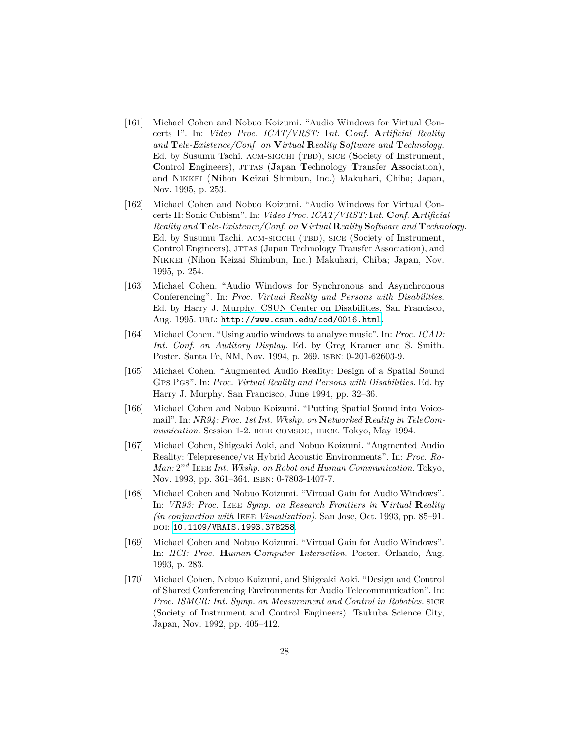[161] Michael Cohen and Nobuo Koizumi. "Audio Windows for Virtual Concerts I". In: *Video Proc. ICAT/VRST: **I**nt. **C**onf. **A**rtificial Reality and **T**ele-Existence/Conf. on **V**irtual **R**eality **S**oftware and **T**echnology.* Ed. by Susumu Tachi. ACM-SIGCHI (TBD), SICE (**S**ociety of **I**nstrument, **C**ontrol **E**ngineers), JTTAS (**J**apan **T**echnology **T**ransfer **A**ssociation), and NIKKEI (**Ni**hon **Kei**zai Shimbun, Inc.) Makuhari, Chiba; Japan, Nov. 1995, p. 253.

[162] Michael Cohen and Nobuo Koizumi. "Audio Windows for Virtual Concerts II: Sonic Cubism". In: *Video Proc. ICAT/VRST: **I**nt. **C**onf. **A**rtificial Reality and **T**ele-Existence/Conf. on **V**irtual **R**eality **S**oftware and **T**echnology.* Ed. by Susumu Tachi. ACM-SIGCHI (TBD), SICE (Society of Instrument, Control Engineers), JTTAS (Japan Technology Transfer Association), and NIKKEI (Nihon Keizai Shimbun, Inc.) Makuhari, Chiba; Japan, Nov. 1995, p. 254.

[163] Michael Cohen. "Audio Windows for Synchronous and Asynchronous Conferencing". In: *Proc. Virtual Reality and Persons with Disabilities.* Ed. by Harry J. Murphy. CSUN Center on Disabilities. San Francisco, Aug. 1995. URL: http://www.csun.edu/cod/0016.html.

[164] Michael Cohen. "Using audio windows to analyze music". In: *Proc. ICAD: Int. Conf. on Auditory Display.* Ed. by Greg Kramer and S. Smith. Poster. Santa Fe, NM, Nov. 1994, p. 269. ISBN: 0-201-62603-9.

[165] Michael Cohen. "Augmented Audio Reality: Design of a Spatial Sound GPS PGS". In: *Proc. Virtual Reality and Persons with Disabilities.* Ed. by Harry J. Murphy. San Francisco, June 1994, pp. 32–36.

[166] Michael Cohen and Nobuo Koizumi. "Putting Spatial Sound into Voicemail". In: *NR94: Proc. 1st Int. Wkshp. on **N**etworked **R**eality in TeleCommunication.* Session 1-2. IEEE COMSOC, IEICE. Tokyo, May 1994.

[167] Michael Cohen, Shigeaki Aoki, and Nobuo Koizumi. "Augmented Audio Reality: Telepresence/VR Hybrid Acoustic Environments". In: *Proc. Ro-Man: $2^{nd}$ IEEE Int. Wkshp. on Robot and Human Communication.* Tokyo, Nov. 1993, pp. 361–364. ISBN: 0-7803-1407-7.

[168] Michael Cohen and Nobuo Koizumi. "Virtual Gain for Audio Windows". In: *VR93: Proc. IEEE Symp. on Research Frontiers in **V**irtual **R**eality (in conjunction with IEEE Visualization).* San Jose, Oct. 1993, pp. 85–91. DOI: 10.1109/VRAIS.1993.378258.

[169] Michael Cohen and Nobuo Koizumi. "Virtual Gain for Audio Windows". In: *HCI: Proc. **H**uman-**C**omputer **I**nteraction.* Poster. Orlando, Aug. 1993, p. 283.

[170] Michael Cohen, Nobuo Koizumi, and Shigeaki Aoki. "Design and Control of Shared Conferencing Environments for Audio Telecommunication". In: *Proc. ISMCR: Int. Symp. on Measurement and Control in Robotics.* SICE (Society of Instrument and Control Engineers). Tsukuba Science City, Japan, Nov. 1992, pp. 405–412.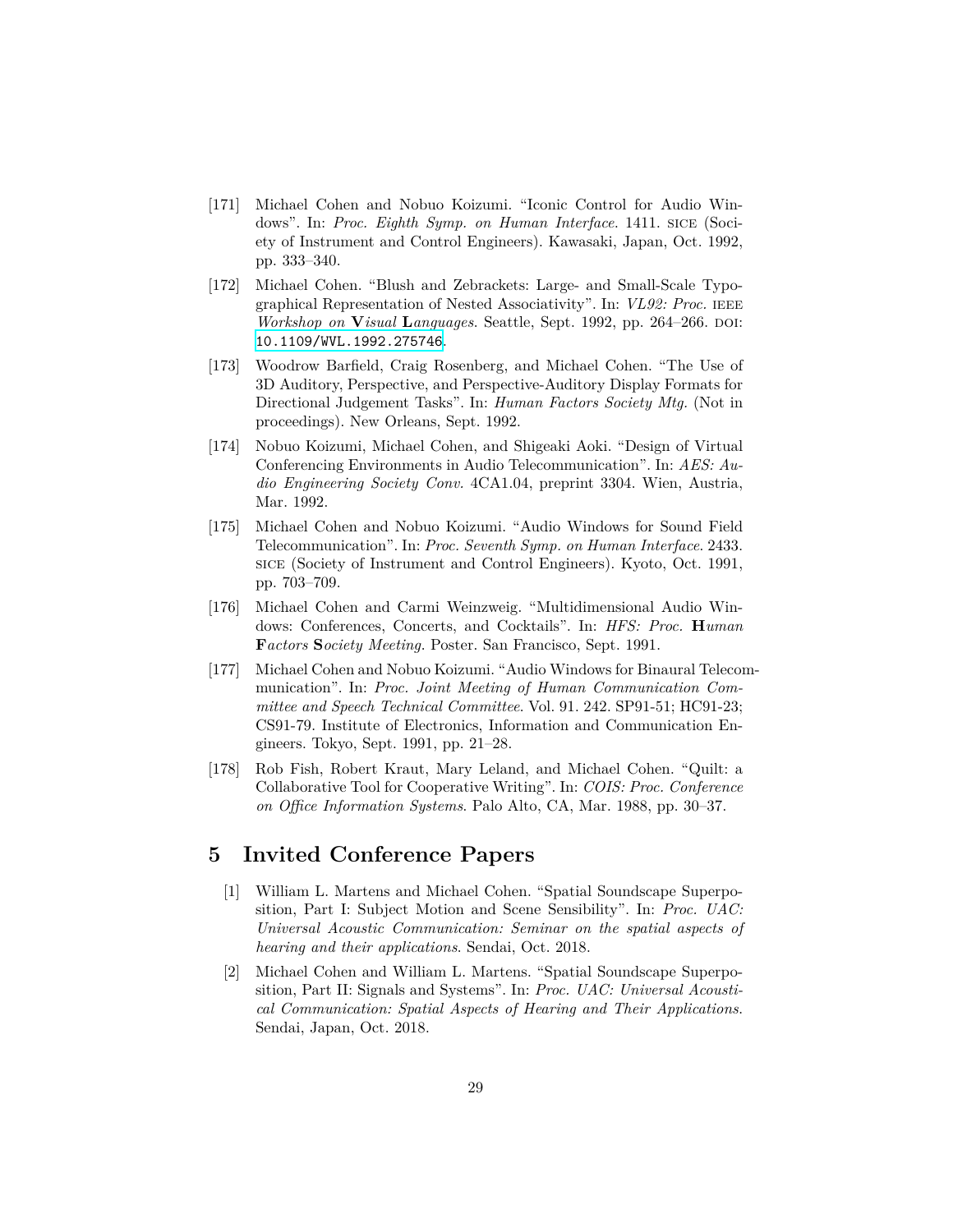[171] Michael Cohen and Nobuo Koizumi. "Iconic Control for Audio Windows". In: *Proc. Eighth Symp. on Human Interface*. 1411. SICE (Society of Instrument and Control Engineers). Kawasaki, Japan, Oct. 1992, pp. 333–340.

[172] Michael Cohen. "Blush and Zebrackets: Large- and Small-Scale Typographical Representation of Nested Associativity". In: *VL92: Proc.* IEEE *Workshop on* ***V****isual* ***L****anguages*. Seattle, Sept. 1992, pp. 264–266. DOI: `10.1109/WVL.1992.275746`.

[173] Woodrow Barfield, Craig Rosenberg, and Michael Cohen. "The Use of 3D Auditory, Perspective, and Perspective-Auditory Display Formats for Directional Judgement Tasks". In: *Human Factors Society Mtg.* (Not in proceedings). New Orleans, Sept. 1992.

[174] Nobuo Koizumi, Michael Cohen, and Shigeaki Aoki. "Design of Virtual Conferencing Environments in Audio Telecommunication". In: *AES: Audio Engineering Society Conv.* 4CA1.04, preprint 3304. Wien, Austria, Mar. 1992.

[175] Michael Cohen and Nobuo Koizumi. "Audio Windows for Sound Field Telecommunication". In: *Proc. Seventh Symp. on Human Interface*. 2433. SICE (Society of Instrument and Control Engineers). Kyoto, Oct. 1991, pp. 703–709.

[176] Michael Cohen and Carmi Weinzweig. "Multidimensional Audio Windows: Conferences, Concerts, and Cocktails". In: *HFS: Proc.* ***H****uman* ***F****actors* ***S****ociety Meeting*. Poster. San Francisco, Sept. 1991.

[177] Michael Cohen and Nobuo Koizumi. "Audio Windows for Binaural Telecommunication". In: *Proc. Joint Meeting of Human Communication Committee and Speech Technical Committee*. Vol. 91. 242. SP91-51; HC91-23; CS91-79. Institute of Electronics, Information and Communication Engineers. Tokyo, Sept. 1991, pp. 21–28.

[178] Rob Fish, Robert Kraut, Mary Leland, and Michael Cohen. "Quilt: a Collaborative Tool for Cooperative Writing". In: *COIS: Proc. Conference on Office Information Systems*. Palo Alto, CA, Mar. 1988, pp. 30–37.

# 5 Invited Conference Papers

[1] William L. Martens and Michael Cohen. "Spatial Soundscape Superposition, Part I: Subject Motion and Scene Sensibility". In: *Proc. UAC: Universal Acoustic Communication: Seminar on the spatial aspects of hearing and their applications*. Sendai, Oct. 2018.

[2] Michael Cohen and William L. Martens. "Spatial Soundscape Superposition, Part II: Signals and Systems". In: *Proc. UAC: Universal Acoustical Communication: Spatial Aspects of Hearing and Their Applications*. Sendai, Japan, Oct. 2018.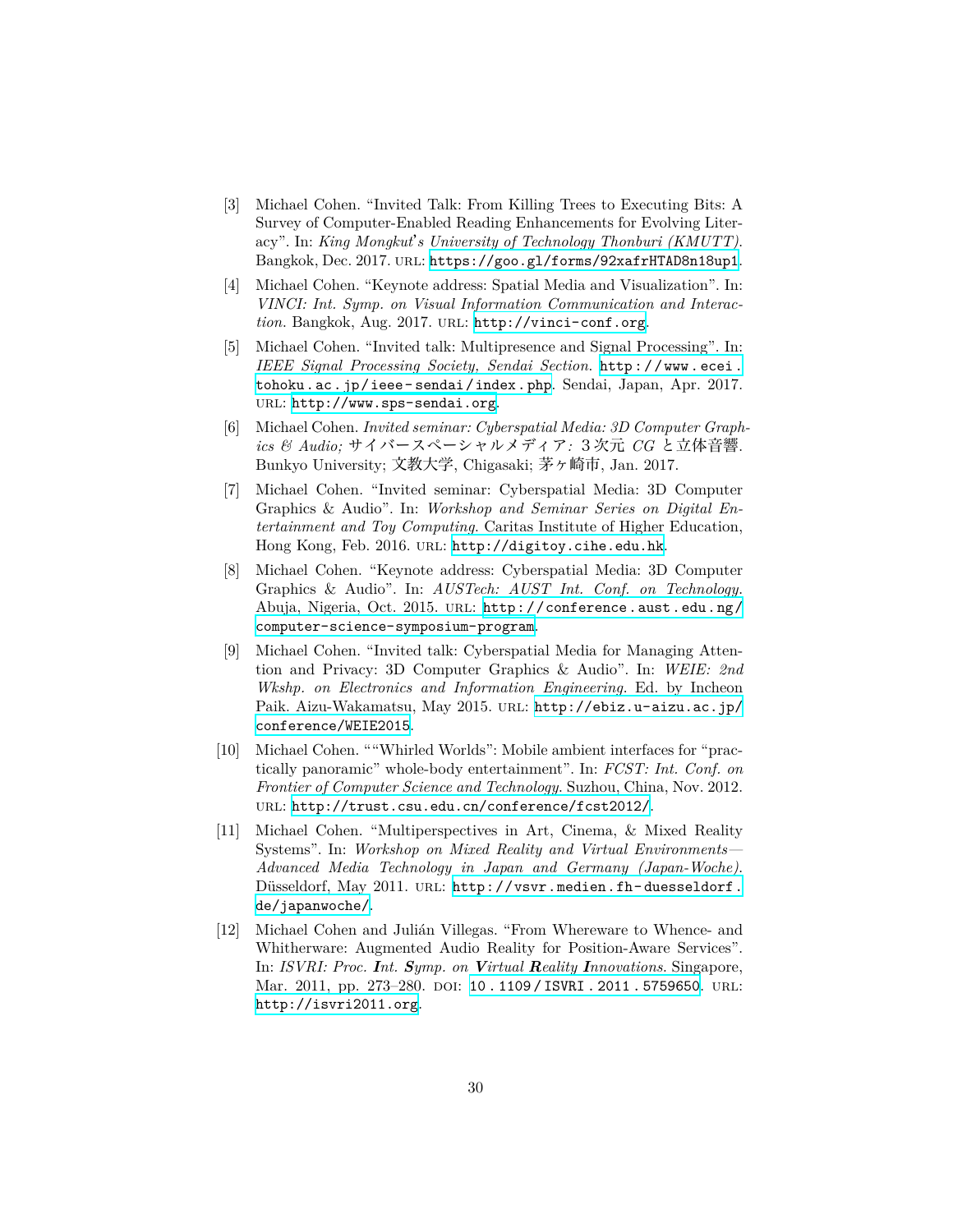[3] Michael Cohen. "Invited Talk: From Killing Trees to Executing Bits: A Survey of Computer-Enabled Reading Enhancements for Evolving Literacy". In: *King Mongkut's University of Technology Thonburi (KMUTT)*. Bangkok, Dec. 2017. URL: https://goo.gl/forms/92xafrHTAD8n18up1.

[4] Michael Cohen. "Keynote address: Spatial Media and Visualization". In: *VINCI: Int. Symp. on Visual Information Communication and Interaction*. Bangkok, Aug. 2017. URL: http://vinci-conf.org.

[5] Michael Cohen. "Invited talk: Multipresence and Signal Processing". In: *IEEE Signal Processing Society, Sendai Section*. http://www.ecei.tohoku.ac.jp/ieee-sendai/index.php. Sendai, Japan, Apr. 2017. URL: http://www.sps-sendai.org.

[6] Michael Cohen. *Invited seminar: Cyberspatial Media: 3D Computer Graphics & Audio; サイバースペーシャルメディア: 3次元 CG と立体音響*. Bunkyo University; 文教大学, Chigasaki; 茅ヶ崎市, Jan. 2017.

[7] Michael Cohen. "Invited seminar: Cyberspatial Media: 3D Computer Graphics & Audio". In: *Workshop and Seminar Series on Digital Entertainment and Toy Computing*. Caritas Institute of Higher Education, Hong Kong, Feb. 2016. URL: http://digitoy.cihe.edu.hk.

[8] Michael Cohen. "Keynote address: Cyberspatial Media: 3D Computer Graphics & Audio". In: *AUSTech: AUST Int. Conf. on Technology*. Abuja, Nigeria, Oct. 2015. URL: http://conference.aust.edu.ng/computer-science-symposium-program.

[9] Michael Cohen. "Invited talk: Cyberspatial Media for Managing Attention and Privacy: 3D Computer Graphics & Audio". In: *WEIE: 2nd Wkshp. on Electronics and Information Engineering*. Ed. by Incheon Paik. Aizu-Wakamatsu, May 2015. URL: http://ebiz.u-aizu.ac.jp/conference/WEIE2015.

[10] Michael Cohen. ""Whirled Worlds": Mobile ambient interfaces for "practically panoramic" whole-body entertainment". In: *FCST: Int. Conf. on Frontier of Computer Science and Technology*. Suzhou, China, Nov. 2012. URL: http://trust.csu.edu.cn/conference/fcst2012/.

[11] Michael Cohen. "Multiperspectives in Art, Cinema, & Mixed Reality Systems". In: *Workshop on Mixed Reality and Virtual Environments—Advanced Media Technology in Japan and Germany (Japan-Woche)*. Düsseldorf, May 2011. URL: http://vsvr.medien.fh-duesseldorf.de/japanwoche/.

[12] Michael Cohen and Julián Villegas. "From Whereware to Whence- and Whitherware: Augmented Audio Reality for Position-Aware Services". In: *ISVRI: Proc. **I**nt. **S**ymp. on **V**irtual **R**eality **I**nnovations*. Singapore, Mar. 2011, pp. 273–280. DOI: 10.1109/ISVRI.2011.5759650. URL: http://isvri2011.org.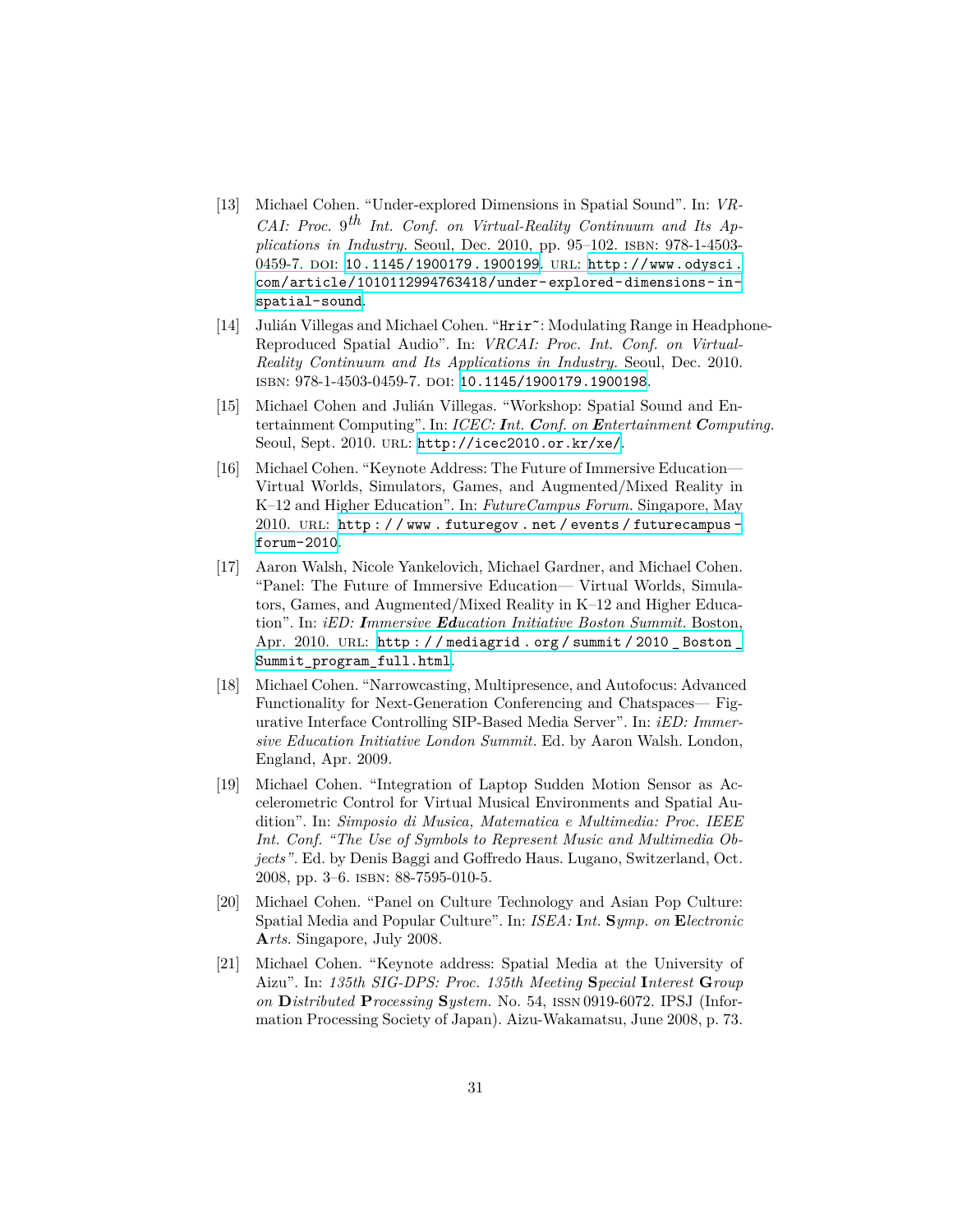[13] Michael Cohen. “Under-explored Dimensions in Spatial Sound”. In: *VRCAI: Proc. $9^{th}$ Int. Conf. on Virtual-Reality Continuum and Its Applications in Industry.* Seoul, Dec. 2010, pp. 95–102. ISBN: 978-1-4503-0459-7. DOI: 10.1145/1900179.1900199. URL: http://www.odysci.com/article/1010112994763418/under-explored-dimensions-in-spatial-sound.

[14] Julián Villegas and Michael Cohen. “`Hrir~`: Modulating Range in Headphone-Reproduced Spatial Audio”. In: *VRCAI: Proc. Int. Conf. on Virtual-Reality Continuum and Its Applications in Industry.* Seoul, Dec. 2010. ISBN: 978-1-4503-0459-7. DOI: 10.1145/1900179.1900198.

[15] Michael Cohen and Julián Villegas. “Workshop: Spatial Sound and Entertainment Computing”. In: *ICEC: **I**nt. **C**onf. on **E**ntertainment **C**omputing.* Seoul, Sept. 2010. URL: http://icec2010.or.kr/xe/.

[16] Michael Cohen. “Keynote Address: The Future of Immersive Education— Virtual Worlds, Simulators, Games, and Augmented/Mixed Reality in K–12 and Higher Education”. In: *FutureCampus Forum.* Singapore, May 2010. URL: http://www.futuregov.net/events/futurecampus-forum-2010.

[17] Aaron Walsh, Nicole Yankelovich, Michael Gardner, and Michael Cohen. “Panel: The Future of Immersive Education— Virtual Worlds, Simulators, Games, and Augmented/Mixed Reality in K–12 and Higher Education”. In: *iED: **I**mmersive **Ed**ucation Initiative Boston Summit.* Boston, Apr. 2010. URL: http://mediagrid.org/summit/2010_Boston_Summit_program_full.html.

[18] Michael Cohen. “Narrowcasting, Multipresence, and Autofocus: Advanced Functionality for Next-Generation Conferencing and Chatspaces— Figurative Interface Controlling SIP-Based Media Server”. In: *iED: Immersive Education Initiative London Summit.* Ed. by Aaron Walsh. London, England, Apr. 2009.

[19] Michael Cohen. “Integration of Laptop Sudden Motion Sensor as Accelerometric Control for Virtual Musical Environments and Spatial Audition”. In: *Simposio di Musica, Matematica e Multimedia: Proc. IEEE Int. Conf. “The Use of Symbols to Represent Music and Multimedia Objects”.* Ed. by Denis Baggi and Goffredo Haus. Lugano, Switzerland, Oct. 2008, pp. 3–6. ISBN: 88-7595-010-5.

[20] Michael Cohen. “Panel on Culture Technology and Asian Pop Culture: Spatial Media and Popular Culture”. In: *ISEA: **I**nt. **S**ymp. on **E**lectronic **A**rts.* Singapore, July 2008.

[21] Michael Cohen. “Keynote address: Spatial Media at the University of Aizu”. In: *135th SIG-DPS: Proc. 135th Meeting **S**pecial **I**nterest **G**roup on **D**istributed **P**rocessing **S**ystem.* No. 54, ISSN 0919-6072. IPSJ (Information Processing Society of Japan). Aizu-Wakamatsu, June 2008, p. 73.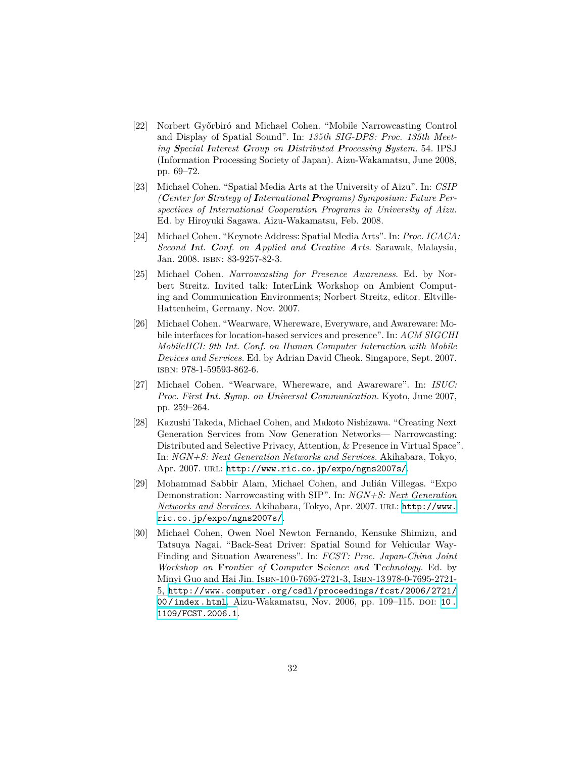[22] Norbert Győrbiró and Michael Cohen. "Mobile Narrowcasting Control and Display of Spatial Sound". In: *135th SIG-DPS: Proc. 135th Meeting **S**pecial **I**nterest **G**roup on **D**istributed **P**rocessing **S**ystem.* 54. IPSJ (Information Processing Society of Japan). Aizu-Wakamatsu, June 2008, pp. 69–72.

[23] Michael Cohen. "Spatial Media Arts at the University of Aizu". In: *CSIP (**C**enter for **S**trategy of **I**nternational **P**rograms) Symposium: Future Perspectives of International Cooperation Programs in University of Aizu.* Ed. by Hiroyuki Sagawa. Aizu-Wakamatsu, Feb. 2008.

[24] Michael Cohen. "Keynote Address: Spatial Media Arts". In: *Proc. ICACA: Second **I**nt. **C**onf. on **A**pplied and **C**reative **A**rts.* Sarawak, Malaysia, Jan. 2008. ISBN: 83-9257-82-3.

[25] Michael Cohen. *Narrowcasting for Presence Awareness.* Ed. by Norbert Streitz. Invited talk: InterLink Workshop on Ambient Computing and Communication Environments; Norbert Streitz, editor. Eltville-Hattenheim, Germany. Nov. 2007.

[26] Michael Cohen. "Wearware, Whereware, Everyware, and Awareware: Mobile interfaces for location-based services and presence". In: *ACM SIGCHI MobileHCI: 9th Int. Conf. on Human Computer Interaction with Mobile Devices and Services.* Ed. by Adrian David Cheok. Singapore, Sept. 2007. ISBN: 978-1-59593-862-6.

[27] Michael Cohen. "Wearware, Whereware, and Awareware". In: *ISUC: Proc. First **I**nt. **S**ymp. on **U**niversal **C**ommunication.* Kyoto, June 2007, pp. 259–264.

[28] Kazushi Takeda, Michael Cohen, and Makoto Nishizawa. "Creating Next Generation Services from Now Generation Networks— Narrowcasting: Distributed and Selective Privacy, Attention, & Presence in Virtual Space". In: *NGN+S: Next Generation Networks and Services.* Akihabara, Tokyo, Apr. 2007. URL: http://www.ric.co.jp/expo/ngns2007s/.

[29] Mohammad Sabbir Alam, Michael Cohen, and Julián Villegas. "Expo Demonstration: Narrowcasting with SIP". In: *NGN+S: Next Generation Networks and Services.* Akihabara, Tokyo, Apr. 2007. URL: http://www.ric.co.jp/expo/ngns2007s/.

[30] Michael Cohen, Owen Noel Newton Fernando, Kensuke Shimizu, and Tatsuya Nagai. "Back-Seat Driver: Spatial Sound for Vehicular Way-Finding and Situation Awareness". In: *FCST: Proc. Japan-China Joint Workshop on **F**rontier of **C**omputer **S**cience and **T**echnology.* Ed. by Minyi Guo and Hai Jin. ISBN-10 0-7695-2721-3, ISBN-13 978-0-7695-2721-5, http://www.computer.org/csdl/proceedings/fcst/2006/2721/00/index.html. Aizu-Wakamatsu, Nov. 2006, pp. 109–115. DOI: 10.1109/FCST.2006.1.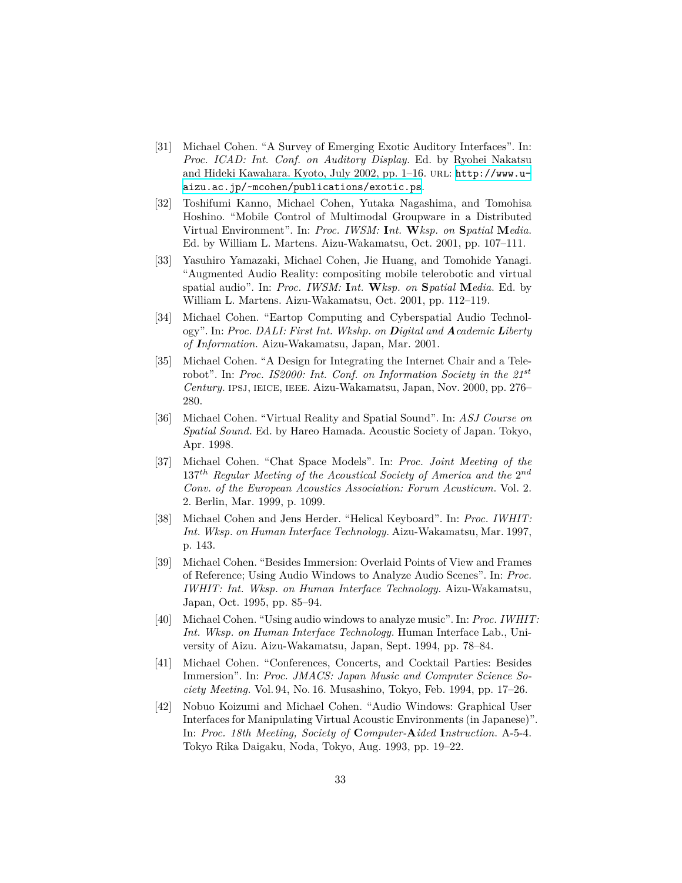[31] Michael Cohen. "A Survey of Emerging Exotic Auditory Interfaces". In: *Proc. ICAD: Int. Conf. on Auditory Display.* Ed. by Ryohei Nakatsu and Hideki Kawahara. Kyoto, July 2002, pp. 1–16. URL: http://www.u-aizu.ac.jp/~mcohen/publications/exotic.ps.

[32] Toshifumi Kanno, Michael Cohen, Yutaka Nagashima, and Tomohisa Hoshino. "Mobile Control of Multimodal Groupware in a Distributed Virtual Environment". In: *Proc. IWSM: **I**nt. **W**ksp. on **S**patial **M**edia.* Ed. by William L. Martens. Aizu-Wakamatsu, Oct. 2001, pp. 107–111.

[33] Yasuhiro Yamazaki, Michael Cohen, Jie Huang, and Tomohide Yanagi. "Augmented Audio Reality: compositing mobile telerobotic and virtual spatial audio". In: *Proc. IWSM: **I**nt. **W**ksp. on **S**patial **M**edia.* Ed. by William L. Martens. Aizu-Wakamatsu, Oct. 2001, pp. 112–119.

[34] Michael Cohen. "Eartop Computing and Cyberspatial Audio Technology". In: *Proc. DALI: First Int. Wkshp. on **D**igital and **A**cademic **L**iberty of **I**nformation.* Aizu-Wakamatsu, Japan, Mar. 2001.

[35] Michael Cohen. "A Design for Integrating the Internet Chair and a Telerobot". In: *Proc. IS2000: Int. Conf. on Information Society in the 21st Century.* IPSJ, IEICE, IEEE. Aizu-Wakamatsu, Japan, Nov. 2000, pp. 276–280.

[36] Michael Cohen. "Virtual Reality and Spatial Sound". In: *ASJ Course on Spatial Sound.* Ed. by Hareo Hamada. Acoustic Society of Japan. Tokyo, Apr. 1998.

[37] Michael Cohen. "Chat Space Models". In: *Proc. Joint Meeting of the 137th Regular Meeting of the Acoustical Society of America and the 2nd Conv. of the European Acoustics Association: Forum Acusticum.* Vol. 2. 2. Berlin, Mar. 1999, p. 1099.

[38] Michael Cohen and Jens Herder. "Helical Keyboard". In: *Proc. IWHIT: Int. Wksp. on Human Interface Technology.* Aizu-Wakamatsu, Mar. 1997, p. 143.

[39] Michael Cohen. "Besides Immersion: Overlaid Points of View and Frames of Reference; Using Audio Windows to Analyze Audio Scenes". In: *Proc. IWHIT: Int. Wksp. on Human Interface Technology.* Aizu-Wakamatsu, Japan, Oct. 1995, pp. 85–94.

[40] Michael Cohen. "Using audio windows to analyze music". In: *Proc. IWHIT: Int. Wksp. on Human Interface Technology.* Human Interface Lab., University of Aizu. Aizu-Wakamatsu, Japan, Sept. 1994, pp. 78–84.

[41] Michael Cohen. "Conferences, Concerts, and Cocktail Parties: Besides Immersion". In: *Proc. JMACS: Japan Music and Computer Science Society Meeting.* Vol. 94, No. 16. Musashino, Tokyo, Feb. 1994, pp. 17–26.

[42] Nobuo Koizumi and Michael Cohen. "Audio Windows: Graphical User Interfaces for Manipulating Virtual Acoustic Environments (in Japanese)". In: *Proc. 18th Meeting, Society of **C**omputer-**A**ided **I**nstruction.* A-5-4. Tokyo Rika Daigaku, Noda, Tokyo, Aug. 1993, pp. 19–22.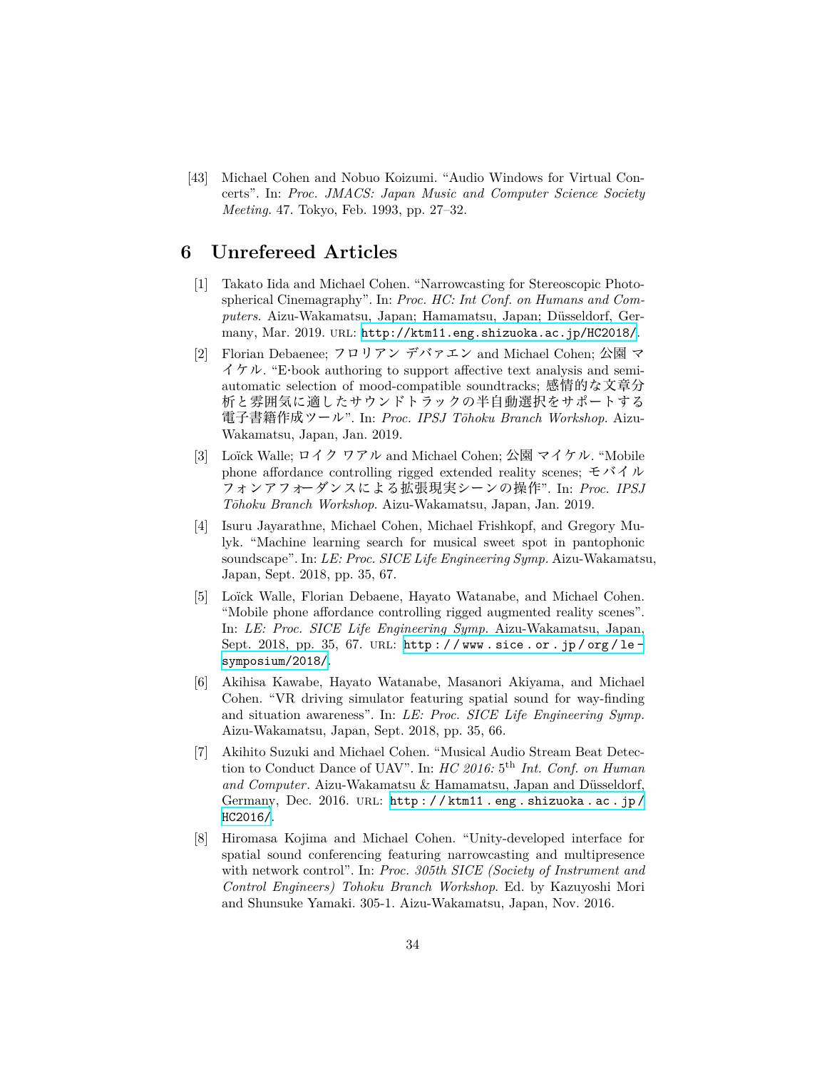[43] Michael Cohen and Nobuo Koizumi. "Audio Windows for Virtual Concerts". In: *Proc. JMACS: Japan Music and Computer Science Society Meeting.* 47. Tokyo, Feb. 1993, pp. 27–32.

## 6 Unrefereed Articles

[1] Takato Iida and Michael Cohen. "Narrowcasting for Stereoscopic Photospherical Cinemagraphy". In: *Proc. HC: Int Conf. on Humans and Computers.* Aizu-Wakamatsu, Japan; Hamamatsu, Japan; Düsseldorf, Germany, Mar. 2019. URL: http://ktm11.eng.shizuoka.ac.jp/HC2018/.

[2] Florian Debaenee; フロリアン デバァエン and Michael Cohen; 公園 マイケル. "E·book authoring to support affective text analysis and semi-automatic selection of mood-compatible soundtracks; 感情的な文章分析と雰囲気に適したサウンドトラックの半自動選択をサポートする電子書籍作成ツール". In: *Proc. IPSJ Tōhoku Branch Workshop.* Aizu-Wakamatsu, Japan, Jan. 2019.

[3] Loïck Walle; ロイク ワアル and Michael Cohen; 公園 マイケル. "Mobile phone affordance controlling rigged extended reality scenes; モバイルフォンアフォーダンスによる拡張現実シーンの操作". In: *Proc. IPSJ Tōhoku Branch Workshop.* Aizu-Wakamatsu, Japan, Jan. 2019.

[4] Isuru Jayarathne, Michael Cohen, Michael Frishkopf, and Gregory Mulyk. "Machine learning search for musical sweet spot in pantophonic soundscape". In: *LE: Proc. SICE Life Engineering Symp.* Aizu-Wakamatsu, Japan, Sept. 2018, pp. 35, 67.

[5] Loïck Walle, Florian Debaene, Hayato Watanabe, and Michael Cohen. "Mobile phone affordance controlling rigged augmented reality scenes". In: *LE: Proc. SICE Life Engineering Symp.* Aizu-Wakamatsu, Japan, Sept. 2018, pp. 35, 67. URL: http://www.sice.or.jp/org/le-symposium/2018/.

[6] Akihisa Kawabe, Hayato Watanabe, Masanori Akiyama, and Michael Cohen. "VR driving simulator featuring spatial sound for way-finding and situation awareness". In: *LE: Proc. SICE Life Engineering Symp.* Aizu-Wakamatsu, Japan, Sept. 2018, pp. 35, 66.

[7] Akihito Suzuki and Michael Cohen. "Musical Audio Stream Beat Detection to Conduct Dance of UAV". In: *HC 2016:* 5th *Int. Conf. on Human and Computer*. Aizu-Wakamatsu & Hamamatsu, Japan and Düsseldorf, Germany, Dec. 2016. URL: http://ktm11.eng.shizuoka.ac.jp/HC2016/.

[8] Hiromasa Kojima and Michael Cohen. "Unity-developed interface for spatial sound conferencing featuring narrowcasting and multipresence with network control". In: *Proc. 305th SICE (Society of Instrument and Control Engineers) Tohoku Branch Workshop*. Ed. by Kazuyoshi Mori and Shunsuke Yamaki. 305-1. Aizu-Wakamatsu, Japan, Nov. 2016.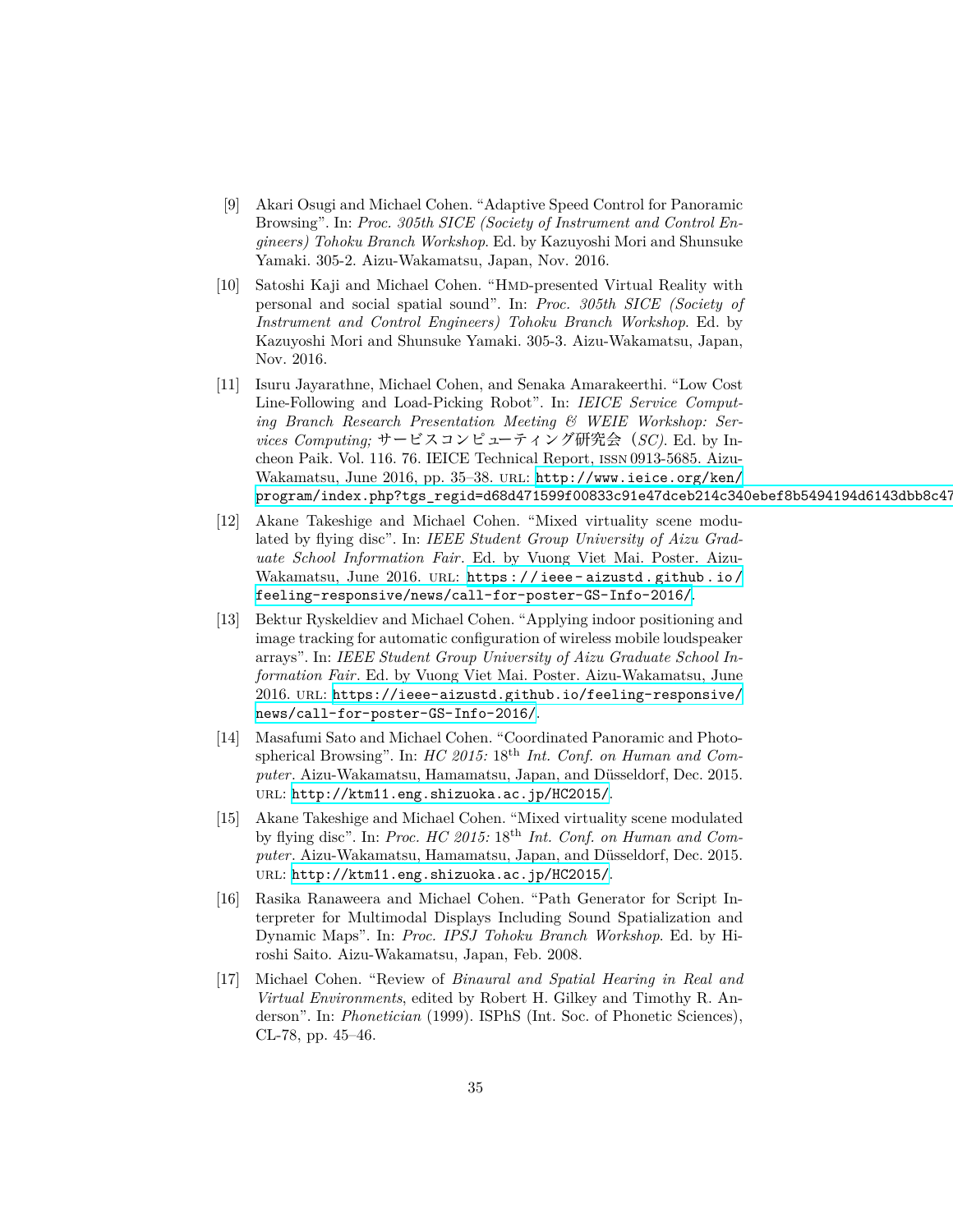[9] Akari Osugi and Michael Cohen. “Adaptive Speed Control for Panoramic Browsing”. In: *Proc. 305th SICE (Society of Instrument and Control Engineers) Tohoku Branch Workshop*. Ed. by Kazuyoshi Mori and Shunsuke Yamaki. 305-2. Aizu-Wakamatsu, Japan, Nov. 2016.

[10] Satoshi Kaji and Michael Cohen. “HMD-presented Virtual Reality with personal and social spatial sound”. In: *Proc. 305th SICE (Society of Instrument and Control Engineers) Tohoku Branch Workshop*. Ed. by Kazuyoshi Mori and Shunsuke Yamaki. 305-3. Aizu-Wakamatsu, Japan, Nov. 2016.

[11] Isuru Jayarathne, Michael Cohen, and Senaka Amarakeerthi. “Low Cost Line-Following and Load-Picking Robot”. In: *IEICE Service Computing Branch Research Presentation Meeting & WEIE Workshop: Services Computing; サービスコンピューティング研究会（SC)*. Ed. by Incheon Paik. Vol. 116. 76. IEICE Technical Report, ISSN 0913-5685. Aizu-Wakamatsu, June 2016, pp. 35–38. URL: http://www.ieice.org/ken/program/index.php?tgs_regid=d68d471599f00833c91e47dceb214c340ebef8b5494194d6143dbb8c47

[12] Akane Takeshige and Michael Cohen. “Mixed virtuality scene modulated by flying disc”. In: *IEEE Student Group University of Aizu Graduate School Information Fair*. Ed. by Vuong Viet Mai. Poster. Aizu-Wakamatsu, June 2016. URL: https://ieee-aizustd.github.io/feeling-responsive/news/call-for-poster-GS-Info-2016/.

[13] Bektur Ryskeldiev and Michael Cohen. “Applying indoor positioning and image tracking for automatic configuration of wireless mobile loudspeaker arrays”. In: *IEEE Student Group University of Aizu Graduate School Information Fair*. Ed. by Vuong Viet Mai. Poster. Aizu-Wakamatsu, June 2016. URL: https://ieee-aizustd.github.io/feeling-responsive/news/call-for-poster-GS-Info-2016/.

[14] Masafumi Sato and Michael Cohen. “Coordinated Panoramic and Photospherical Browsing”. In: *HC 2015:* 18th *Int. Conf. on Human and Computer*. Aizu-Wakamatsu, Hamamatsu, Japan, and Düsseldorf, Dec. 2015. URL: http://ktm11.eng.shizuoka.ac.jp/HC2015/.

[15] Akane Takeshige and Michael Cohen. “Mixed virtuality scene modulated by flying disc”. In: *Proc. HC 2015:* 18th *Int. Conf. on Human and Computer*. Aizu-Wakamatsu, Hamamatsu, Japan, and Düsseldorf, Dec. 2015. URL: http://ktm11.eng.shizuoka.ac.jp/HC2015/.

[16] Rasika Ranaweera and Michael Cohen. “Path Generator for Script Interpreter for Multimodal Displays Including Sound Spatialization and Dynamic Maps”. In: *Proc. IPSJ Tohoku Branch Workshop*. Ed. by Hiroshi Saito. Aizu-Wakamatsu, Japan, Feb. 2008.

[17] Michael Cohen. “Review of *Binaural and Spatial Hearing in Real and Virtual Environments*, edited by Robert H. Gilkey and Timothy R. Anderson”. In: *Phonetician* (1999). ISPhS (Int. Soc. of Phonetic Sciences), CL-78, pp. 45–46.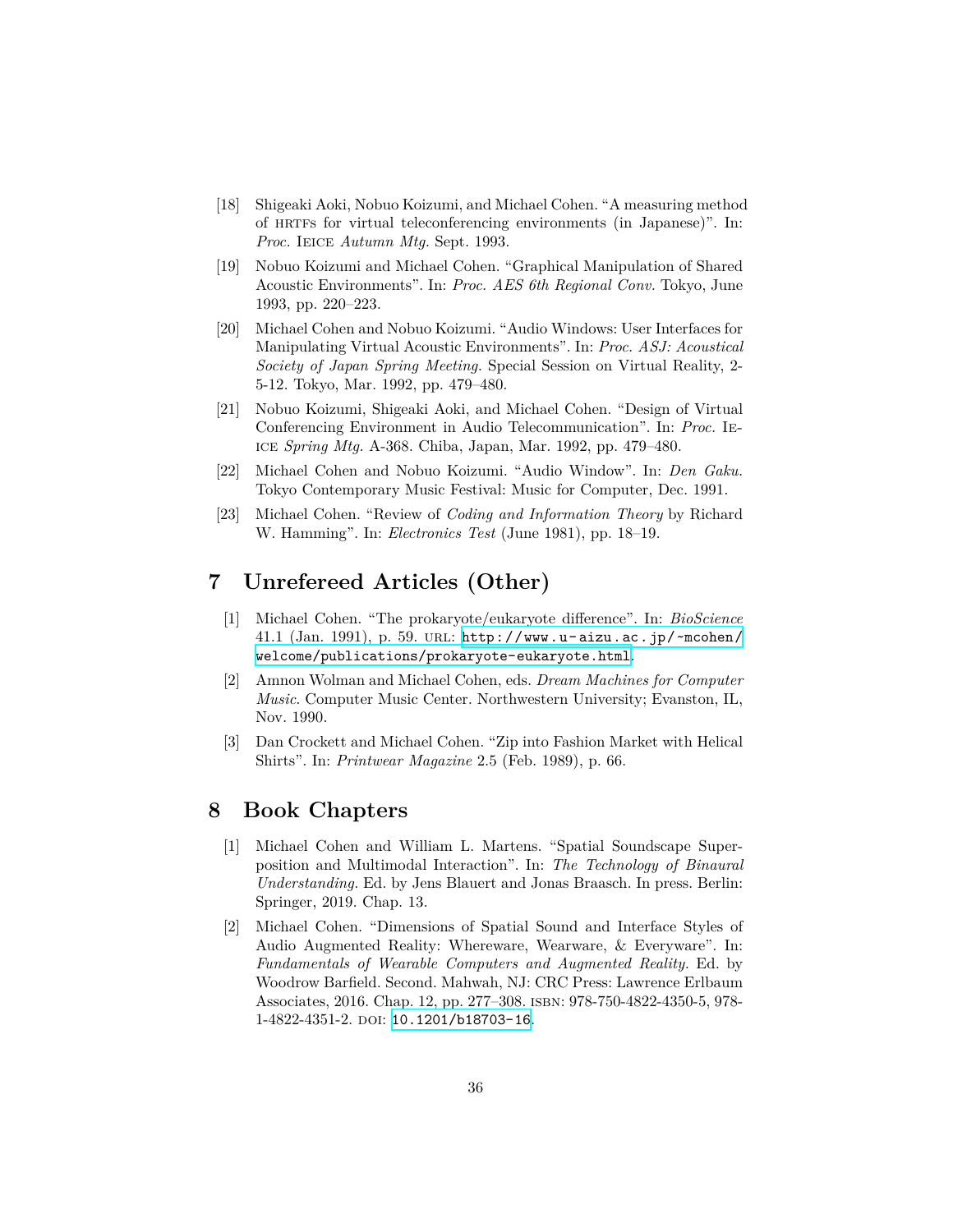[18] Shigeaki Aoki, Nobuo Koizumi, and Michael Cohen. "A measuring method of HRTFs for virtual teleconferencing environments (in Japanese)". In: *Proc.* IEICE *Autumn Mtg.* Sept. 1993.

[19] Nobuo Koizumi and Michael Cohen. "Graphical Manipulation of Shared Acoustic Environments". In: *Proc. AES 6th Regional Conv.* Tokyo, June 1993, pp. 220–223.

[20] Michael Cohen and Nobuo Koizumi. "Audio Windows: User Interfaces for Manipulating Virtual Acoustic Environments". In: *Proc. ASJ: Acoustical Society of Japan Spring Meeting.* Special Session on Virtual Reality, 2-5-12. Tokyo, Mar. 1992, pp. 479–480.

[21] Nobuo Koizumi, Shigeaki Aoki, and Michael Cohen. "Design of Virtual Conferencing Environment in Audio Telecommunication". In: *Proc.* IEICE *Spring Mtg.* A-368. Chiba, Japan, Mar. 1992, pp. 479–480.

[22] Michael Cohen and Nobuo Koizumi. "Audio Window". In: *Den Gaku.* Tokyo Contemporary Music Festival: Music for Computer, Dec. 1991.

[23] Michael Cohen. "Review of *Coding and Information Theory* by Richard W. Hamming". In: *Electronics Test* (June 1981), pp. 18–19.

## 7 Unrefereed Articles (Other)

[1] Michael Cohen. "The prokaryote/eukaryote difference". In: *BioScience* 41.1 (Jan. 1991), p. 59. URL: http://www.u-aizu.ac.jp/~mcohen/welcome/publications/prokaryote-eukaryote.html.

[2] Amnon Wolman and Michael Cohen, eds. *Dream Machines for Computer Music.* Computer Music Center. Northwestern University; Evanston, IL, Nov. 1990.

[3] Dan Crockett and Michael Cohen. "Zip into Fashion Market with Helical Shirts". In: *Printwear Magazine* 2.5 (Feb. 1989), p. 66.

## 8 Book Chapters

[1] Michael Cohen and William L. Martens. "Spatial Soundscape Superposition and Multimodal Interaction". In: *The Technology of Binaural Understanding.* Ed. by Jens Blauert and Jonas Braasch. In press. Berlin: Springer, 2019. Chap. 13.

[2] Michael Cohen. "Dimensions of Spatial Sound and Interface Styles of Audio Augmented Reality: Whereware, Wearware, & Everyware". In: *Fundamentals of Wearable Computers and Augmented Reality.* Ed. by Woodrow Barfield. Second. Mahwah, NJ: CRC Press: Lawrence Erlbaum Associates, 2016. Chap. 12, pp. 277–308. ISBN: 978-750-4822-4350-5, 978-1-4822-4351-2. DOI: 10.1201/b18703-16.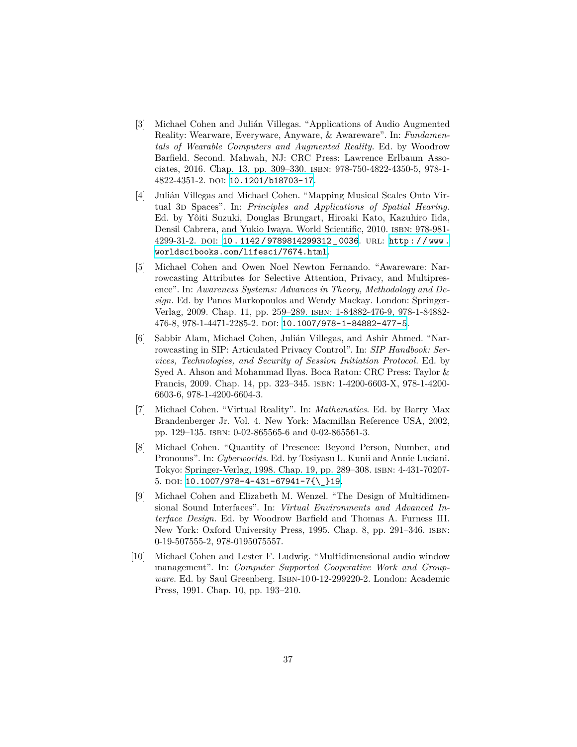[3] Michael Cohen and Julián Villegas. "Applications of Audio Augmented Reality: Wearware, Everyware, Anyware, & Awareware". In: *Fundamentals of Wearable Computers and Augmented Reality*. Ed. by Woodrow Barfield. Second. Mahwah, NJ: CRC Press: Lawrence Erlbaum Associates, 2016. Chap. 13, pp. 309–330. ISBN: 978-750-4822-4350-5, 978-1-4822-4351-2. DOI: 10.1201/b18703-17.

[4] Julián Villegas and Michael Cohen. "Mapping Musical Scales Onto Virtual 3D Spaces". In: *Principles and Applications of Spatial Hearing*. Ed. by Yôiti Suzuki, Douglas Brungart, Hiroaki Kato, Kazuhiro Iida, Densil Cabrera, and Yukio Iwaya. World Scientific, 2010. ISBN: 978-981-4299-31-2. DOI: 10.1142/9789814299312_0036. URL: http://www.worldscibooks.com/lifesci/7674.html.

[5] Michael Cohen and Owen Noel Newton Fernando. "Awareware: Narrowcasting Attributes for Selective Attention, Privacy, and Multipresence". In: *Awareness Systems: Advances in Theory, Methodology and Design*. Ed. by Panos Markopoulos and Wendy Mackay. London: Springer-Verlag, 2009. Chap. 11, pp. 259–289. ISBN: 1-84882-476-9, 978-1-84882-476-8, 978-1-4471-2285-2. DOI: 10.1007/978-1-84882-477-5.

[6] Sabbir Alam, Michael Cohen, Julián Villegas, and Ashir Ahmed. "Narrowcasting in SIP: Articulated Privacy Control". In: *SIP Handbook: Services, Technologies, and Security of Session Initiation Protocol*. Ed. by Syed A. Ahson and Mohammad Ilyas. Boca Raton: CRC Press: Taylor & Francis, 2009. Chap. 14, pp. 323–345. ISBN: 1-4200-6603-X, 978-1-4200-6603-6, 978-1-4200-6604-3.

[7] Michael Cohen. "Virtual Reality". In: *Mathematics*. Ed. by Barry Max Brandenberger Jr. Vol. 4. New York: Macmillan Reference USA, 2002, pp. 129–135. ISBN: 0-02-865565-6 and 0-02-865561-3.

[8] Michael Cohen. "Quantity of Presence: Beyond Person, Number, and Pronouns". In: *Cyberworlds*. Ed. by Tosiyasu L. Kunii and Annie Luciani. Tokyo: Springer-Verlag, 1998. Chap. 19, pp. 289–308. ISBN: 4-431-70207-5. DOI: 10.1007/978-4-431-67941-7{\_}19.

[9] Michael Cohen and Elizabeth M. Wenzel. "The Design of Multidimensional Sound Interfaces". In: *Virtual Environments and Advanced Interface Design*. Ed. by Woodrow Barfield and Thomas A. Furness III. New York: Oxford University Press, 1995. Chap. 8, pp. 291–346. ISBN: 0-19-507555-2, 978-0195075557.

[10] Michael Cohen and Lester F. Ludwig. "Multidimensional audio window management". In: *Computer Supported Cooperative Work and Groupware*. Ed. by Saul Greenberg. ISBN-10 0-12-299220-2. London: Academic Press, 1991. Chap. 10, pp. 193–210.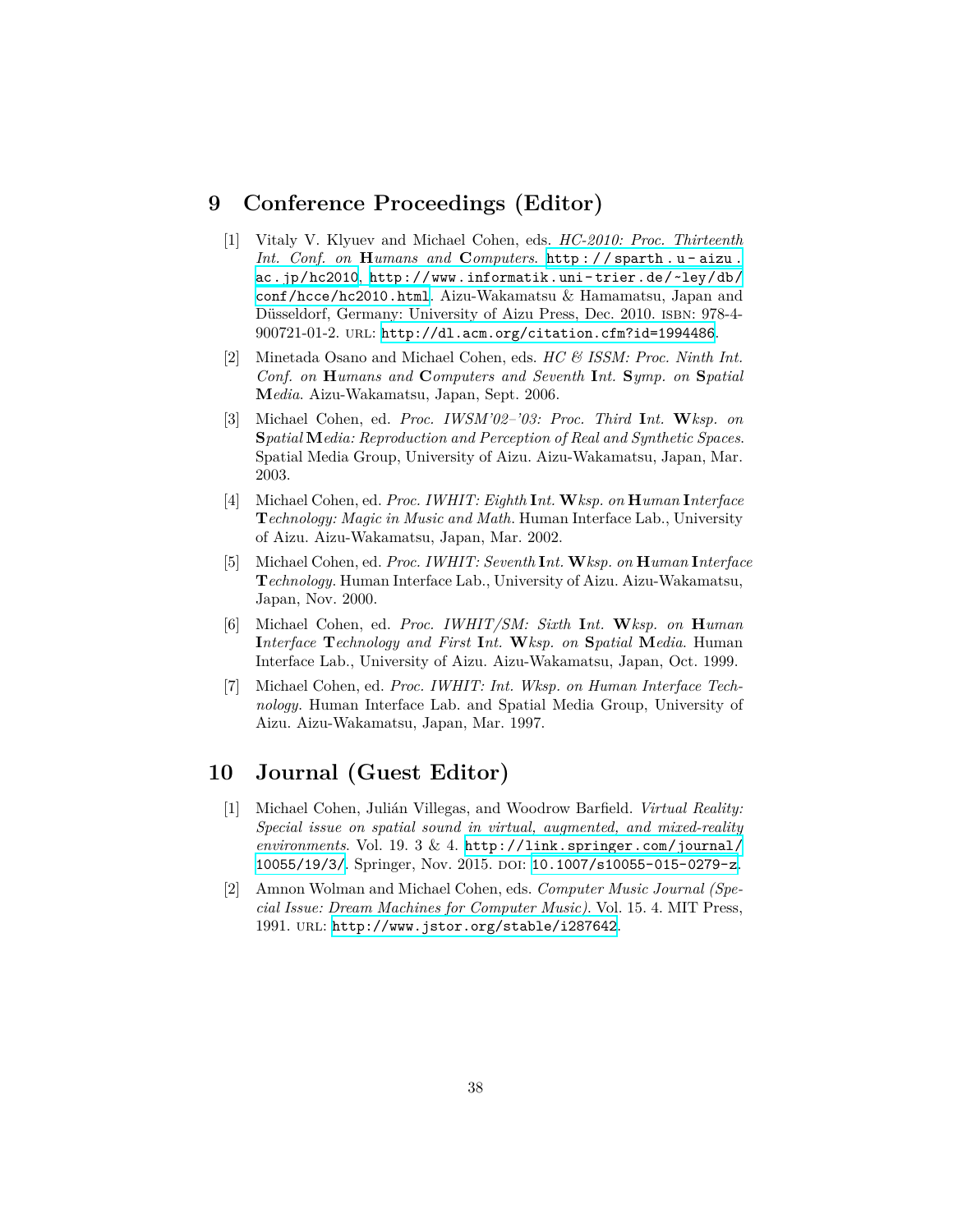## 9 Conference Proceedings (Editor)

[1] Vitaly V. Klyuev and Michael Cohen, eds. *HC-2010: Proc. Thirteenth Int. Conf. on* ***H****umans and* ***C****omputers*. http://sparth.u-aizu.ac.jp/hc2010, http://www.informatik.uni-trier.de/~ley/db/conf/hcce/hc2010.html. Aizu-Wakamatsu & Hamamatsu, Japan and Düsseldorf, Germany: University of Aizu Press, Dec. 2010. ISBN: 978-4-900721-01-2. URL: http://dl.acm.org/citation.cfm?id=1994486.

[2] Minetada Osano and Michael Cohen, eds. *HC & ISSM: Proc. Ninth Int. Conf. on* ***H****umans and* ***C****omputers and Seventh* ***I****nt.* ***S****ymp. on* ***S****patial* ***M****edia*. Aizu-Wakamatsu, Japan, Sept. 2006.

[3] Michael Cohen, ed. *Proc. IWSM'02–'03: Proc. Third* ***I****nt.* ***W****ksp. on* ***S****patial* ***M****edia: Reproduction and Perception of Real and Synthetic Spaces*. Spatial Media Group, University of Aizu. Aizu-Wakamatsu, Japan, Mar. 2003.

[4] Michael Cohen, ed. *Proc. IWHIT: Eighth* ***I****nt.* ***W****ksp. on* ***H****uman* ***I****nterface* ***T****echnology: Magic in Music and Math*. Human Interface Lab., University of Aizu. Aizu-Wakamatsu, Japan, Mar. 2002.

[5] Michael Cohen, ed. *Proc. IWHIT: Seventh* ***I****nt.* ***W****ksp. on* ***H****uman* ***I****nterface* ***T****echnology*. Human Interface Lab., University of Aizu. Aizu-Wakamatsu, Japan, Nov. 2000.

[6] Michael Cohen, ed. *Proc. IWHIT/SM: Sixth* ***I****nt.* ***W****ksp. on* ***H****uman* ***I****nterface* ***T****echnology and First* ***I****nt.* ***W****ksp. on* ***S****patial* ***M****edia*. Human Interface Lab., University of Aizu. Aizu-Wakamatsu, Japan, Oct. 1999.

[7] Michael Cohen, ed. *Proc. IWHIT: Int. Wksp. on Human Interface Technology*. Human Interface Lab. and Spatial Media Group, University of Aizu. Aizu-Wakamatsu, Japan, Mar. 1997.

## 10 Journal (Guest Editor)

[1] Michael Cohen, Julián Villegas, and Woodrow Barfield. *Virtual Reality: Special issue on spatial sound in virtual, augmented, and mixed-reality environments*. Vol. 19. 3 & 4. http://link.springer.com/journal/10055/19/3/. Springer, Nov. 2015. DOI: 10.1007/s10055-015-0279-z.

[2] Amnon Wolman and Michael Cohen, eds. *Computer Music Journal (Special Issue: Dream Machines for Computer Music)*. Vol. 15. 4. MIT Press, 1991. URL: http://www.jstor.org/stable/i287642.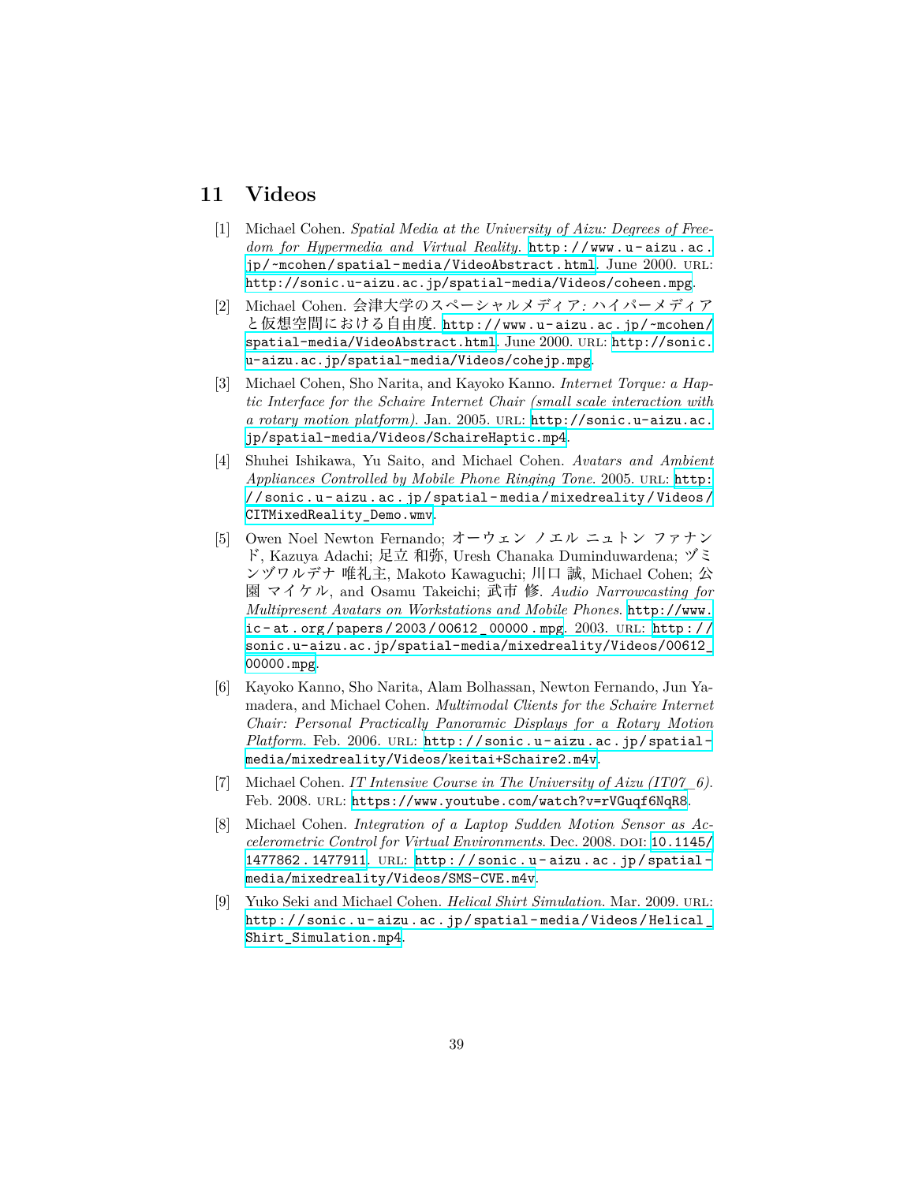## 11 Videos

[1] Michael Cohen. *Spatial Media at the University of Aizu: Degrees of Freedom for Hypermedia and Virtual Reality*. http://www.u-aizu.ac.jp/~mcohen/spatial-media/VideoAbstract.html. June 2000. URL: http://sonic.u-aizu.ac.jp/spatial-media/Videos/coheen.mpg.

[2] Michael Cohen. *会津大学のスペーシャルメディア: ハイパーメディアと仮想空間における自由度*. http://www.u-aizu.ac.jp/~mcohen/spatial-media/VideoAbstract.html. June 2000. URL: http://sonic.u-aizu.ac.jp/spatial-media/Videos/cohejp.mpg.

[3] Michael Cohen, Sho Narita, and Kayoko Kanno. *Internet Torque: a Haptic Interface for the Schaire Internet Chair (small scale interaction with a rotary motion platform)*. Jan. 2005. URL: http://sonic.u-aizu.ac.jp/spatial-media/Videos/SchaireHaptic.mp4.

[4] Shuhei Ishikawa, Yu Saito, and Michael Cohen. *Avatars and Ambient Appliances Controlled by Mobile Phone Ringing Tone*. 2005. URL: http://sonic.u-aizu.ac.jp/spatial-media/mixedreality/Videos/CITMixedReality_Demo.wmv.

[5] Owen Noel Newton Fernando; オーウェン ノエル ニュトン ファナンド, Kazuya Adachi; 足立 和弥, Uresh Chanaka Duminduwardena; ヅミンヅワルデナ 唯礼主, Makoto Kawaguchi; 川口 誠, Michael Cohen; 公園 マイケル, and Osamu Takeichi; 武市 修. *Audio Narrowcasting for Multipresent Avatars on Workstations and Mobile Phones*. http://www.ic-at.org/papers/2003/00612_00000.mpg. 2003. URL: http://sonic.u-aizu.ac.jp/spatial-media/mixedreality/Videos/00612_00000.mpg.

[6] Kayoko Kanno, Sho Narita, Alam Bolhassan, Newton Fernando, Jun Yamadera, and Michael Cohen. *Multimodal Clients for the Schaire Internet Chair: Personal Practically Panoramic Displays for a Rotary Motion Platform*. Feb. 2006. URL: http://sonic.u-aizu.ac.jp/spatial-media/mixedreality/Videos/keitai+Schaire2.m4v.

[7] Michael Cohen. *IT Intensive Course in The University of Aizu (IT07_6)*. Feb. 2008. URL: https://www.youtube.com/watch?v=rVGuqf6NqR8.

[8] Michael Cohen. *Integration of a Laptop Sudden Motion Sensor as Accelerometric Control for Virtual Environments*. Dec. 2008. DOI: 10.1145/1477862.1477911. URL: http://sonic.u-aizu.ac.jp/spatial-media/mixedreality/Videos/SMS-CVE.m4v.

[9] Yuko Seki and Michael Cohen. *Helical Shirt Simulation*. Mar. 2009. URL: http://sonic.u-aizu.ac.jp/spatial-media/Videos/Helical_Shirt_Simulation.mp4.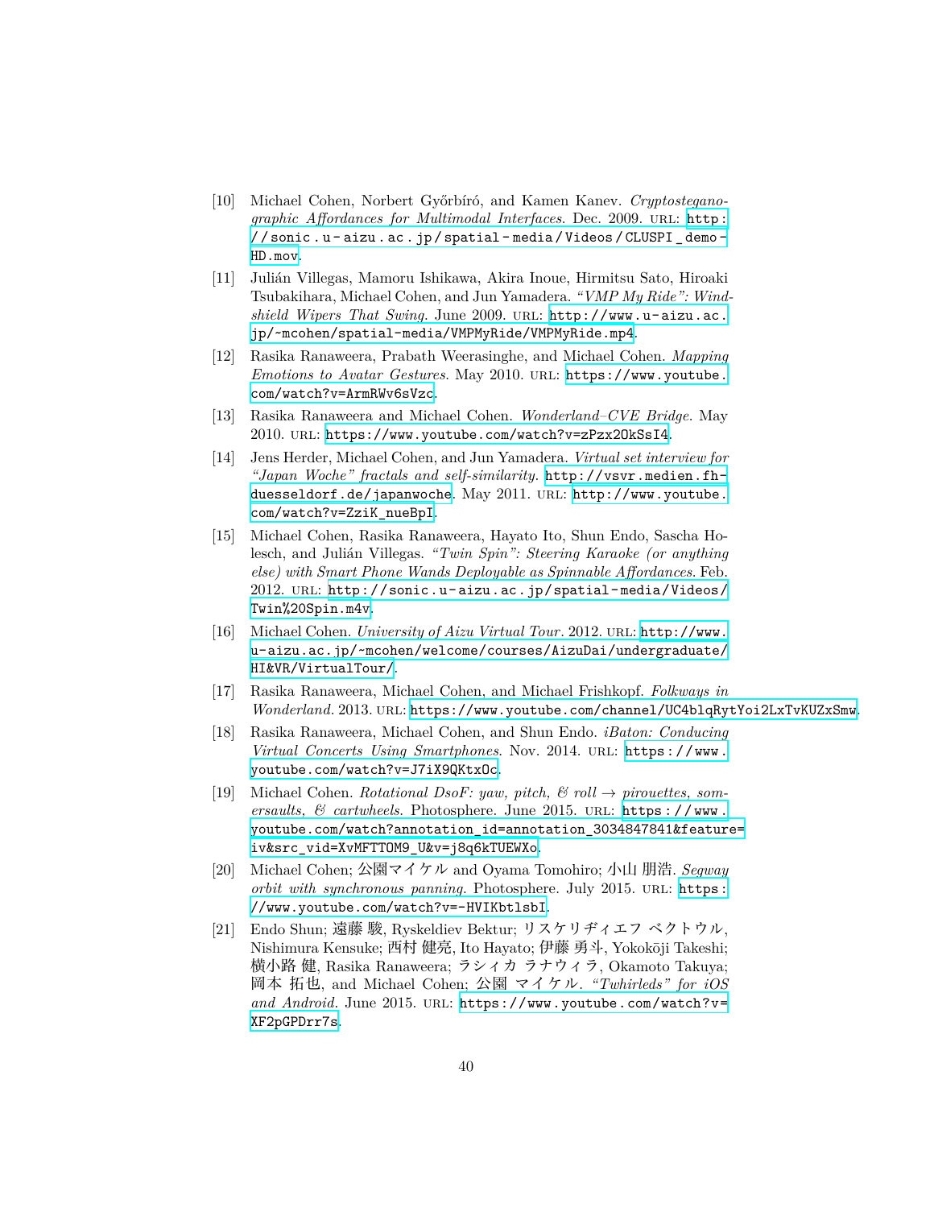[10] Michael Cohen, Norbert Győrbíró, and Kamen Kanev. *Cryptostegano-graphic Affordances for Multimodal Interfaces.* Dec. 2009. URL: http://sonic.u-aizu.ac.jp/spatial-media/Videos/CLUSPI_demo-HD.mov.

[11] Julián Villegas, Mamoru Ishikawa, Akira Inoue, Hirmitsu Sato, Hiroaki Tsubakihara, Michael Cohen, and Jun Yamadera. *"VMP My Ride": Windshield Wipers That Swing.* June 2009. URL: http://www.u-aizu.ac.jp/~mcohen/spatial-media/VMPMyRide/VMPMyRide.mp4.

[12] Rasika Ranaweera, Prabath Weerasinghe, and Michael Cohen. *Mapping Emotions to Avatar Gestures.* May 2010. URL: https://www.youtube.com/watch?v=ArmRWv6sVzc.

[13] Rasika Ranaweera and Michael Cohen. *Wonderland–CVE Bridge.* May 2010. URL: https://www.youtube.com/watch?v=zPzx2OkSsI4.

[14] Jens Herder, Michael Cohen, and Jun Yamadera. *Virtual set interview for "Japan Woche" fractals and self-similarity.* http://vsvr.medien.fh-duesseldorf.de/japanwoche. May 2011. URL: http://www.youtube.com/watch?v=ZziK_nueBpI.

[15] Michael Cohen, Rasika Ranaweera, Hayato Ito, Shun Endo, Sascha Holesch, and Julián Villegas. *"Twin Spin": Steering Karaoke (or anything else) with Smart Phone Wands Deployable as Spinnable Affordances.* Feb. 2012. URL: http://sonic.u-aizu.ac.jp/spatial-media/Videos/Twin%20Spin.m4v.

[16] Michael Cohen. *University of Aizu Virtual Tour.* 2012. URL: http://www.u-aizu.ac.jp/~mcohen/welcome/courses/AizuDai/undergraduate/HI&VR/VirtualTour/.

[17] Rasika Ranaweera, Michael Cohen, and Michael Frishkopf. *Folkways in Wonderland.* 2013. URL: https://www.youtube.com/channel/UC4blqRytYoi2LxTvKUZxSmw.

[18] Rasika Ranaweera, Michael Cohen, and Shun Endo. *iBaton: Conducing Virtual Concerts Using Smartphones.* Nov. 2014. URL: https://www.youtube.com/watch?v=J7iX9QKtxOc.

[19] Michael Cohen. *Rotational DsoF: yaw, pitch, & roll → pirouettes, somersaults, & cartwheels.* Photosphere. June 2015. URL: https://www.youtube.com/watch?annotation_id=annotation_3034847841&feature=iv&src_vid=XvMFTTOM9_U&v=j8q6kTUEWXo.

[20] Michael Cohen; 公園マイケル and Oyama Tomohiro; 小山 朋浩. *Segway orbit with synchronous panning.* Photosphere. July 2015. URL: https://www.youtube.com/watch?v=-HVIKbtlsbI.

[21] Endo Shun; 遠藤 駿, Ryskeldiev Bektur; リスケリディエフ ベクトウル, Nishimura Kensuke; 西村 健亮, Ito Hayato; 伊藤 勇斗, Yokokōji Takeshi; 横小路 健, Rasika Ranaweera; ラシィカ ラナウィラ, Okamoto Takuya; 岡本 拓也, and Michael Cohen; 公園 マイケル. *"Twhirleds" for iOS and Android.* June 2015. URL: https://www.youtube.com/watch?v=XF2pGPDrr7s.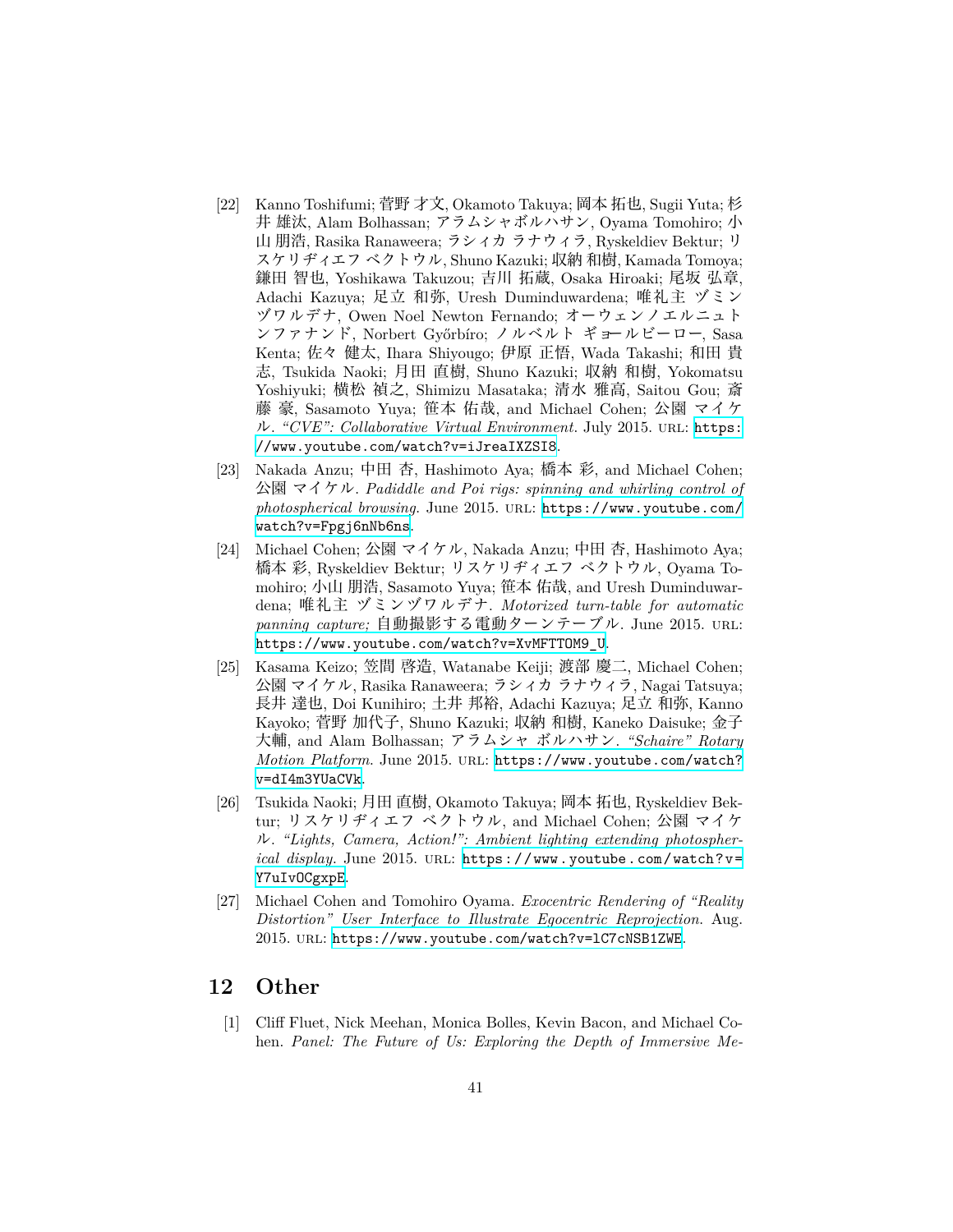[22] Kanno Toshifumi; 菅野 才文, Okamoto Takuya; 岡本 拓也, Sugii Yuta; 杉井 雄汰, Alam Bolhassan; アラムシャボルハサン, Oyama Tomohiro; 小山 朋浩, Rasika Ranaweera; ラシィカ ラナウィラ, Ryskeldiev Bektur; リスケリディエフ ベクトウル, Shuno Kazuki; 収納 和樹, Kamada Tomoya; 鎌田 智也, Yoshikawa Takuzou; 吉川 拓蔵, Osaka Hiroaki; 尾坂 弘章, Adachi Kazuya; 足立 和弥, Uresh Duminduwardena; 唯礼主 ヅミンヅワルデナ, Owen Noel Newton Fernando; オーウェンノエルニュトンファナンド, Norbert Győrbíro; ノルベルト ギョールビーロー, Sasa Kenta; 佐々 健太, Ihara Shiyougo; 伊原 正悟, Wada Takashi; 和田 貴志, Tsukida Naoki; 月田 直樹, Shuno Kazuki; 収納 和樹, Yokomatsu Yoshiyuki; 横松 禎之, Shimizu Masataka; 清水 雅高, Saitou Gou; 斎藤 豪, Sasamoto Yuya; 笹本 佑哉, and Michael Cohen; 公園 マイケル. *"CVE": Collaborative Virtual Environment*. July 2015. URL: https://www.youtube.com/watch?v=iJreaIXZSI8.

[23] Nakada Anzu; 中田 杏, Hashimoto Aya; 橋本 彩, and Michael Cohen; 公園 マイケル. *Padiddle and Poi rigs: spinning and whirling control of photospherical browsing*. June 2015. URL: https://www.youtube.com/watch?v=Fpgj6nNb6ns.

[24] Michael Cohen; 公園 マイケル, Nakada Anzu; 中田 杏, Hashimoto Aya; 橋本 彩, Ryskeldiev Bektur; リスケリディエフ ベクトウル, Oyama Tomohiro; 小山 朋浩, Sasamoto Yuya; 笹本 佑哉, and Uresh Duminduwardena; 唯礼主 ヅミンヅワルデナ. *Motorized turn-table for automatic panning capture; 自動撮影する電動ターンテーブル*. June 2015. URL: https://www.youtube.com/watch?v=XvMFTTOM9_U.

[25] Kasama Keizo; 笠間 啓造, Watanabe Keiji; 渡部 慶二, Michael Cohen; 公園 マイケル, Rasika Ranaweera; ラシィカ ラナウィラ, Nagai Tatsuya; 長井 達也, Doi Kunihiro; 土井 邦裕, Adachi Kazuya; 足立 和弥, Kanno Kayoko; 菅野 加代子, Shuno Kazuki; 収納 和樹, Kaneko Daisuke; 金子 大輔, and Alam Bolhassan; アラムシャ ボルハサン. *"Schaire" Rotary Motion Platform*. June 2015. URL: https://www.youtube.com/watch?v=dI4m3YUaCVk.

[26] Tsukida Naoki; 月田 直樹, Okamoto Takuya; 岡本 拓也, Ryskeldiev Bektur; リスケリディエフ ベクトウル, and Michael Cohen; 公園 マイケル. *"Lights, Camera, Action!": Ambient lighting extending photospherical display*. June 2015. URL: https://www.youtube.com/watch?v=Y7uIvOCgxpE.

[27] Michael Cohen and Tomohiro Oyama. *Exocentric Rendering of "Reality Distortion" User Interface to Illustrate Egocentric Reprojection*. Aug. 2015. URL: https://www.youtube.com/watch?v=lC7cNSB1ZWE.

## 12 Other

[1] Cliff Fluet, Nick Meehan, Monica Bolles, Kevin Bacon, and Michael Cohen. *Panel: The Future of Us: Exploring the Depth of Immersive Me-*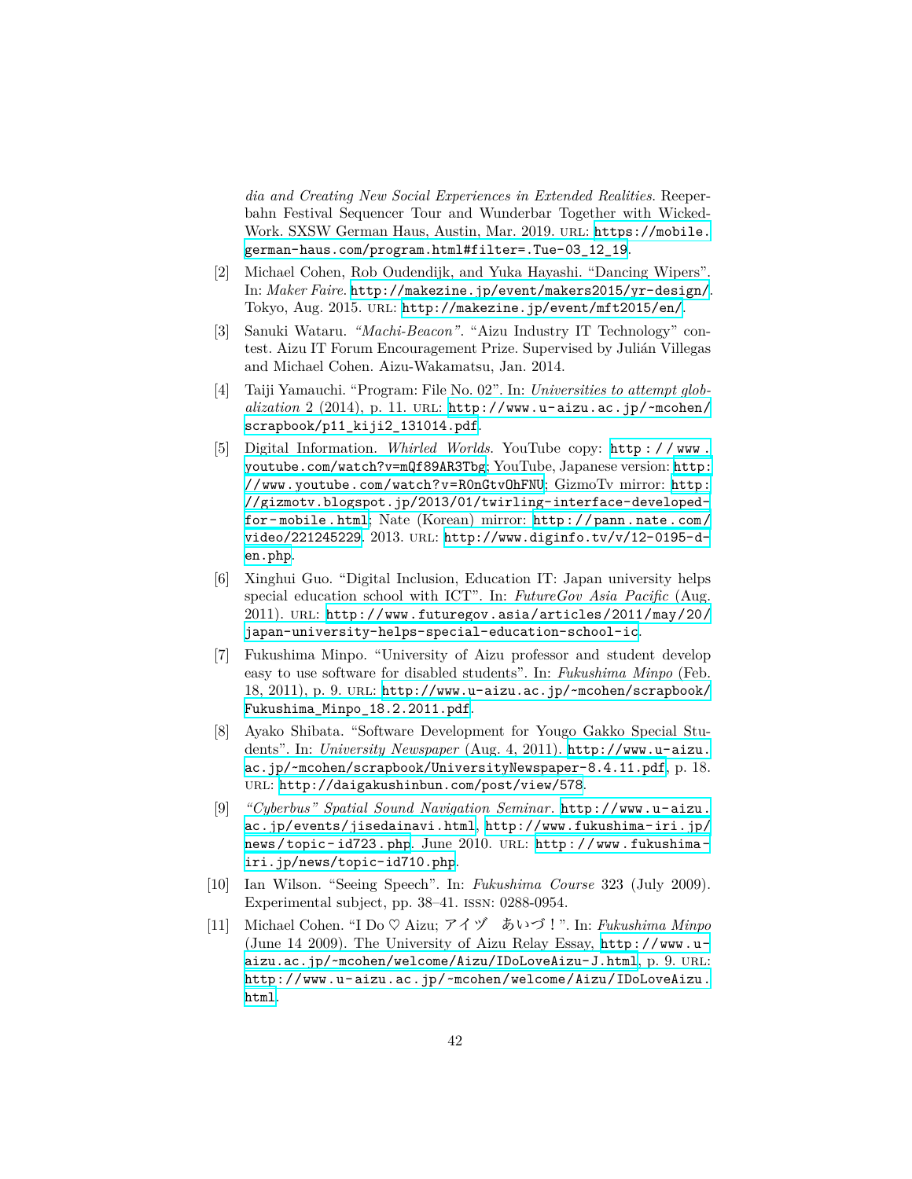*dia and Creating New Social Experiences in Extended Realities*. Reeperbahn Festival Sequencer Tour and Wunderbar Together with WickedWork. SXSW German Haus, Austin, Mar. 2019. URL: https://mobile.german-haus.com/program.html#filter=.Tue-03_12_19.

[2] Michael Cohen, Rob Oudendijk, and Yuka Hayashi. "Dancing Wipers". In: *Maker Faire*. http://makezine.jp/event/makers2015/yr-design/. Tokyo, Aug. 2015. URL: http://makezine.jp/event/mft2015/en/.

[3] Sanuki Wataru. *"Machi-Beacon"*. "Aizu Industry IT Technology" contest. Aizu IT Forum Encouragement Prize. Supervised by Julián Villegas and Michael Cohen. Aizu-Wakamatsu, Jan. 2014.

[4] Taiji Yamauchi. "Program: File No. 02". In: *Universities to attempt globalization* 2 (2014), p. 11. URL: http://www.u-aizu.ac.jp/~mcohen/scrapbook/p11_kiji2_131014.pdf.

[5] Digital Information. *Whirled Worlds*. YouTube copy: http://www.youtube.com/watch?v=mQf89AR3Tbg; YouTube, Japanese version: http://www.youtube.com/watch?v=R0nGtvOhFNU; GizmoTv mirror: http://gizmotv.blogspot.jp/2013/01/twirling-interface-developed-for-mobile.html; Nate (Korean) mirror: http://pann.nate.com/video/221245229. 2013. URL: http://www.diginfo.tv/v/12-0195-d-en.php.

[6] Xinghui Guo. "Digital Inclusion, Education IT: Japan university helps special education school with ICT". In: *FutureGov Asia Pacific* (Aug. 2011). URL: http://www.futuregov.asia/articles/2011/may/20/japan-university-helps-special-education-school-ic.

[7] Fukushima Minpo. "University of Aizu professor and student develop easy to use software for disabled students". In: *Fukushima Minpo* (Feb. 18, 2011), p. 9. URL: http://www.u-aizu.ac.jp/~mcohen/scrapbook/Fukushima_Minpo_18.2.2011.pdf.

[8] Ayako Shibata. "Software Development for Yougo Gakko Special Students". In: *University Newspaper* (Aug. 4, 2011). http://www.u-aizu.ac.jp/~mcohen/scrapbook/UniversityNewspaper-8.4.11.pdf, p. 18. URL: http://daigakushinbun.com/post/view/578.

[9] *"Cyberbus" Spatial Sound Navigation Seminar*. http://www.u-aizu.ac.jp/events/jisedainavi.html, http://www.fukushima-iri.jp/news/topic-id723.php. June 2010. URL: http://www.fukushima-iri.jp/news/topic-id710.php.

[10] Ian Wilson. "Seeing Speech". In: *Fukushima Course* 323 (July 2009). Experimental subject, pp. 38–41. ISSN: 0288-0954.

[11] Michael Cohen. "I Do ♡ Aizu; アイヅ　あいづ！". In: *Fukushima Minpo* (June 14 2009). The University of Aizu Relay Essay, http://www.u-aizu.ac.jp/~mcohen/welcome/Aizu/IDoLoveAizu-J.html, p. 9. URL: http://www.u-aizu.ac.jp/~mcohen/welcome/Aizu/IDoLoveAizu.html.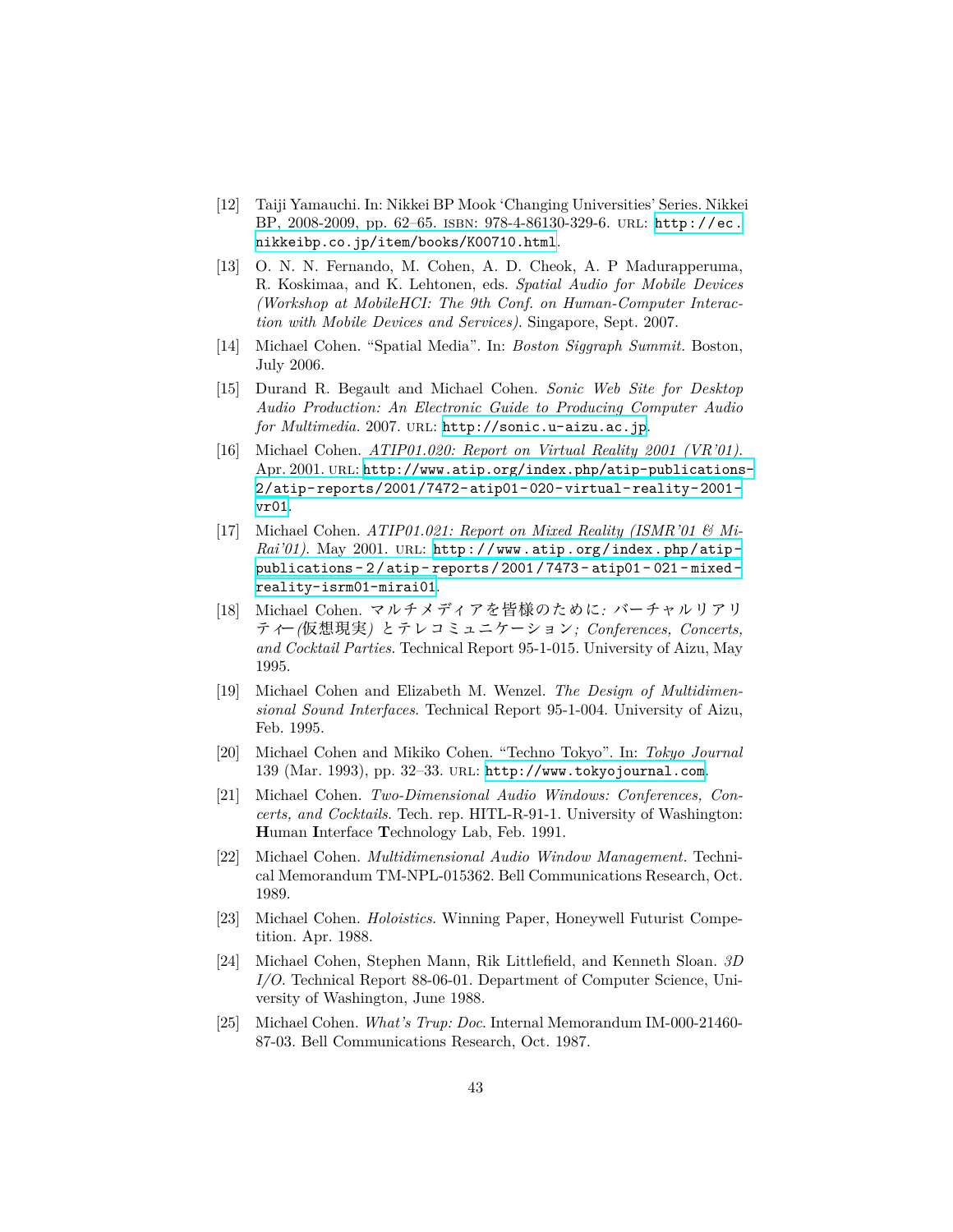[12] Taiji Yamauchi. In: Nikkei BP Mook 'Changing Universities' Series. Nikkei BP, 2008-2009, pp. 62–65. ISBN: 978-4-86130-329-6. URL: http://ec.nikkeibp.co.jp/item/books/K00710.html.

[13] O. N. N. Fernando, M. Cohen, A. D. Cheok, A. P Madurapperuma, R. Koskimaa, and K. Lehtonen, eds. *Spatial Audio for Mobile Devices (Workshop at MobileHCI: The 9th Conf. on Human-Computer Interaction with Mobile Devices and Services)*. Singapore, Sept. 2007.

[14] Michael Cohen. "Spatial Media". In: *Boston Siggraph Summit*. Boston, July 2006.

[15] Durand R. Begault and Michael Cohen. *Sonic Web Site for Desktop Audio Production: An Electronic Guide to Producing Computer Audio for Multimedia*. 2007. URL: http://sonic.u-aizu.ac.jp.

[16] Michael Cohen. *ATIP01.020: Report on Virtual Reality 2001 (VR'01)*. Apr. 2001. URL: http://www.atip.org/index.php/atip-publications-2/atip-reports/2001/7472-atip01-020-virtual-reality-2001-vr01.

[17] Michael Cohen. *ATIP01.021: Report on Mixed Reality (ISMR'01 & Mi-Rai'01)*. May 2001. URL: http://www.atip.org/index.php/atip-publications-2/atip-reports/2001/7473-atip01-021-mixed-reality-isrm01-mirai01.

[18] Michael Cohen. マルチメディアを皆様のために*: バーチャルリアリティー(仮想現実) とテレコミュニケーション; Conferences, Concerts, and Cocktail Parties*. Technical Report 95-1-015. University of Aizu, May 1995.

[19] Michael Cohen and Elizabeth M. Wenzel. *The Design of Multidimensional Sound Interfaces*. Technical Report 95-1-004. University of Aizu, Feb. 1995.

[20] Michael Cohen and Mikiko Cohen. "Techno Tokyo". In: *Tokyo Journal* 139 (Mar. 1993), pp. 32–33. URL: http://www.tokyojournal.com.

[21] Michael Cohen. *Two-Dimensional Audio Windows: Conferences, Concerts, and Cocktails*. Tech. rep. HITL-R-91-1. University of Washington: **H**uman **I**nterface **T**echnology Lab, Feb. 1991.

[22] Michael Cohen. *Multidimensional Audio Window Management*. Technical Memorandum TM-NPL-015362. Bell Communications Research, Oct. 1989.

[23] Michael Cohen. *Holoistics*. Winning Paper, Honeywell Futurist Competition. Apr. 1988.

[24] Michael Cohen, Stephen Mann, Rik Littlefield, and Kenneth Sloan. *3D I/O*. Technical Report 88-06-01. Department of Computer Science, University of Washington, June 1988.

[25] Michael Cohen. *What's Trup: Doc.* Internal Memorandum IM-000-21460-87-03. Bell Communications Research, Oct. 1987.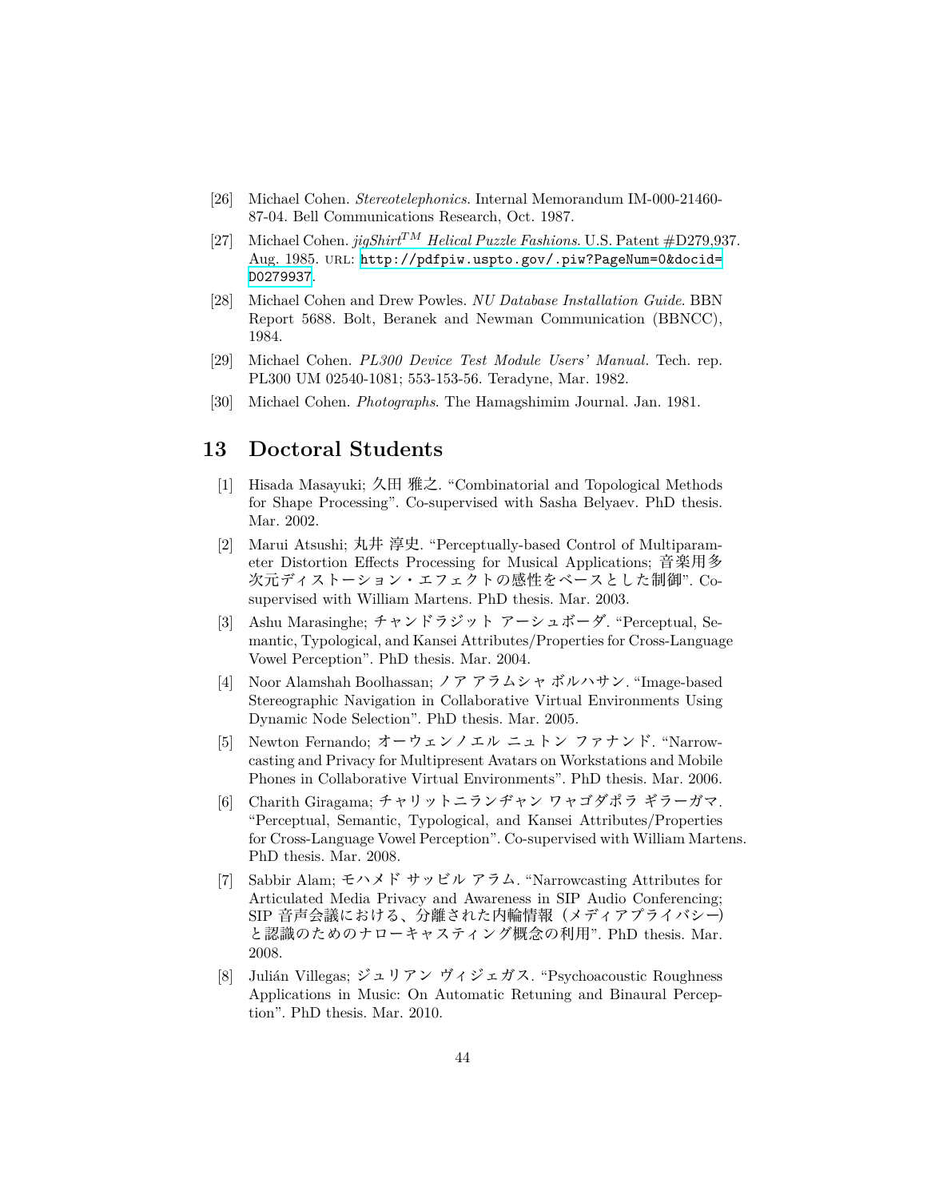[26] Michael Cohen. *Stereotelephonics*. Internal Memorandum IM-000-21460-87-04. Bell Communications Research, Oct. 1987.

[27] Michael Cohen. *jigShirt$^{TM}$ Helical Puzzle Fashions*. U.S. Patent #D279,937. Aug. 1985. URL: http://pdfpiw.uspto.gov/.piw?PageNum=0&docid=D0279937.

[28] Michael Cohen and Drew Powles. *NU Database Installation Guide*. BBN Report 5688. Bolt, Beranek and Newman Communication (BBNCC), 1984.

[29] Michael Cohen. *PL300 Device Test Module Users' Manual*. Tech. rep. PL300 UM 02540-1081; 553-153-56. Teradyne, Mar. 1982.

[30] Michael Cohen. *Photographs*. The Hamagshimim Journal. Jan. 1981.

## 13 Doctoral Students

[1] Hisada Masayuki; 久田 雅之. "Combinatorial and Topological Methods for Shape Processing". Co-supervised with Sasha Belyaev. PhD thesis. Mar. 2002.

[2] Marui Atsushi; 丸井 淳史. "Perceptually-based Control of Multiparameter Distortion Effects Processing for Musical Applications; 音楽用多次元ディストーション・エフェクトの感性をベースとした制御". Co-supervised with William Martens. PhD thesis. Mar. 2003.

[3] Ashu Marasinghe; チャンドラジット アーシュボーダ. "Perceptual, Semantic, Typological, and Kansei Attributes/Properties for Cross-Language Vowel Perception". PhD thesis. Mar. 2004.

[4] Noor Alamshah Boolhassan; ノア アラムシャ ボルハサン. "Image-based Stereographic Navigation in Collaborative Virtual Environments Using Dynamic Node Selection". PhD thesis. Mar. 2005.

[5] Newton Fernando; オーウェンノエル ニュトン ファナンド. "Narrowcasting and Privacy for Multipresent Avatars on Workstations and Mobile Phones in Collaborative Virtual Environments". PhD thesis. Mar. 2006.

[6] Charith Giragama; チャリットニランヂャン ワャゴダポラ ギラーガマ. "Perceptual, Semantic, Typological, and Kansei Attributes/Properties for Cross-Language Vowel Perception". Co-supervised with William Martens. PhD thesis. Mar. 2008.

[7] Sabbir Alam; モハメド サッビル アラム. "Narrowcasting Attributes for Articulated Media Privacy and Awareness in SIP Audio Conferencing; SIP 音声会議における、分離された内輪情報（メディアプライバシー）と認識のためのナローキャスティング概念の利用". PhD thesis. Mar. 2008.

[8] Julián Villegas; ジュリアン ヴィジェガス. "Psychoacoustic Roughness Applications in Music: On Automatic Retuning and Binaural Perception". PhD thesis. Mar. 2010.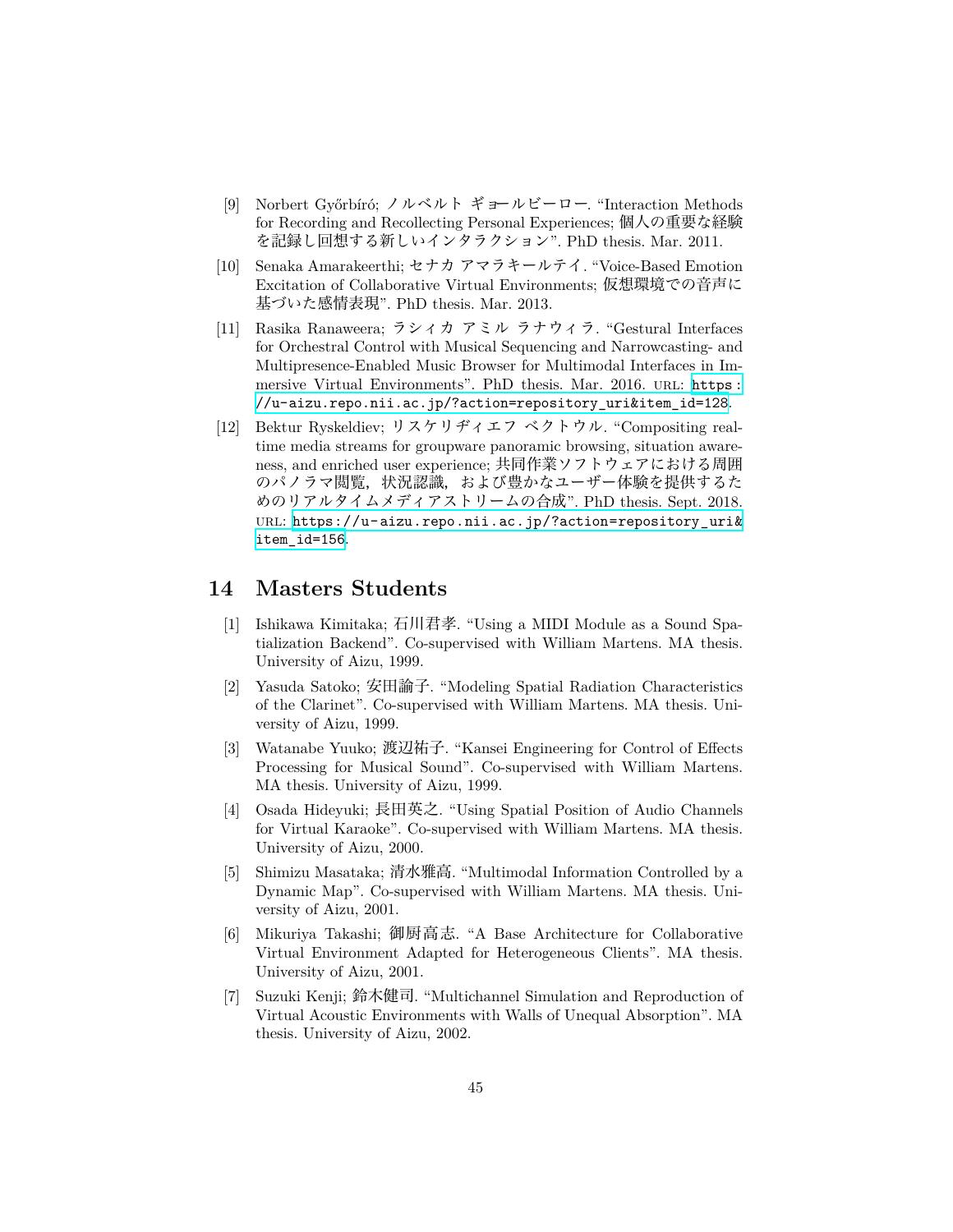[9] Norbert Győrbíró; ノルベルト ギョールビーロー. "Interaction Methods for Recording and Recollecting Personal Experiences; 個人の重要な経験を記録し回想する新しいインタラクション". PhD thesis. Mar. 2011.

[10] Senaka Amarakeerthi; セナカ アマラキールテイ. "Voice-Based Emotion Excitation of Collaborative Virtual Environments; 仮想環境での音声に基づいた感情表現". PhD thesis. Mar. 2013.

[11] Rasika Ranaweera; ラシィカ アミル ラナウィラ. "Gestural Interfaces for Orchestral Control with Musical Sequencing and Narrowcasting- and Multipresence-Enabled Music Browser for Multimodal Interfaces in Immersive Virtual Environments". PhD thesis. Mar. 2016. URL: https://u-aizu.repo.nii.ac.jp/?action=repository_uri&item_id=128.

[12] Bektur Ryskeldiev; リスケリディエフ ベクトウル. "Compositing real-time media streams for groupware panoramic browsing, situation awareness, and enriched user experience; 共同作業ソフトウェアにおける周囲のパノラマ閲覧，状況認識，および豊かなユーザー体験を提供するためのリアルタイムメディアストリームの合成". PhD thesis. Sept. 2018. URL: https://u-aizu.repo.nii.ac.jp/?action=repository_uri&item_id=156.

## 14 Masters Students

[1] Ishikawa Kimitaka; 石川君孝. "Using a MIDI Module as a Sound Spatialization Backend". Co-supervised with William Martens. MA thesis. University of Aizu, 1999.

[2] Yasuda Satoko; 安田諭子. "Modeling Spatial Radiation Characteristics of the Clarinet". Co-supervised with William Martens. MA thesis. University of Aizu, 1999.

[3] Watanabe Yuuko; 渡辺祐子. "Kansei Engineering for Control of Effects Processing for Musical Sound". Co-supervised with William Martens. MA thesis. University of Aizu, 1999.

[4] Osada Hideyuki; 長田英之. "Using Spatial Position of Audio Channels for Virtual Karaoke". Co-supervised with William Martens. MA thesis. University of Aizu, 2000.

[5] Shimizu Masataka; 清水雅高. "Multimodal Information Controlled by a Dynamic Map". Co-supervised with William Martens. MA thesis. University of Aizu, 2001.

[6] Mikuriya Takashi; 御厨高志. "A Base Architecture for Collaborative Virtual Environment Adapted for Heterogeneous Clients". MA thesis. University of Aizu, 2001.

[7] Suzuki Kenji; 鈴木健司. "Multichannel Simulation and Reproduction of Virtual Acoustic Environments with Walls of Unequal Absorption". MA thesis. University of Aizu, 2002.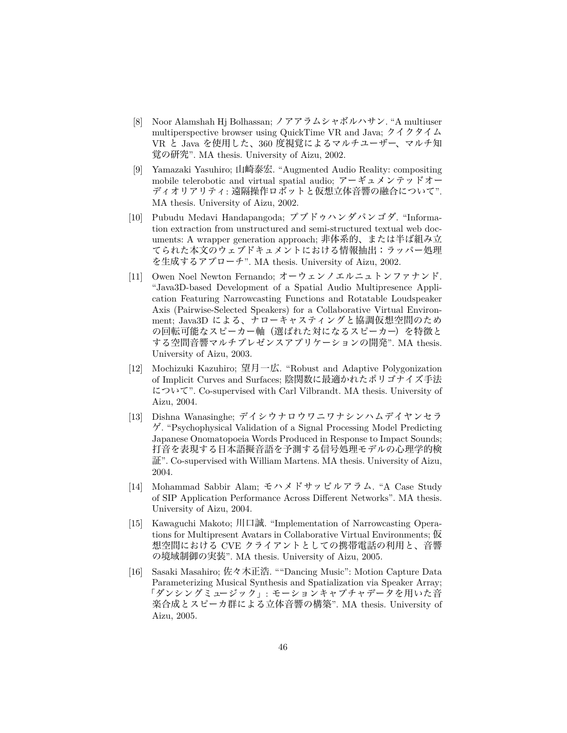[8] Noor Alamshah Hj Bolhassan; ノアアラムシャボルハサン. "A multiuser multiperspective browser using QuickTime VR and Java; クイクタイム VR と Java を使用した、360 度視覚によるマルチユーザー、マルチ知覚の研究". MA thesis. University of Aizu, 2002.

[9] Yamazaki Yasuhiro; 山崎泰宏. "Augmented Audio Reality: compositing mobile telerobotic and virtual spatial audio; アーギュメンテッドオーディオリアリティ: 遠隔操作ロボットと仮想立体音響の融合について". MA thesis. University of Aizu, 2002.

[10] Pubudu Medavi Handapangoda; プブドゥハンダパンゴダ. "Information extraction from unstructured and semi-structured textual web documents: A wrapper generation approach; 非体系的、または半ば組み立てられた本文のウェブドキュメントにおける情報抽出：ラッパー処理を生成するアプローチ". MA thesis. University of Aizu, 2002.

[11] Owen Noel Newton Fernando; オーウェンノエルニュトンファナンド. "Java3D-based Development of a Spatial Audio Multipresence Application Featuring Narrowcasting Functions and Rotatable Loudspeaker Axis (Pairwise-Selected Speakers) for a Collaborative Virtual Environment; Java3D による、ナローキャスティングと協調仮想空間のための回転可能なスピーカー軸（選ばれた対になるスピーカー）を特徴とする空間音響マルチプレゼンスアプリケーションの開発". MA thesis. University of Aizu, 2003.

[12] Mochizuki Kazuhiro; 望月一広. "Robust and Adaptive Polygonization of Implicit Curves and Surfaces; 陰関数に最適かれたポリゴナイズ手法について". Co-supervised with Carl Vilbrandt. MA thesis. University of Aizu, 2004.

[13] Dishna Wanasinghe; デイシウナロウワニワナシンハムデイヤンセラゲ. "Psychophysical Validation of a Signal Processing Model Predicting Japanese Onomatopoeia Words Produced in Response to Impact Sounds; 打音を表現する日本語擬音語を予測する信号処理モデルの心理学的検証". Co-supervised with William Martens. MA thesis. University of Aizu, 2004.

[14] Mohammad Sabbir Alam; モハメドサッビルアラム. "A Case Study of SIP Application Performance Across Different Networks". MA thesis. University of Aizu, 2004.

[15] Kawaguchi Makoto; 川口誠. "Implementation of Narrowcasting Operations for Multipresent Avatars in Collaborative Virtual Environments; 仮想空間における CVE クライアントとしての携帯電話の利用と、音響の境域制御の実装". MA thesis. University of Aizu, 2005.

[16] Sasaki Masahiro; 佐々木正浩. ""Dancing Music": Motion Capture Data Parameterizing Musical Synthesis and Spatialization via Speaker Array; 「ダンシングミュージック」: モーションキャプチャデータを用いた音楽合成とスピーカ群による立体音響の構築". MA thesis. University of Aizu, 2005.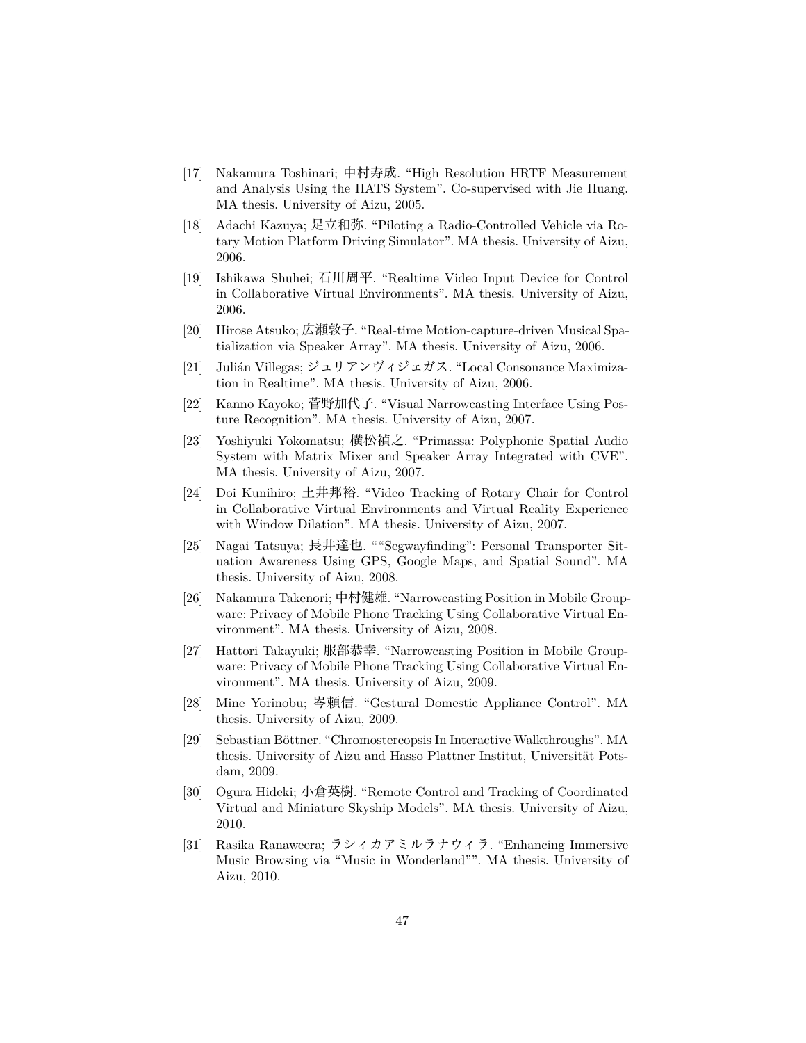[17] Nakamura Toshinari; 中村寿成. “High Resolution HRTF Measurement and Analysis Using the HATS System”. Co-supervised with Jie Huang. MA thesis. University of Aizu, 2005.

[18] Adachi Kazuya; 足立和弥. “Piloting a Radio-Controlled Vehicle via Rotary Motion Platform Driving Simulator”. MA thesis. University of Aizu, 2006.

[19] Ishikawa Shuhei; 石川周平. “Realtime Video Input Device for Control in Collaborative Virtual Environments”. MA thesis. University of Aizu, 2006.

[20] Hirose Atsuko; 広瀬敦子. “Real-time Motion-capture-driven Musical Spatialization via Speaker Array”. MA thesis. University of Aizu, 2006.

[21] Julián Villegas; ジュリアンヴィジェガス. “Local Consonance Maximization in Realtime”. MA thesis. University of Aizu, 2006.

[22] Kanno Kayoko; 菅野加代子. “Visual Narrowcasting Interface Using Posture Recognition”. MA thesis. University of Aizu, 2007.

[23] Yoshiyuki Yokomatsu; 横松禎之. “Primassa: Polyphonic Spatial Audio System with Matrix Mixer and Speaker Array Integrated with CVE”. MA thesis. University of Aizu, 2007.

[24] Doi Kunihiro; 土井邦裕. “Video Tracking of Rotary Chair for Control in Collaborative Virtual Environments and Virtual Reality Experience with Window Dilation”. MA thesis. University of Aizu, 2007.

[25] Nagai Tatsuya; 長井達也. ““Segwayfinding”: Personal Transporter Situation Awareness Using GPS, Google Maps, and Spatial Sound”. MA thesis. University of Aizu, 2008.

[26] Nakamura Takenori; 中村健雄. “Narrowcasting Position in Mobile Groupware: Privacy of Mobile Phone Tracking Using Collaborative Virtual Environment”. MA thesis. University of Aizu, 2008.

[27] Hattori Takayuki; 服部恭幸. “Narrowcasting Position in Mobile Groupware: Privacy of Mobile Phone Tracking Using Collaborative Virtual Environment”. MA thesis. University of Aizu, 2009.

[28] Mine Yorinobu; 岑頼信. “Gestural Domestic Appliance Control”. MA thesis. University of Aizu, 2009.

[29] Sebastian Böttner. “Chromostereopsis In Interactive Walkthroughs”. MA thesis. University of Aizu and Hasso Plattner Institut, Universität Potsdam, 2009.

[30] Ogura Hideki; 小倉英樹. “Remote Control and Tracking of Coordinated Virtual and Miniature Skyship Models”. MA thesis. University of Aizu, 2010.

[31] Rasika Ranaweera; ラシィカアミルラナウィラ. “Enhancing Immersive Music Browsing via “Music in Wonderland””. MA thesis. University of Aizu, 2010.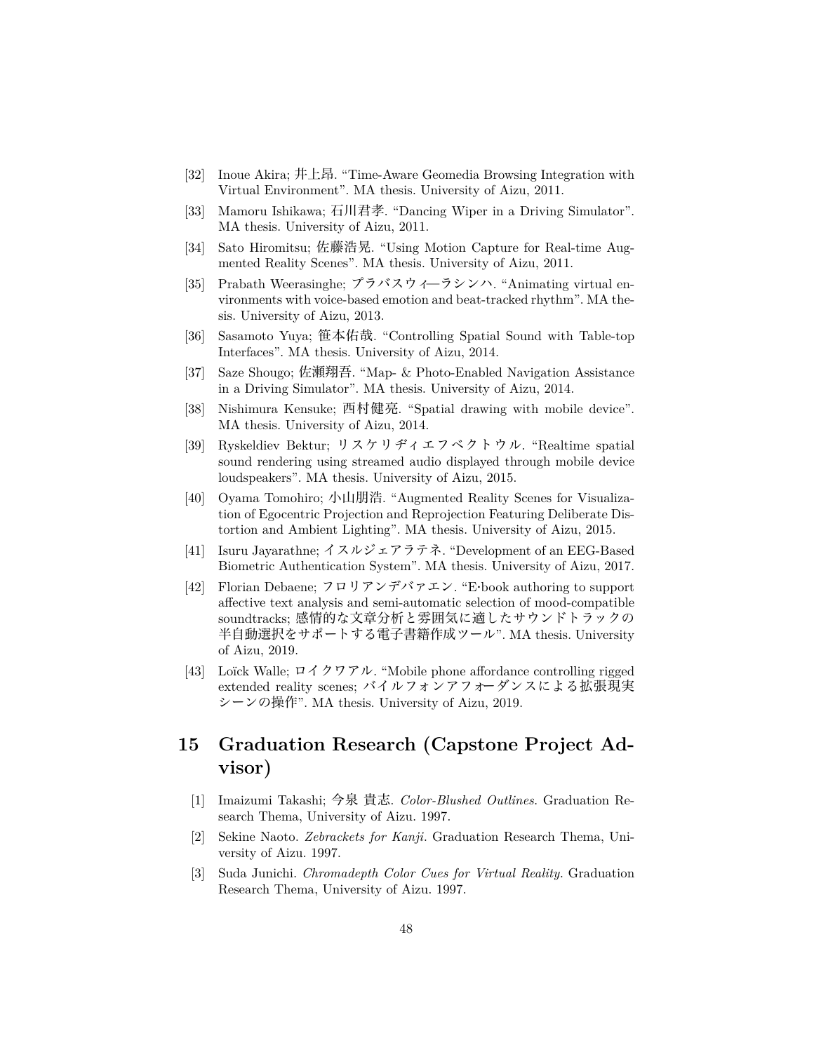[32] Inoue Akira; 井上昂. "Time-Aware Geomedia Browsing Integration with Virtual Environment". MA thesis. University of Aizu, 2011.

[33] Mamoru Ishikawa; 石川君孝. "Dancing Wiper in a Driving Simulator". MA thesis. University of Aizu, 2011.

[34] Sato Hiromitsu; 佐藤浩晃. "Using Motion Capture for Real-time Augmented Reality Scenes". MA thesis. University of Aizu, 2011.

[35] Prabath Weerasinghe; プラバスウィ—ラシンハ. "Animating virtual environments with voice-based emotion and beat-tracked rhythm". MA thesis. University of Aizu, 2013.

[36] Sasamoto Yuya; 笹本佑哉. "Controlling Spatial Sound with Table-top Interfaces". MA thesis. University of Aizu, 2014.

[37] Saze Shougo; 佐瀬翔吾. "Map- & Photo-Enabled Navigation Assistance in a Driving Simulator". MA thesis. University of Aizu, 2014.

[38] Nishimura Kensuke; 西村健亮. "Spatial drawing with mobile device". MA thesis. University of Aizu, 2014.

[39] Ryskeldiev Bektur; リスケリディエフベクトウル. "Realtime spatial sound rendering using streamed audio displayed through mobile device loudspeakers". MA thesis. University of Aizu, 2015.

[40] Oyama Tomohiro; 小山朋浩. "Augmented Reality Scenes for Visualization of Egocentric Projection and Reprojection Featuring Deliberate Distortion and Ambient Lighting". MA thesis. University of Aizu, 2015.

[41] Isuru Jayarathne; イスルジェアラテネ. "Development of an EEG-Based Biometric Authentication System". MA thesis. University of Aizu, 2017.

[42] Florian Debaene; フロリアンデバァエン. "E·book authoring to support affective text analysis and semi-automatic selection of mood-compatible soundtracks; 感情的な文章分析と雰囲気に適したサウンドトラックの半自動選択をサポートする電子書籍作成ツール". MA thesis. University of Aizu, 2019.

[43] Loïck Walle; ロイクワアル. "Mobile phone affordance controlling rigged extended reality scenes; バイルフォンアフォーダンスによる拡張現実シーンの操作". MA thesis. University of Aizu, 2019.

## 15 Graduation Research (Capstone Project Advisor)

[1] Imaizumi Takashi; 今泉 貴志. *Color-Blushed Outlines.* Graduation Research Thema, University of Aizu. 1997.

[2] Sekine Naoto. *Zebrackets for Kanji.* Graduation Research Thema, University of Aizu. 1997.

[3] Suda Junichi. *Chromadepth Color Cues for Virtual Reality.* Graduation Research Thema, University of Aizu. 1997.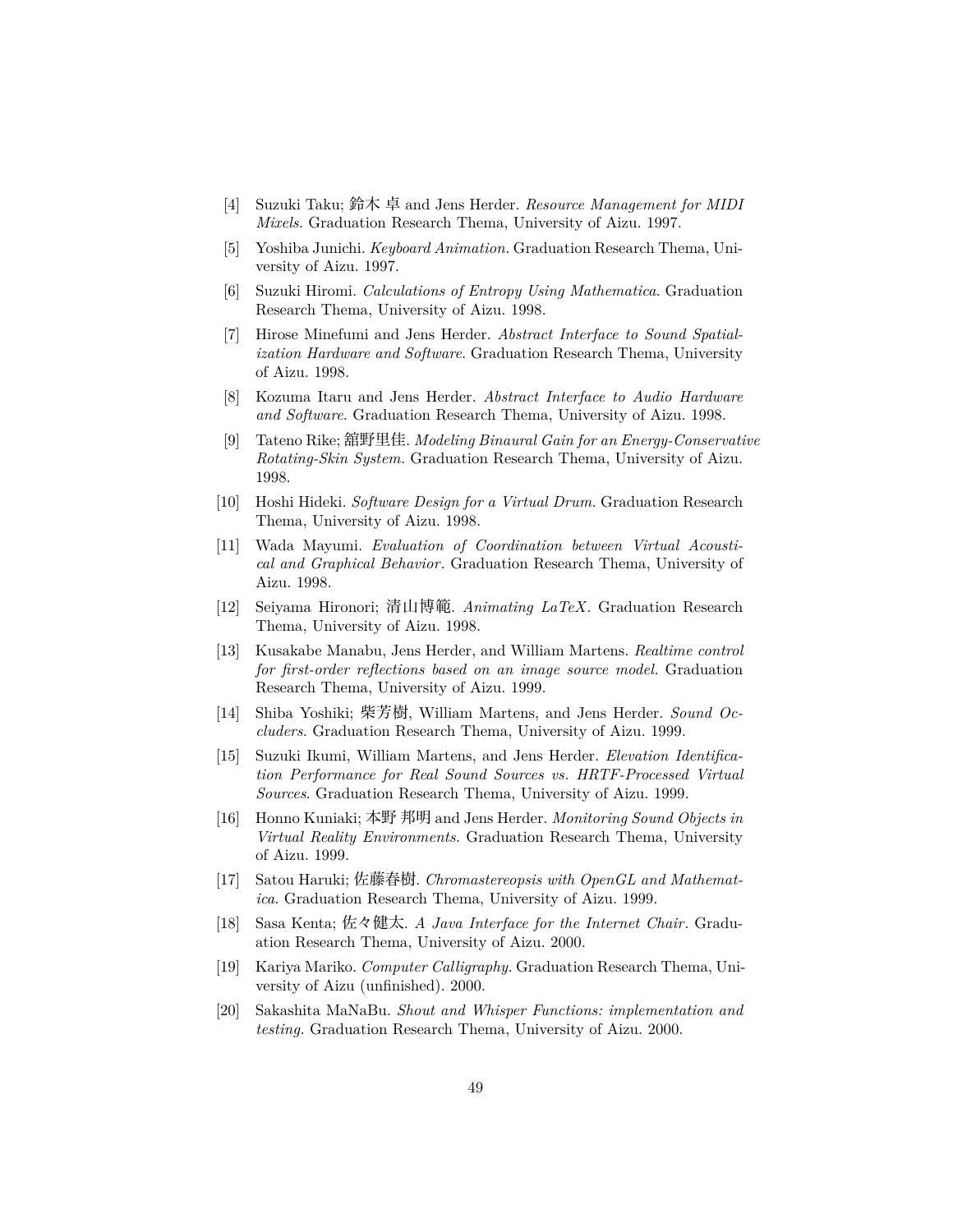[4] Suzuki Taku; 鈴木 卓 and Jens Herder. *Resource Management for MIDI Mixels*. Graduation Research Thema, University of Aizu. 1997.

[5] Yoshiba Junichi. *Keyboard Animation*. Graduation Research Thema, University of Aizu. 1997.

[6] Suzuki Hiromi. *Calculations of Entropy Using Mathematica*. Graduation Research Thema, University of Aizu. 1998.

[7] Hirose Minefumi and Jens Herder. *Abstract Interface to Sound Spatialization Hardware and Software*. Graduation Research Thema, University of Aizu. 1998.

[8] Kozuma Itaru and Jens Herder. *Abstract Interface to Audio Hardware and Software*. Graduation Research Thema, University of Aizu. 1998.

[9] Tateno Rike; 舘野里佳. *Modeling Binaural Gain for an Energy-Conservative Rotating-Skin System*. Graduation Research Thema, University of Aizu. 1998.

[10] Hoshi Hideki. *Software Design for a Virtual Drum*. Graduation Research Thema, University of Aizu. 1998.

[11] Wada Mayumi. *Evaluation of Coordination between Virtual Acoustical and Graphical Behavior*. Graduation Research Thema, University of Aizu. 1998.

[12] Seiyama Hironori; 清山博範. *Animating LaTeX*. Graduation Research Thema, University of Aizu. 1998.

[13] Kusakabe Manabu, Jens Herder, and William Martens. *Realtime control for first-order reflections based on an image source model*. Graduation Research Thema, University of Aizu. 1999.

[14] Shiba Yoshiki; 柴芳樹, William Martens, and Jens Herder. *Sound Occluders*. Graduation Research Thema, University of Aizu. 1999.

[15] Suzuki Ikumi, William Martens, and Jens Herder. *Elevation Identification Performance for Real Sound Sources vs. HRTF-Processed Virtual Sources*. Graduation Research Thema, University of Aizu. 1999.

[16] Honno Kuniaki; 本野 邦明 and Jens Herder. *Monitoring Sound Objects in Virtual Reality Environments*. Graduation Research Thema, University of Aizu. 1999.

[17] Satou Haruki; 佐藤春樹. *Chromastereopsis with OpenGL and Mathematica*. Graduation Research Thema, University of Aizu. 1999.

[18] Sasa Kenta; 佐々健太. *A Java Interface for the Internet Chair*. Graduation Research Thema, University of Aizu. 2000.

[19] Kariya Mariko. *Computer Calligraphy*. Graduation Research Thema, University of Aizu (unfinished). 2000.

[20] Sakashita MaNaBu. *Shout and Whisper Functions: implementation and testing*. Graduation Research Thema, University of Aizu. 2000.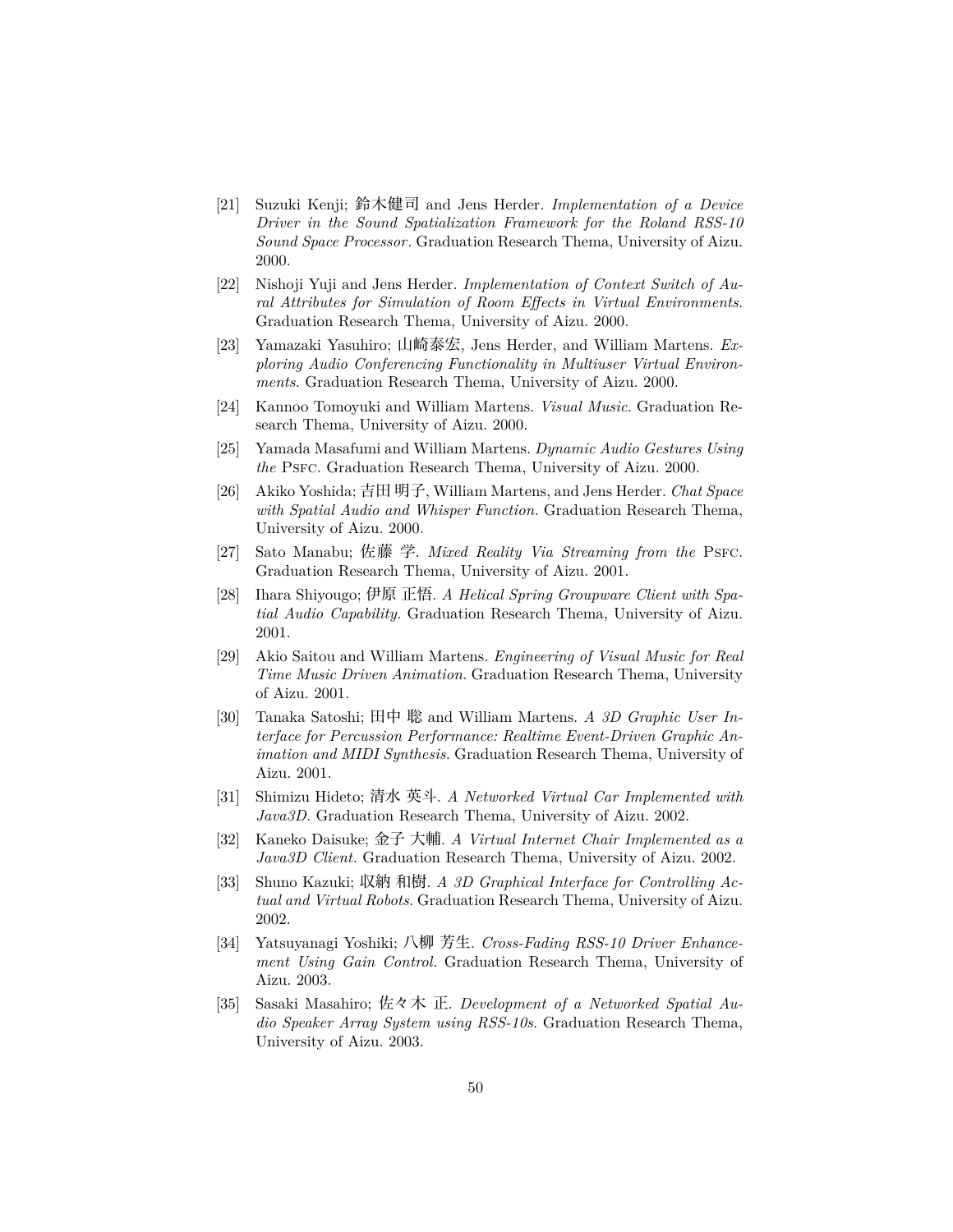[21] Suzuki Kenji; 鈴木健司 and Jens Herder. *Implementation of a Device Driver in the Sound Spatialization Framework for the Roland RSS-10 Sound Space Processor*. Graduation Research Thema, University of Aizu. 2000.

[22] Nishoji Yuji and Jens Herder. *Implementation of Context Switch of Aural Attributes for Simulation of Room Effects in Virtual Environments*. Graduation Research Thema, University of Aizu. 2000.

[23] Yamazaki Yasuhiro; 山崎泰宏, Jens Herder, and William Martens. *Exploring Audio Conferencing Functionality in Multiuser Virtual Environments*. Graduation Research Thema, University of Aizu. 2000.

[24] Kannoo Tomoyuki and William Martens. *Visual Music*. Graduation Research Thema, University of Aizu. 2000.

[25] Yamada Masafumi and William Martens. *Dynamic Audio Gestures Using the* PSFC. Graduation Research Thema, University of Aizu. 2000.

[26] Akiko Yoshida; 吉田 明子, William Martens, and Jens Herder. *Chat Space with Spatial Audio and Whisper Function*. Graduation Research Thema, University of Aizu. 2000.

[27] Sato Manabu; 佐藤 学. *Mixed Reality Via Streaming from the* PSFC. Graduation Research Thema, University of Aizu. 2001.

[28] Ihara Shiyougo; 伊原 正悟. *A Helical Spring Groupware Client with Spatial Audio Capability*. Graduation Research Thema, University of Aizu. 2001.

[29] Akio Saitou and William Martens. *Engineering of Visual Music for Real Time Music Driven Animation*. Graduation Research Thema, University of Aizu. 2001.

[30] Tanaka Satoshi; 田中 聡 and William Martens. *A 3D Graphic User Interface for Percussion Performance: Realtime Event-Driven Graphic Animation and MIDI Synthesis*. Graduation Research Thema, University of Aizu. 2001.

[31] Shimizu Hideto; 清水 英斗. *A Networked Virtual Car Implemented with Java3D*. Graduation Research Thema, University of Aizu. 2002.

[32] Kaneko Daisuke; 金子 大輔. *A Virtual Internet Chair Implemented as a Java3D Client*. Graduation Research Thema, University of Aizu. 2002.

[33] Shuno Kazuki; 収納 和樹. *A 3D Graphical Interface for Controlling Actual and Virtual Robots*. Graduation Research Thema, University of Aizu. 2002.

[34] Yatsuyanagi Yoshiki; 八柳 芳生. *Cross-Fading RSS-10 Driver Enhancement Using Gain Control*. Graduation Research Thema, University of Aizu. 2003.

[35] Sasaki Masahiro; 佐々木 正. *Development of a Networked Spatial Audio Speaker Array System using RSS-10s*. Graduation Research Thema, University of Aizu. 2003.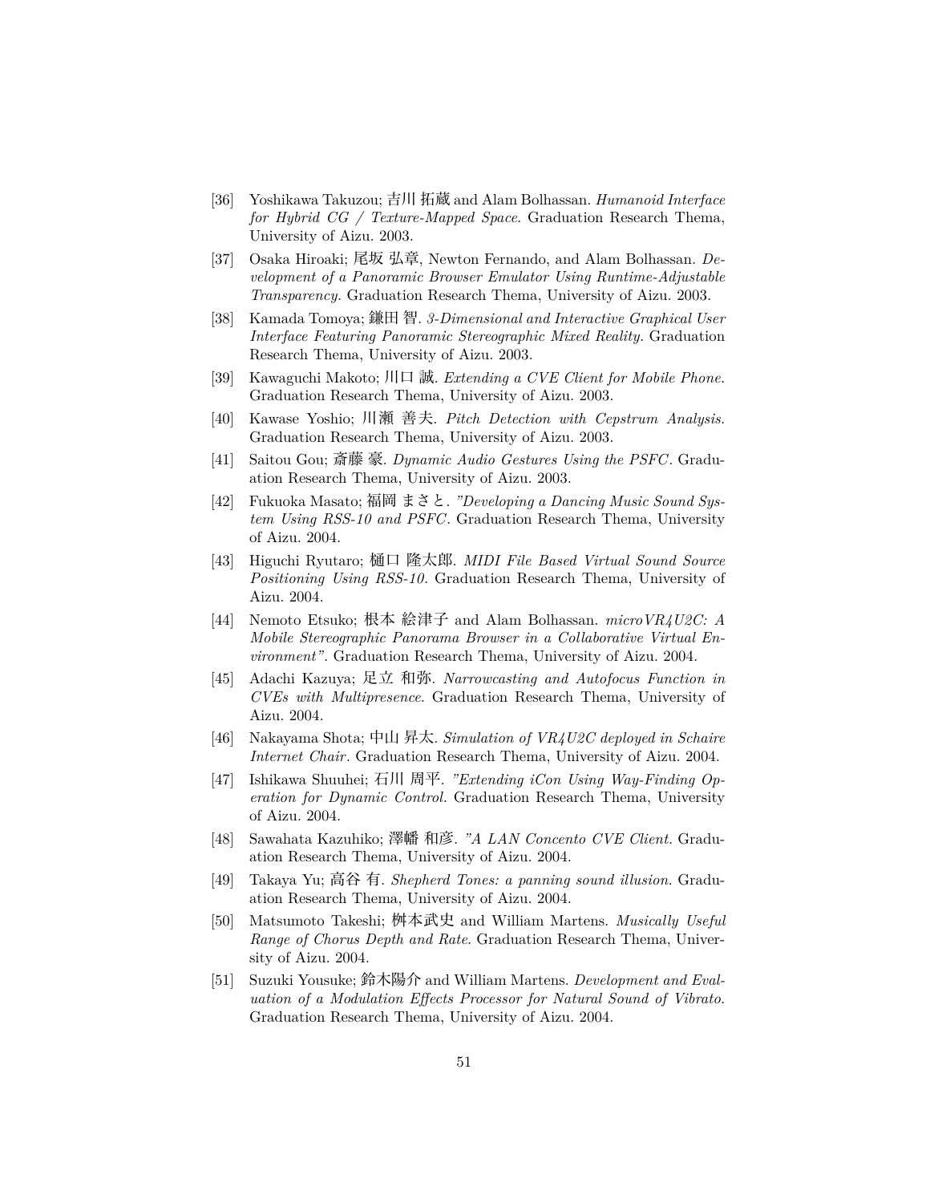[36] Yoshikawa Takuzou; 吉川 拓蔵 and Alam Bolhassan. *Humanoid Interface for Hybrid CG / Texture-Mapped Space*. Graduation Research Thema, University of Aizu. 2003.

[37] Osaka Hiroaki; 尾坂 弘章, Newton Fernando, and Alam Bolhassan. *Development of a Panoramic Browser Emulator Using Runtime-Adjustable Transparency*. Graduation Research Thema, University of Aizu. 2003.

[38] Kamada Tomoya; 鎌田 智. *3-Dimensional and Interactive Graphical User Interface Featuring Panoramic Stereographic Mixed Reality*. Graduation Research Thema, University of Aizu. 2003.

[39] Kawaguchi Makoto; 川口 誠. *Extending a CVE Client for Mobile Phone*. Graduation Research Thema, University of Aizu. 2003.

[40] Kawase Yoshio; 川瀬 善夫. *Pitch Detection with Cepstrum Analysis*. Graduation Research Thema, University of Aizu. 2003.

[41] Saitou Gou; 斎藤 豪. *Dynamic Audio Gestures Using the PSFC*. Graduation Research Thema, University of Aizu. 2003.

[42] Fukuoka Masato; 福岡 まさと. *"Developing a Dancing Music Sound System Using RSS-10 and PSFC*. Graduation Research Thema, University of Aizu. 2004.

[43] Higuchi Ryutaro; 樋口 隆太郎. *MIDI File Based Virtual Sound Source Positioning Using RSS-10*. Graduation Research Thema, University of Aizu. 2004.

[44] Nemoto Etsuko; 根本 絵津子 and Alam Bolhassan. *microVR4U2C: A Mobile Stereographic Panorama Browser in a Collaborative Virtual Environment"*. Graduation Research Thema, University of Aizu. 2004.

[45] Adachi Kazuya; 足立 和弥. *Narrowcasting and Autofocus Function in CVEs with Multipresence*. Graduation Research Thema, University of Aizu. 2004.

[46] Nakayama Shota; 中山 昇太. *Simulation of VR4U2C deployed in Schaire Internet Chair*. Graduation Research Thema, University of Aizu. 2004.

[47] Ishikawa Shuuhei; 石川 周平. *"Extending iCon Using Way-Finding Operation for Dynamic Control*. Graduation Research Thema, University of Aizu. 2004.

[48] Sawahata Kazuhiko; 澤幡 和彦. *"A LAN Concento CVE Client*. Graduation Research Thema, University of Aizu. 2004.

[49] Takaya Yu; 高谷 有. *Shepherd Tones: a panning sound illusion*. Graduation Research Thema, University of Aizu. 2004.

[50] Matsumoto Takeshi; 桝本武史 and William Martens. *Musically Useful Range of Chorus Depth and Rate*. Graduation Research Thema, University of Aizu. 2004.

[51] Suzuki Yousuke; 鈴木陽介 and William Martens. *Development and Evaluation of a Modulation Effects Processor for Natural Sound of Vibrato*. Graduation Research Thema, University of Aizu. 2004.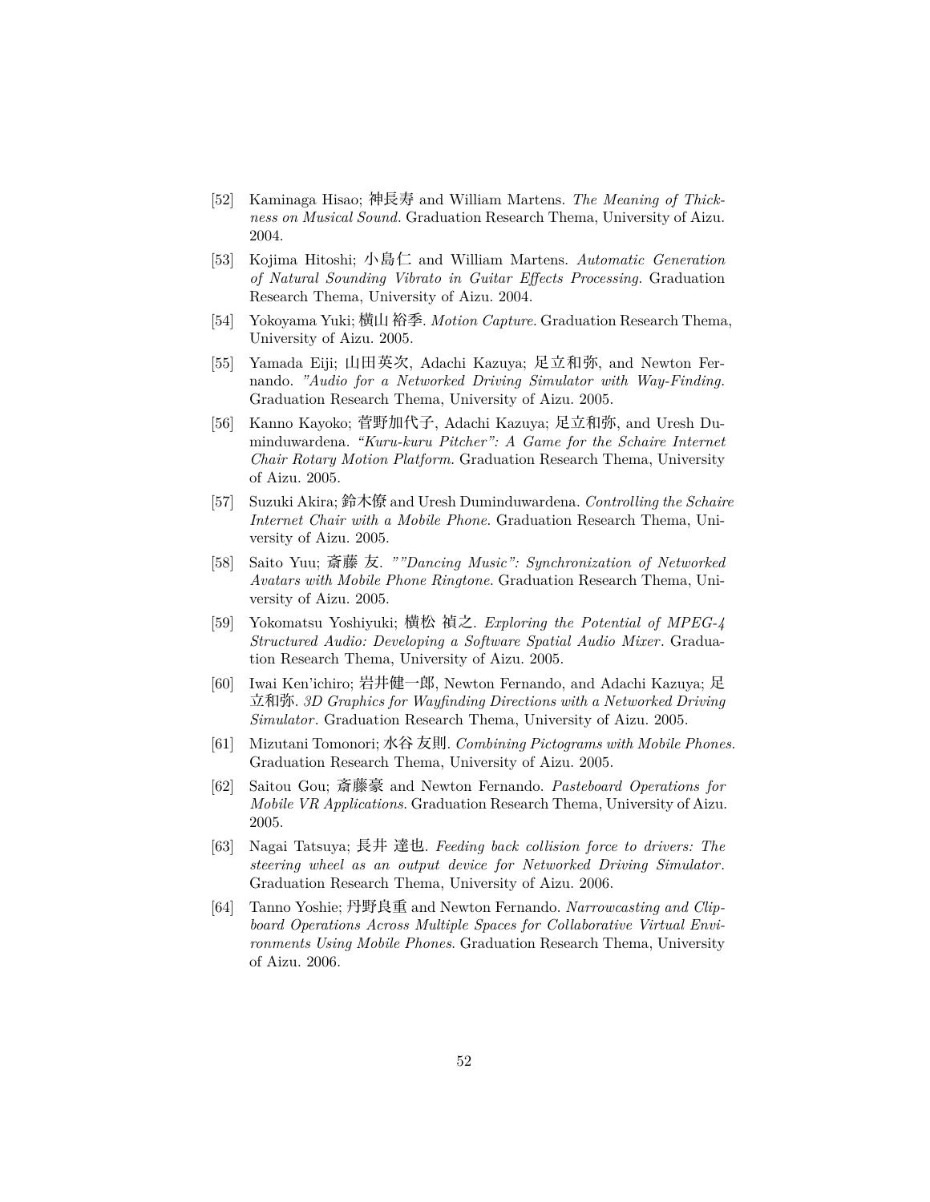[52] Kaminaga Hisao; 神長寿 and William Martens. *The Meaning of Thickness on Musical Sound*. Graduation Research Thema, University of Aizu. 2004.

[53] Kojima Hitoshi; 小島仁 and William Martens. *Automatic Generation of Natural Sounding Vibrato in Guitar Effects Processing*. Graduation Research Thema, University of Aizu. 2004.

[54] Yokoyama Yuki; 横山 裕季. *Motion Capture*. Graduation Research Thema, University of Aizu. 2005.

[55] Yamada Eiji; 山田英次, Adachi Kazuya; 足立和弥, and Newton Fernando. *"Audio for a Networked Driving Simulator with Way-Finding*. Graduation Research Thema, University of Aizu. 2005.

[56] Kanno Kayoko; 菅野加代子, Adachi Kazuya; 足立和弥, and Uresh Duminduwardena. *"Kuru-kuru Pitcher": A Game for the Schaire Internet Chair Rotary Motion Platform*. Graduation Research Thema, University of Aizu. 2005.

[57] Suzuki Akira; 鈴木僚 and Uresh Duminduwardena. *Controlling the Schaire Internet Chair with a Mobile Phone*. Graduation Research Thema, University of Aizu. 2005.

[58] Saito Yuu; 斎藤 友. *""Dancing Music": Synchronization of Networked Avatars with Mobile Phone Ringtone*. Graduation Research Thema, University of Aizu. 2005.

[59] Yokomatsu Yoshiyuki; 横松 禎之. *Exploring the Potential of MPEG-4 Structured Audio: Developing a Software Spatial Audio Mixer*. Graduation Research Thema, University of Aizu. 2005.

[60] Iwai Ken'ichiro; 岩井健一郎, Newton Fernando, and Adachi Kazuya; 足立和弥. *3D Graphics for Wayfinding Directions with a Networked Driving Simulator*. Graduation Research Thema, University of Aizu. 2005.

[61] Mizutani Tomonori; 水谷 友則. *Combining Pictograms with Mobile Phones*. Graduation Research Thema, University of Aizu. 2005.

[62] Saitou Gou; 斎藤豪 and Newton Fernando. *Pasteboard Operations for Mobile VR Applications*. Graduation Research Thema, University of Aizu. 2005.

[63] Nagai Tatsuya; 長井 達也. *Feeding back collision force to drivers: The steering wheel as an output device for Networked Driving Simulator*. Graduation Research Thema, University of Aizu. 2006.

[64] Tanno Yoshie; 丹野良重 and Newton Fernando. *Narrowcasting and Clipboard Operations Across Multiple Spaces for Collaborative Virtual Environments Using Mobile Phones*. Graduation Research Thema, University of Aizu. 2006.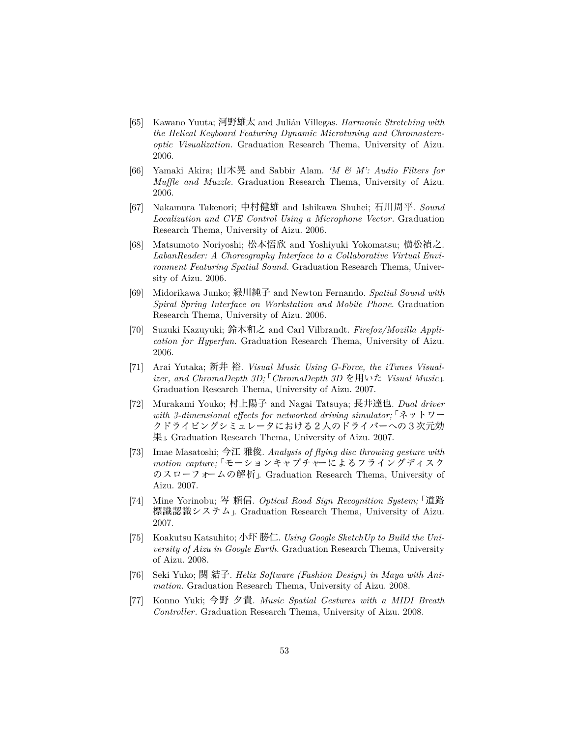[65] Kawano Yuuta; 河野雄太 and Julián Villegas. *Harmonic Stretching with the Helical Keyboard Featuring Dynamic Microtuning and Chromastereoptic Visualization*. Graduation Research Thema, University of Aizu. 2006.

[66] Yamaki Akira; 山木晃 and Sabbir Alam. *'M & M': Audio Filters for Muffle and Muzzle*. Graduation Research Thema, University of Aizu. 2006.

[67] Nakamura Takenori; 中村健雄 and Ishikawa Shuhei; 石川周平. *Sound Localization and CVE Control Using a Microphone Vector*. Graduation Research Thema, University of Aizu. 2006.

[68] Matsumoto Noriyoshi; 松本悟欣 and Yoshiyuki Yokomatsu; 横松禎之. *LabanReader: A Choreography Interface to a Collaborative Virtual Environment Featuring Spatial Sound*. Graduation Research Thema, University of Aizu. 2006.

[69] Midorikawa Junko; 緑川純子 and Newton Fernando. *Spatial Sound with Spiral Spring Interface on Workstation and Mobile Phone*. Graduation Research Thema, University of Aizu. 2006.

[70] Suzuki Kazuyuki; 鈴木和之 and Carl Vilbrandt. *Firefox/Mozilla Application for Hyperfun*. Graduation Research Thema, University of Aizu. 2006.

[71] Arai Yutaka; 新井 裕. *Visual Music Using G-Force, the iTunes Visualizer, and ChromaDepth 3D;「ChromaDepth 3D を用いた Visual Music」*. Graduation Research Thema, University of Aizu. 2007.

[72] Murakami Youko; 村上陽子 and Nagai Tatsuya; 長井達也. *Dual driver with 3-dimensional effects for networked driving simulator;「ネットワークドライビングシミュレータにおける２人のドライバーへの３次元効果」*. Graduation Research Thema, University of Aizu. 2007.

[73] Imae Masatoshi; 今江 雅俊. *Analysis of flying disc throwing gesture with motion capture;「モーションキャプチャーによるフライングディスクのスローフォームの解析」*. Graduation Research Thema, University of Aizu. 2007.

[74] Mine Yorinobu; 岑 頼信. *Optical Road Sign Recognition System;「道路標識認識システム」*. Graduation Research Thema, University of Aizu. 2007.

[75] Koakutsu Katsuhito; 小圷 勝仁. *Using Google SketchUp to Build the University of Aizu in Google Earth*. Graduation Research Thema, University of Aizu. 2008.

[76] Seki Yuko; 関 結子. *Helix Software (Fashion Design) in Maya with Animation*. Graduation Research Thema, University of Aizu. 2008.

[77] Konno Yuki; 今野 夕貴. *Music Spatial Gestures with a MIDI Breath Controller*. Graduation Research Thema, University of Aizu. 2008.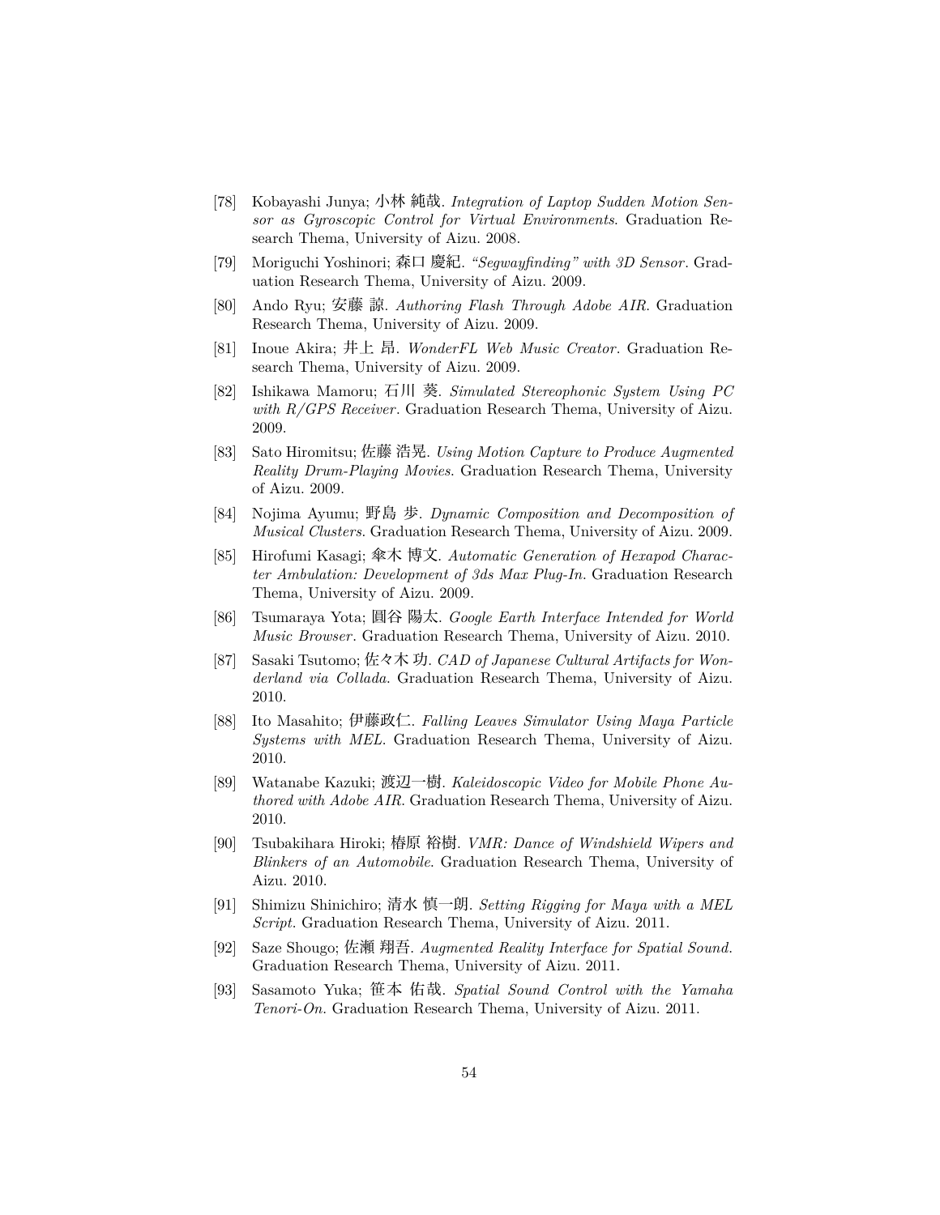[78] Kobayashi Junya; 小林 純哉. *Integration of Laptop Sudden Motion Sensor as Gyroscopic Control for Virtual Environments*. Graduation Research Thema, University of Aizu. 2008.

[79] Moriguchi Yoshinori; 森口 慶紀. *"Segwayfinding" with 3D Sensor*. Graduation Research Thema, University of Aizu. 2009.

[80] Ando Ryu; 安藤 諒. *Authoring Flash Through Adobe AIR*. Graduation Research Thema, University of Aizu. 2009.

[81] Inoue Akira; 井上 昂. *WonderFL Web Music Creator*. Graduation Research Thema, University of Aizu. 2009.

[82] Ishikawa Mamoru; 石川 葵. *Simulated Stereophonic System Using PC with R/GPS Receiver*. Graduation Research Thema, University of Aizu. 2009.

[83] Sato Hiromitsu; 佐藤 浩晃. *Using Motion Capture to Produce Augmented Reality Drum-Playing Movies*. Graduation Research Thema, University of Aizu. 2009.

[84] Nojima Ayumu; 野島 歩. *Dynamic Composition and Decomposition of Musical Clusters*. Graduation Research Thema, University of Aizu. 2009.

[85] Hirofumi Kasagi; 傘木 博文. *Automatic Generation of Hexapod Character Ambulation: Development of 3ds Max Plug-In*. Graduation Research Thema, University of Aizu. 2009.

[86] Tsumaraya Yota; 圓谷 陽太. *Google Earth Interface Intended for World Music Browser*. Graduation Research Thema, University of Aizu. 2010.

[87] Sasaki Tsutomo; 佐々木 功. *CAD of Japanese Cultural Artifacts for Wonderland via Collada*. Graduation Research Thema, University of Aizu. 2010.

[88] Ito Masahito; 伊藤政仁. *Falling Leaves Simulator Using Maya Particle Systems with MEL*. Graduation Research Thema, University of Aizu. 2010.

[89] Watanabe Kazuki; 渡辺一樹. *Kaleidoscopic Video for Mobile Phone Authored with Adobe AIR*. Graduation Research Thema, University of Aizu. 2010.

[90] Tsubakihara Hiroki; 椿原 裕樹. *VMR: Dance of Windshield Wipers and Blinkers of an Automobile*. Graduation Research Thema, University of Aizu. 2010.

[91] Shimizu Shinichiro; 清水 慎一朗. *Setting Rigging for Maya with a MEL Script*. Graduation Research Thema, University of Aizu. 2011.

[92] Saze Shougo; 佐瀬 翔吾. *Augmented Reality Interface for Spatial Sound*. Graduation Research Thema, University of Aizu. 2011.

[93] Sasamoto Yuka; 笹本 佑哉. *Spatial Sound Control with the Yamaha Tenori-On*. Graduation Research Thema, University of Aizu. 2011.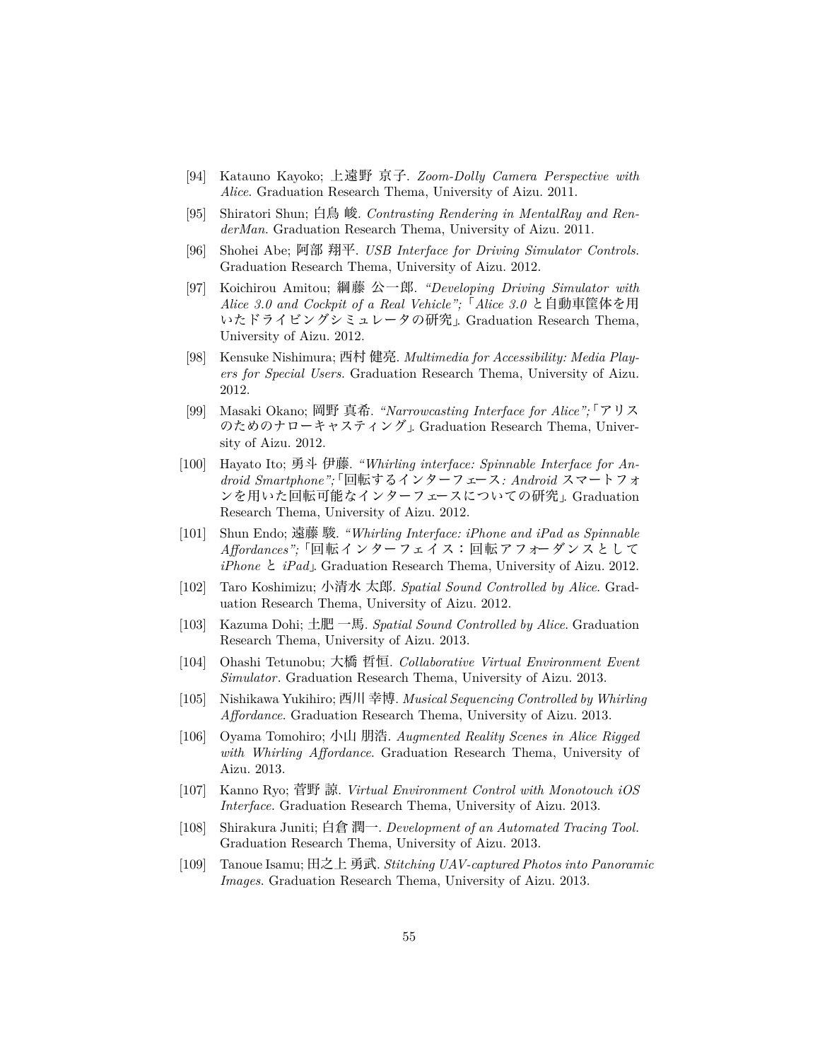[94] Katauno Kayoko; 上遠野 京子. *Zoom-Dolly Camera Perspective with Alice*. Graduation Research Thema, University of Aizu. 2011.

[95] Shiratori Shun; 白鳥 峻. *Contrasting Rendering in MentalRay and RenderMan*. Graduation Research Thema, University of Aizu. 2011.

[96] Shohei Abe; 阿部 翔平. *USB Interface for Driving Simulator Controls*. Graduation Research Thema, University of Aizu. 2012.

[97] Koichirou Amitou; 網藤 公一郎. *"Developing Driving Simulator with Alice 3.0 and Cockpit of a Real Vehicle";*「*Alice 3.0* と自動車筐体を用いたドライビングシミュレータの研究」. Graduation Research Thema, University of Aizu. 2012.

[98] Kensuke Nishimura; 西村 健亮. *Multimedia for Accessibility: Media Players for Special Users*. Graduation Research Thema, University of Aizu. 2012.

[99] Masaki Okano; 岡野 真希. *"Narrowcasting Interface for Alice";*「アリスのためのナローキャスティング」. Graduation Research Thema, University of Aizu. 2012.

[100] Hayato Ito; 勇斗 伊藤. *"Whirling interface: Spinnable Interface for Android Smartphone";*「回転するインターフェース*: Android* スマートフォンを用いた回転可能なインターフェースについての研究」. Graduation Research Thema, University of Aizu. 2012.

[101] Shun Endo; 遠藤 駿. *"Whirling Interface: iPhone and iPad as Spinnable Affordances";*「回転インターフェイス：回転アフォーダンスとして *iPhone* と *iPad*」. Graduation Research Thema, University of Aizu. 2012.

[102] Taro Koshimizu; 小清水 太郎. *Spatial Sound Controlled by Alice*. Graduation Research Thema, University of Aizu. 2012.

[103] Kazuma Dohi; 土肥 一馬. *Spatial Sound Controlled by Alice*. Graduation Research Thema, University of Aizu. 2013.

[104] Ohashi Tetunobu; 大橋 哲恒. *Collaborative Virtual Environment Event Simulator*. Graduation Research Thema, University of Aizu. 2013.

[105] Nishikawa Yukihiro; 西川 幸博. *Musical Sequencing Controlled by Whirling Affordance*. Graduation Research Thema, University of Aizu. 2013.

[106] Oyama Tomohiro; 小山 朋浩. *Augmented Reality Scenes in Alice Rigged with Whirling Affordance*. Graduation Research Thema, University of Aizu. 2013.

[107] Kanno Ryo; 菅野 諒. *Virtual Environment Control with Monotouch iOS Interface*. Graduation Research Thema, University of Aizu. 2013.

[108] Shirakura Juniti; 白倉 潤一. *Development of an Automated Tracing Tool*. Graduation Research Thema, University of Aizu. 2013.

[109] Tanoue Isamu; 田之上 勇武. *Stitching UAV-captured Photos into Panoramic Images*. Graduation Research Thema, University of Aizu. 2013.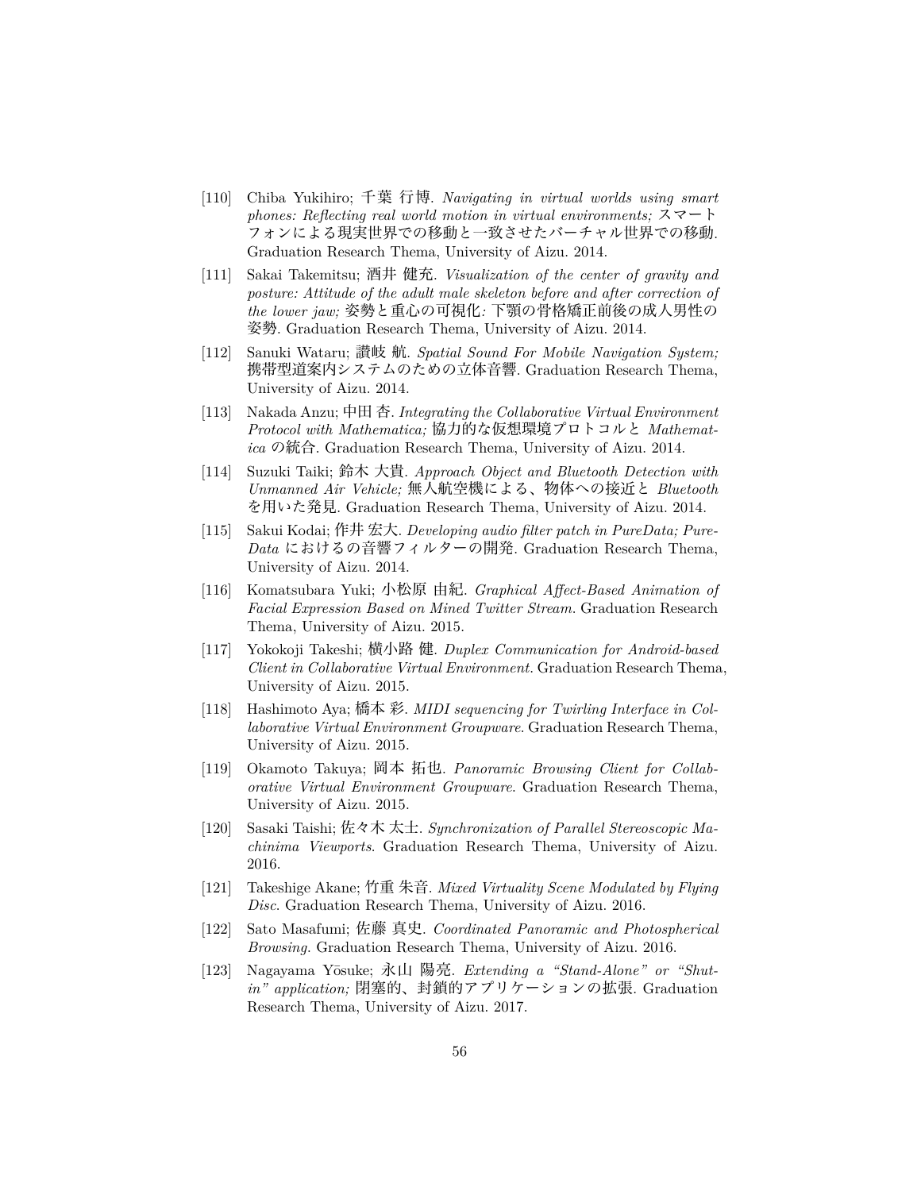[110] Chiba Yukihiro; 千葉 行博. *Navigating in virtual worlds using smart phones: Reflecting real world motion in virtual environments;* スマートフォンによる現実世界での移動と一致させたバーチャル世界での移動. Graduation Research Thema, University of Aizu. 2014.

[111] Sakai Takemitsu; 酒井 健充. *Visualization of the center of gravity and posture: Attitude of the adult male skeleton before and after correction of the lower jaw;* 姿勢と重心の可視化: 下顎の骨格矯正前後の成人男性の姿勢. Graduation Research Thema, University of Aizu. 2014.

[112] Sanuki Wataru; 讃岐 航. *Spatial Sound For Mobile Navigation System;* 携帯型道案内システムのための立体音響. Graduation Research Thema, University of Aizu. 2014.

[113] Nakada Anzu; 中田 杏. *Integrating the Collaborative Virtual Environment Protocol with Mathematica;* 協力的な仮想環境プロトコルと *Mathematica* の統合. Graduation Research Thema, University of Aizu. 2014.

[114] Suzuki Taiki; 鈴木 大貴. *Approach Object and Bluetooth Detection with Unmanned Air Vehicle;* 無人航空機による、物体への接近と *Bluetooth* を用いた発見. Graduation Research Thema, University of Aizu. 2014.

[115] Sakui Kodai; 作井 宏大. *Developing audio filter patch in PureData; PureData* におけるの音響フィルターの開発. Graduation Research Thema, University of Aizu. 2014.

[116] Komatsubara Yuki; 小松原 由紀. *Graphical Affect-Based Animation of Facial Expression Based on Mined Twitter Stream.* Graduation Research Thema, University of Aizu. 2015.

[117] Yokokoji Takeshi; 横小路 健. *Duplex Communication for Android-based Client in Collaborative Virtual Environment.* Graduation Research Thema, University of Aizu. 2015.

[118] Hashimoto Aya; 橋本 彩. *MIDI sequencing for Twirling Interface in Collaborative Virtual Environment Groupware.* Graduation Research Thema, University of Aizu. 2015.

[119] Okamoto Takuya; 岡本 拓也. *Panoramic Browsing Client for Collaborative Virtual Environment Groupware.* Graduation Research Thema, University of Aizu. 2015.

[120] Sasaki Taishi; 佐々木 太士. *Synchronization of Parallel Stereoscopic Machinima Viewports.* Graduation Research Thema, University of Aizu. 2016.

[121] Takeshige Akane; 竹重 朱音. *Mixed Virtuality Scene Modulated by Flying Disc.* Graduation Research Thema, University of Aizu. 2016.

[122] Sato Masafumi; 佐藤 真史. *Coordinated Panoramic and Photospherical Browsing.* Graduation Research Thema, University of Aizu. 2016.

[123] Nagayama Yōsuke; 永山 陽亮. *Extending a "Stand-Alone" or "Shut-in" application;* 閉塞的、封鎖的アプリケーションの拡張. Graduation Research Thema, University of Aizu. 2017.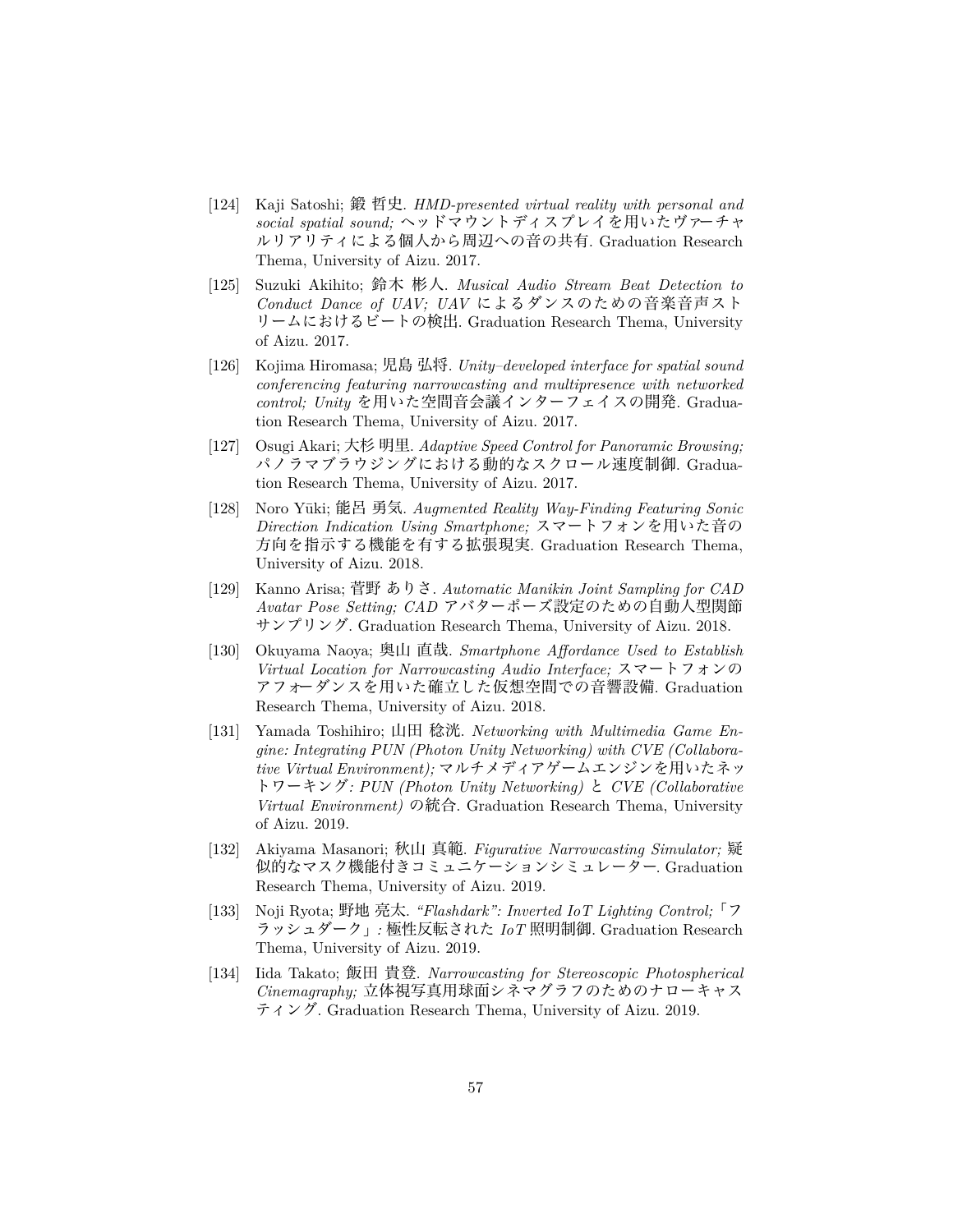[124] Kaji Satoshi; 鍛 哲史. *HMD-presented virtual reality with personal and social spatial sound;* ヘッドマウントディスプレイを用いたヴァーチャルリアリティによる個人から周辺への音の共有. Graduation Research Thema, University of Aizu. 2017.

[125] Suzuki Akihito; 鈴木 彬人. *Musical Audio Stream Beat Detection to Conduct Dance of UAV; UAV* によるダンスのための音楽音声ストリームにおけるビートの検出. Graduation Research Thema, University of Aizu. 2017.

[126] Kojima Hiromasa; 児島 弘将. *Unity–developed interface for spatial sound conferencing featuring narrowcasting and multipresence with networked control; Unity* を用いた空間音会議インターフェイスの開発. Graduation Research Thema, University of Aizu. 2017.

[127] Osugi Akari; 大杉 明里. *Adaptive Speed Control for Panoramic Browsing;* パノラマブラウジングにおける動的なスクロール速度制御. Graduation Research Thema, University of Aizu. 2017.

[128] Noro Yūki; 能呂 勇気. *Augmented Reality Way-Finding Featuring Sonic Direction Indication Using Smartphone;* スマートフォンを用いた音の方向を指示する機能を有する拡張現実. Graduation Research Thema, University of Aizu. 2018.

[129] Kanno Arisa; 菅野 ありさ. *Automatic Manikin Joint Sampling for CAD Avatar Pose Setting; CAD* アバターポーズ設定のための自動人型関節サンプリング. Graduation Research Thema, University of Aizu. 2018.

[130] Okuyama Naoya; 奥山 直哉. *Smartphone Affordance Used to Establish Virtual Location for Narrowcasting Audio Interface;* スマートフォンのアフォーダンスを用いた確立した仮想空間での音響設備. Graduation Research Thema, University of Aizu. 2018.

[131] Yamada Toshihiro; 山田 稔洸. *Networking with Multimedia Game Engine: Integrating PUN (Photon Unity Networking) with CVE (Collaborative Virtual Environment);* マルチメディアゲームエンジンを用いたネットワーキング*: PUN (Photon Unity Networking)* と *CVE (Collaborative Virtual Environment)* の統合. Graduation Research Thema, University of Aizu. 2019.

[132] Akiyama Masanori; 秋山 真範. *Figurative Narrowcasting Simulator;* 疑似的なマスク機能付きコミュニケーションシミュレーター. Graduation Research Thema, University of Aizu. 2019.

[133] Noji Ryota; 野地 亮太. *"Flashdark": Inverted IoT Lighting Control;*「フラッシュダーク」*:* 極性反転された *IoT* 照明制御. Graduation Research Thema, University of Aizu. 2019.

[134] Iida Takato; 飯田 貴登. *Narrowcasting for Stereoscopic Photospherical Cinemagraphy;* 立体視写真用球面シネマグラフのためのナローキャスティング. Graduation Research Thema, University of Aizu. 2019.